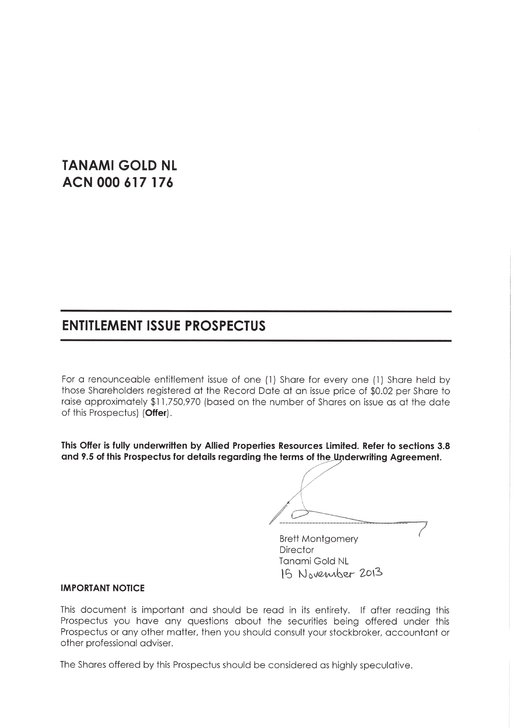# TANAMI GOLD NL
# ACN 000 617 176

## ENTITLEMENT ISSUE PROSPECTUS

For a renounceable entitlement issue of one (1) Share for every one (1) Share held by those Shareholders registered at the Record Date at an issue price of $0.02 per Share to raise approximately $11,750,970 (based on the number of Shares on issue as at the date of this Prospectus) (**Offer**).

**This Offer is fully underwritten by Allied Properties Resources Limited. Refer to sections 3.8 and 9.5 of this Prospectus for details regarding the terms of the Underwriting Agreement.**

Brett Montgomery
Director
Tanami Gold NL
15 November 2013

### IMPORTANT NOTICE

This document is important and should be read in its entirety. If after reading this Prospectus you have any questions about the securities being offered under this Prospectus or any other matter, then you should consult your stockbroker, accountant or other professional adviser.

The Shares offered by this Prospectus should be considered as highly speculative.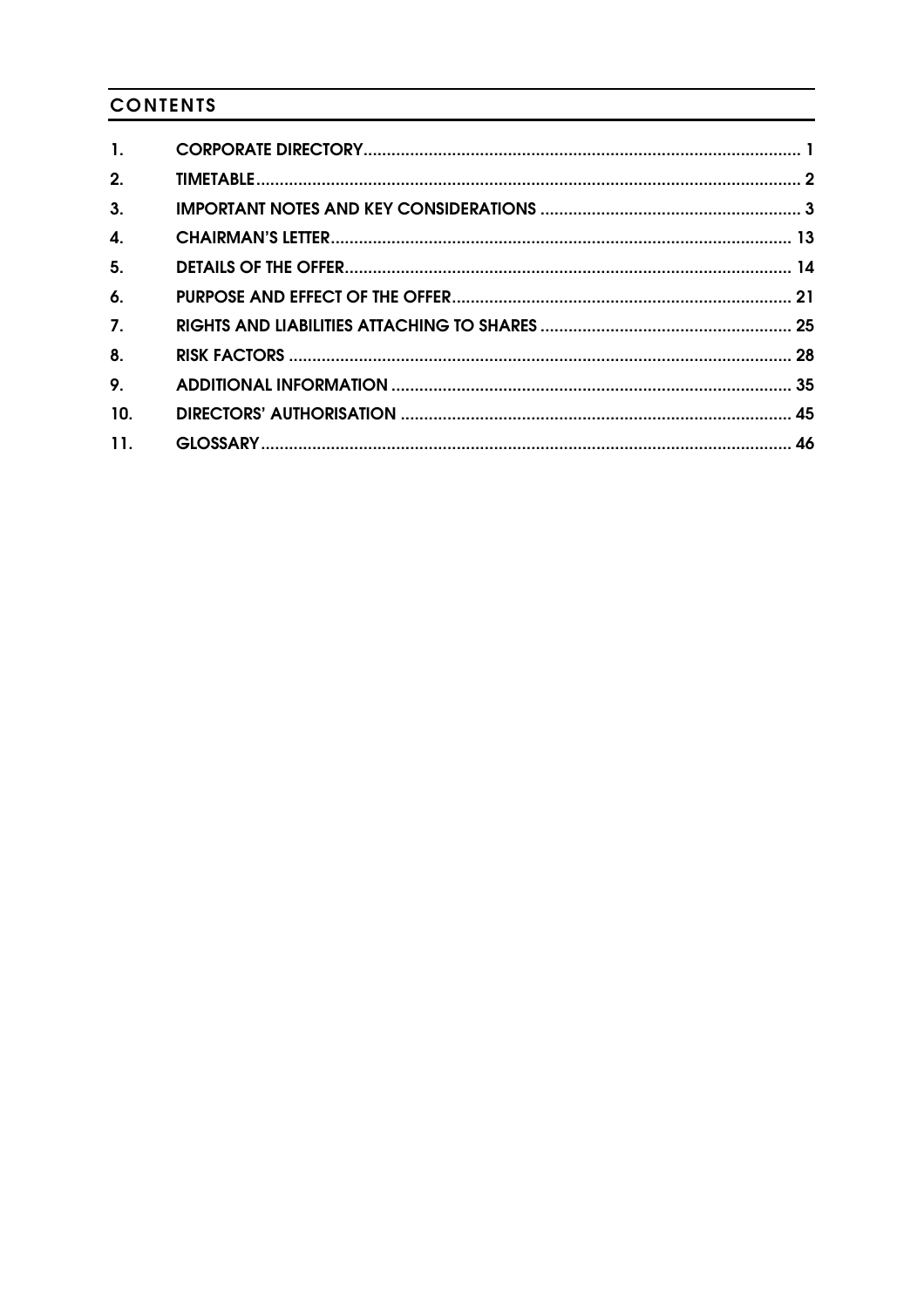## CONTENTS

| | | |
|---|---|---|
| 1. | **CORPORATE DIRECTORY** | 1 |
| 2. | **TIMETABLE** | 2 |
| 3. | **IMPORTANT NOTES AND KEY CONSIDERATIONS** | 3 |
| 4. | **CHAIRMAN'S LETTER** | 13 |
| 5. | **DETAILS OF THE OFFER** | 14 |
| 6. | **PURPOSE AND EFFECT OF THE OFFER** | 21 |
| 7. | **RIGHTS AND LIABILITIES ATTACHING TO SHARES** | 25 |
| 8. | **RISK FACTORS** | 28 |
| 9. | **ADDITIONAL INFORMATION** | 35 |
| 10. | **DIRECTORS' AUTHORISATION** | 45 |
| 11. | **GLOSSARY** | 46 |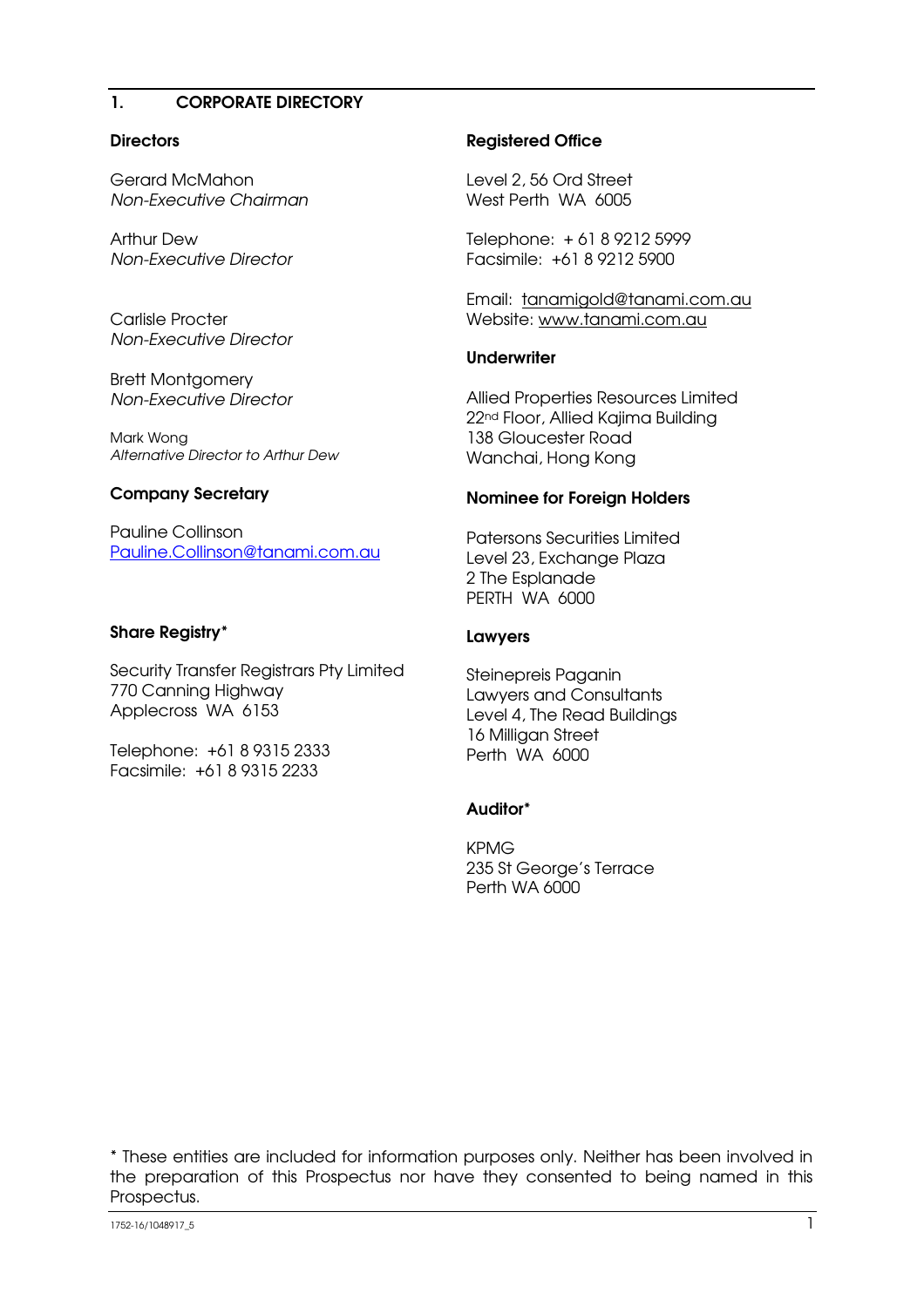# 1. CORPORATE DIRECTORY

**Directors**

Gerard McMahon
*Non-Executive Chairman*

Arthur Dew
*Non-Executive Director*

Carlisle Procter
*Non-Executive Director*

Brett Montgomery
*Non-Executive Director*

Mark Wong
*Alternative Director to Arthur Dew*

**Company Secretary**

Pauline Collinson
Pauline.Collinson@tanami.com.au

**Share Registry***

Security Transfer Registrars Pty Limited
770 Canning Highway
Applecross WA 6153

Telephone: +61 8 9315 2333
Facsimile: +61 8 9315 2233

**Registered Office**

Level 2, 56 Ord Street
West Perth WA 6005

Telephone: + 61 8 9212 5999
Facsimile: +61 8 9212 5900

Email: tanamigold@tanami.com.au
Website: www.tanami.com.au

**Underwriter**

Allied Properties Resources Limited
22nd Floor, Allied Kajima Building
138 Gloucester Road
Wanchai, Hong Kong

**Nominee for Foreign Holders**

Patersons Securities Limited
Level 23, Exchange Plaza
2 The Esplanade
PERTH WA 6000

**Lawyers**

Steinepreis Paganin
Lawyers and Consultants
Level 4, The Read Buildings
16 Milligan Street
Perth WA 6000

**Auditor***

KPMG
235 St George's Terrace
Perth WA 6000

\* These entities are included for information purposes only. Neither has been involved in the preparation of this Prospectus nor have they consented to being named in this Prospectus.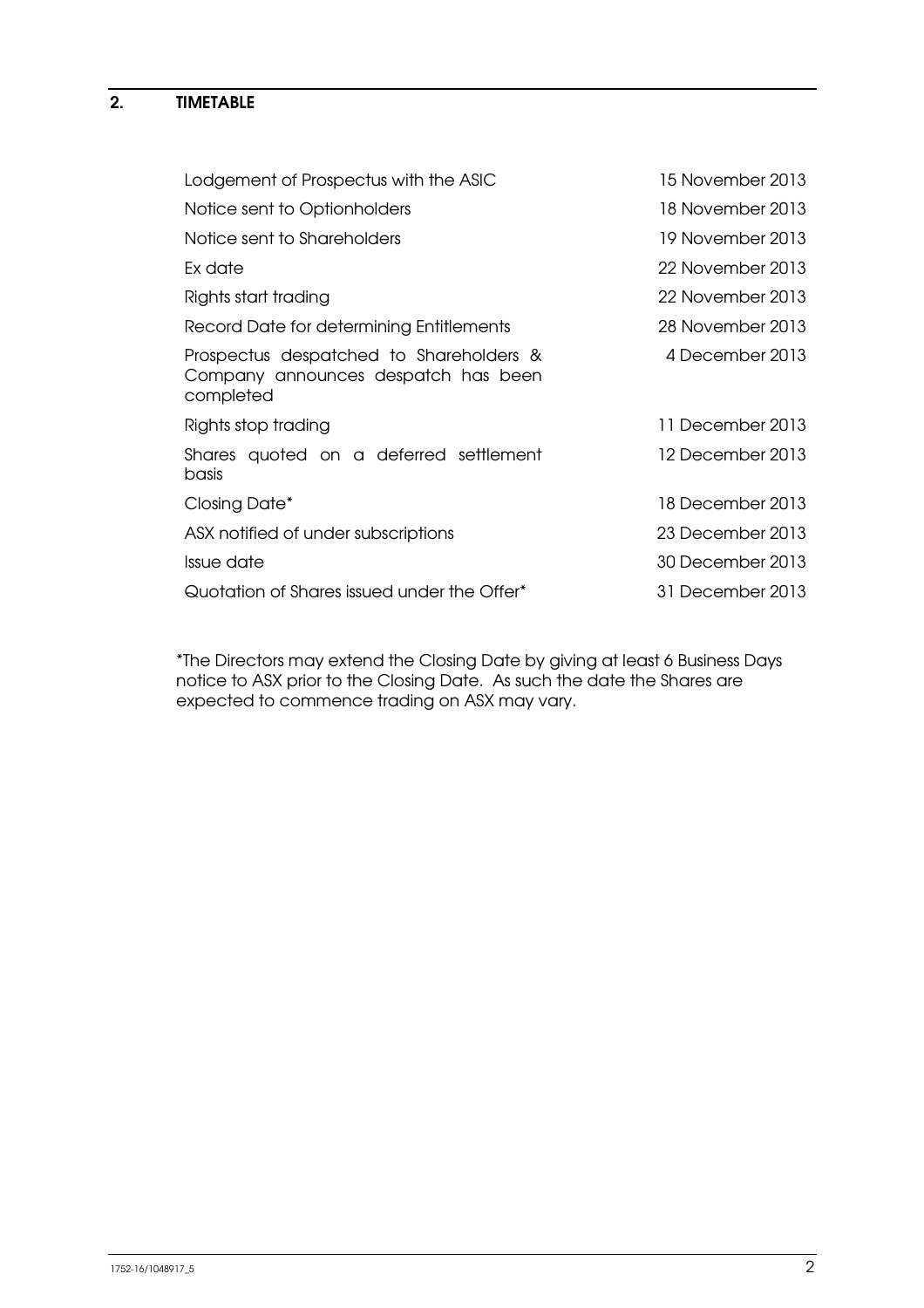## 2. TIMETABLE

| | |
|---|---|
| Lodgement of Prospectus with the ASIC | 15 November 2013 |
| Notice sent to Optionholders | 18 November 2013 |
| Notice sent to Shareholders | 19 November 2013 |
| Ex date | 22 November 2013 |
| Rights start trading | 22 November 2013 |
| Record Date for determining Entitlements | 28 November 2013 |
| Prospectus despatched to Shareholders & Company announces despatch has been completed | 4 December 2013 |
| Rights stop trading | 11 December 2013 |
| Shares quoted on a deferred settlement basis | 12 December 2013 |
| Closing Date* | 18 December 2013 |
| ASX notified of under subscriptions | 23 December 2013 |
| Issue date | 30 December 2013 |
| Quotation of Shares issued under the Offer* | 31 December 2013 |

*The Directors may extend the Closing Date by giving at least 6 Business Days notice to ASX prior to the Closing Date. As such the date the Shares are expected to commence trading on ASX may vary.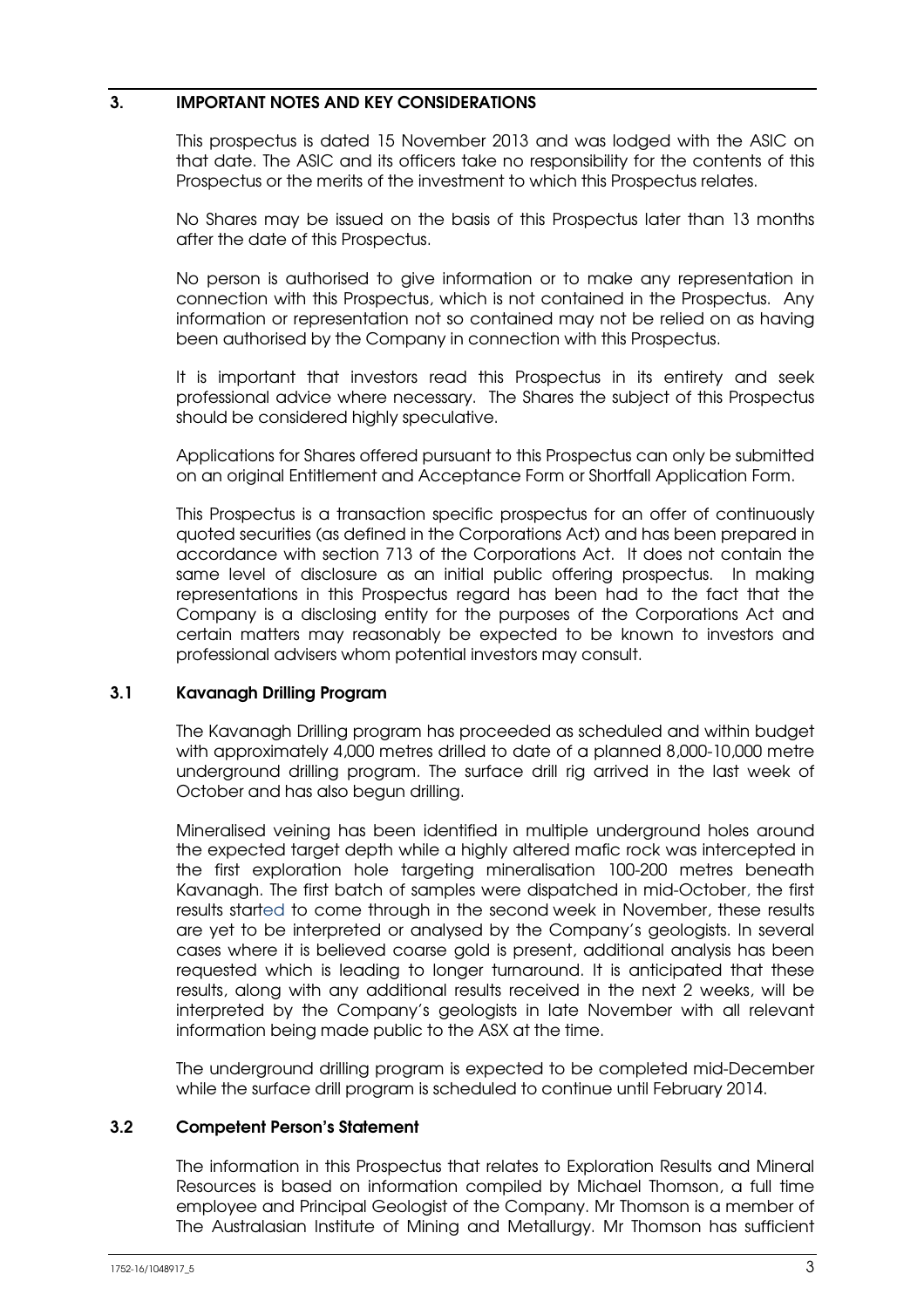## 3. IMPORTANT NOTES AND KEY CONSIDERATIONS

This prospectus is dated 15 November 2013 and was lodged with the ASIC on that date. The ASIC and its officers take no responsibility for the contents of this Prospectus or the merits of the investment to which this Prospectus relates.

No Shares may be issued on the basis of this Prospectus later than 13 months after the date of this Prospectus.

No person is authorised to give information or to make any representation in connection with this Prospectus, which is not contained in the Prospectus. Any information or representation not so contained may not be relied on as having been authorised by the Company in connection with this Prospectus.

It is important that investors read this Prospectus in its entirety and seek professional advice where necessary. The Shares the subject of this Prospectus should be considered highly speculative.

Applications for Shares offered pursuant to this Prospectus can only be submitted on an original Entitlement and Acceptance Form or Shortfall Application Form.

This Prospectus is a transaction specific prospectus for an offer of continuously quoted securities (as defined in the Corporations Act) and has been prepared in accordance with section 713 of the Corporations Act. It does not contain the same level of disclosure as an initial public offering prospectus. In making representations in this Prospectus regard has been had to the fact that the Company is a disclosing entity for the purposes of the Corporations Act and certain matters may reasonably be expected to be known to investors and professional advisers whom potential investors may consult.

### 3.1 Kavanagh Drilling Program

The Kavanagh Drilling program has proceeded as scheduled and within budget with approximately 4,000 metres drilled to date of a planned 8,000-10,000 metre underground drilling program. The surface drill rig arrived in the last week of October and has also begun drilling.

Mineralised veining has been identified in multiple underground holes around the expected target depth while a highly altered mafic rock was intercepted in the first exploration hole targeting mineralisation 100-200 metres beneath Kavanagh. The first batch of samples were dispatched in mid-October, the first results started to come through in the second week in November, these results are yet to be interpreted or analysed by the Company's geologists. In several cases where it is believed coarse gold is present, additional analysis has been requested which is leading to longer turnaround. It is anticipated that these results, along with any additional results received in the next 2 weeks, will be interpreted by the Company's geologists in late November with all relevant information being made public to the ASX at the time.

The underground drilling program is expected to be completed mid-December while the surface drill program is scheduled to continue until February 2014.

### 3.2 Competent Person's Statement

The information in this Prospectus that relates to Exploration Results and Mineral Resources is based on information compiled by Michael Thomson, a full time employee and Principal Geologist of the Company. Mr Thomson is a member of The Australasian Institute of Mining and Metallurgy. Mr Thomson has sufficient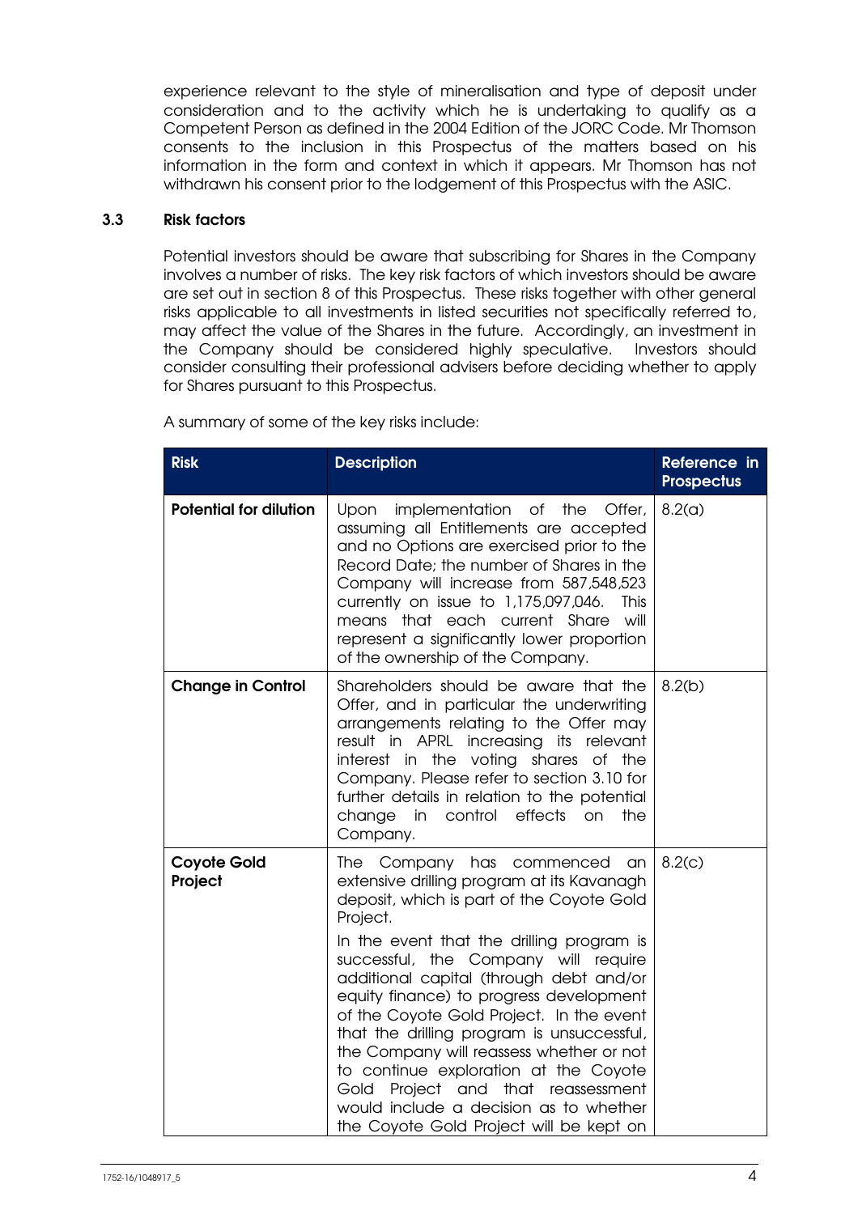experience relevant to the style of mineralisation and type of deposit under consideration and to the activity which he is undertaking to qualify as a Competent Person as defined in the 2004 Edition of the JORC Code. Mr Thomson consents to the inclusion in this Prospectus of the matters based on his information in the form and context in which it appears. Mr Thomson has not withdrawn his consent prior to the lodgement of this Prospectus with the ASIC.

### 3.3 Risk factors

Potential investors should be aware that subscribing for Shares in the Company involves a number of risks. The key risk factors of which investors should be aware are set out in section 8 of this Prospectus. These risks together with other general risks applicable to all investments in listed securities not specifically referred to, may affect the value of the Shares in the future. Accordingly, an investment in the Company should be considered highly speculative. Investors should consider consulting their professional advisers before deciding whether to apply for Shares pursuant to this Prospectus.

A summary of some of the key risks include:

| Risk | Description | Reference in Prospectus |
|---|---|---|
| **Potential for dilution** | Upon implementation of the Offer, assuming all Entitlements are accepted and no Options are exercised prior to the Record Date; the number of Shares in the Company will increase from 587,548,523 currently on issue to 1,175,097,046. This means that each current Share will represent a significantly lower proportion of the ownership of the Company. | 8.2(a) |
| **Change in Control** | Shareholders should be aware that the Offer, and in particular the underwriting arrangements relating to the Offer may result in APRL increasing its relevant interest in the voting shares of the Company. Please refer to section 3.10 for further details in relation to the potential change in control effects on the Company. | 8.2(b) |
| **Coyote Gold Project** | The Company has commenced an extensive drilling program at its Kavanagh deposit, which is part of the Coyote Gold Project. In the event that the drilling program is successful, the Company will require additional capital (through debt and/or equity finance) to progress development of the Coyote Gold Project. In the event that the drilling program is unsuccessful, the Company will reassess whether or not to continue exploration at the Coyote Gold Project and that reassessment would include a decision as to whether the Coyote Gold Project will be kept on | 8.2(c) |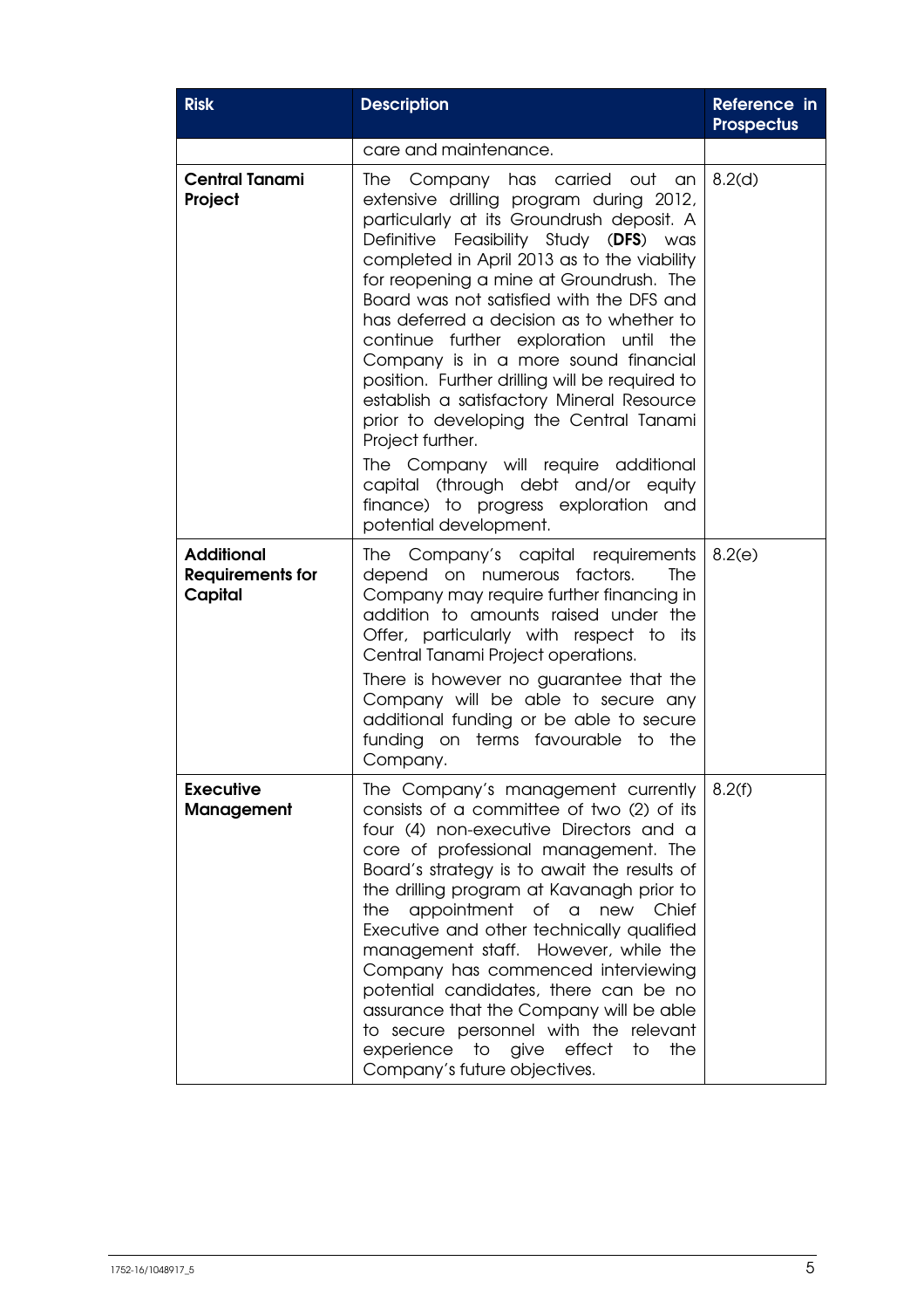| Risk | Description | Reference in Prospectus |
|---|---|---|
| | care and maintenance. | |
| **Central Tanami Project** | The Company has carried out an extensive drilling program during 2012, particularly at its Groundrush deposit. A Definitive Feasibility Study (**DFS**) was completed in April 2013 as to the viability for reopening a mine at Groundrush. The Board was not satisfied with the DFS and has deferred a decision as to whether to continue further exploration until the Company is in a more sound financial position. Further drilling will be required to establish a satisfactory Mineral Resource prior to developing the Central Tanami Project further.<br>The Company will require additional capital (through debt and/or equity finance) to progress exploration and potential development. | 8.2(d) |
| **Additional Requirements for Capital** | The Company's capital requirements depend on numerous factors. The Company may require further financing in addition to amounts raised under the Offer, particularly with respect to its Central Tanami Project operations.<br>There is however no guarantee that the Company will be able to secure any additional funding or be able to secure funding on terms favourable to the Company. | 8.2(e) |
| **Executive Management** | The Company's management currently consists of a committee of two (2) of its four (4) non-executive Directors and a core of professional management. The Board's strategy is to await the results of the drilling program at Kavanagh prior to the appointment of a new Chief Executive and other technically qualified management staff. However, while the Company has commenced interviewing potential candidates, there can be no assurance that the Company will be able to secure personnel with the relevant experience to give effect to the Company's future objectives. | 8.2(f) |

1752-16/1048917_5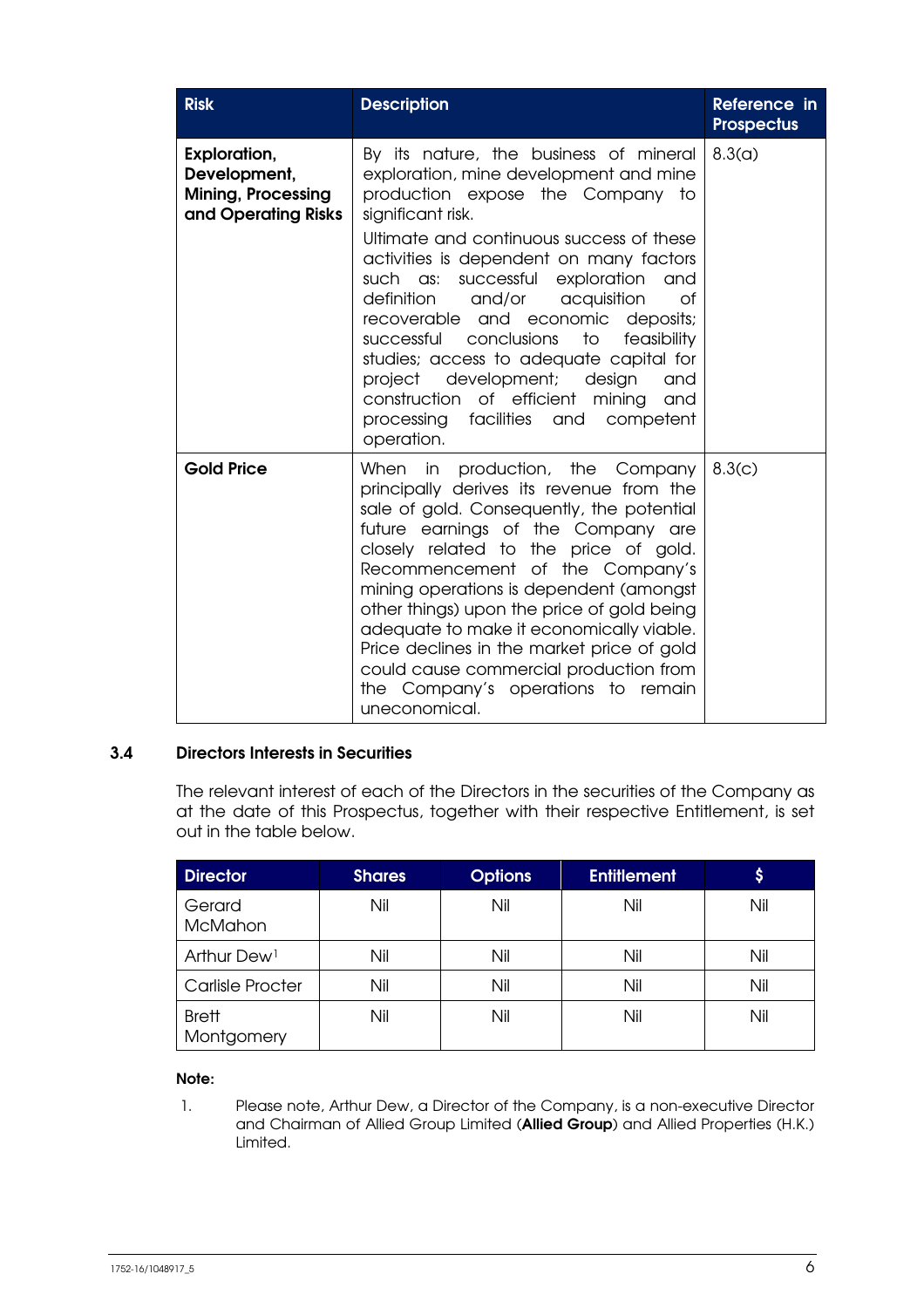| Risk | Description | Reference in Prospectus |
|---|---|---|
| **Exploration, Development, Mining, Processing and Operating Risks** | By its nature, the business of mineral exploration, mine development and mine production expose the Company to significant risk. Ultimate and continuous success of these activities is dependent on many factors such as: successful exploration and definition and/or acquisition of recoverable and economic deposits; successful conclusions to feasibility studies; access to adequate capital for project development; design and construction of efficient mining and processing facilities and competent operation. | 8.3(a) |
| **Gold Price** | When in production, the Company principally derives its revenue from the sale of gold. Consequently, the potential future earnings of the Company are closely related to the price of gold. Recommencement of the Company's mining operations is dependent (amongst other things) upon the price of gold being adequate to make it economically viable. Price declines in the market price of gold could cause commercial production from the Company's operations to remain uneconomical. | 8.3(c) |

## 3.4 Directors Interests in Securities

The relevant interest of each of the Directors in the securities of the Company as at the date of this Prospectus, together with their respective Entitlement, is set out in the table below.

| Director | Shares | Options | Entitlement | $ |
|---|---|---|---|---|
| Gerard McMahon | Nil | Nil | Nil | Nil |
| Arthur Dew[1] | Nil | Nil | Nil | Nil |
| Carlisle Procter | Nil | Nil | Nil | Nil |
| Brett Montgomery | Nil | Nil | Nil | Nil |

**Note:**

1. Please note, Arthur Dew, a Director of the Company, is a non-executive Director and Chairman of Allied Group Limited (**Allied Group**) and Allied Properties (H.K.) Limited.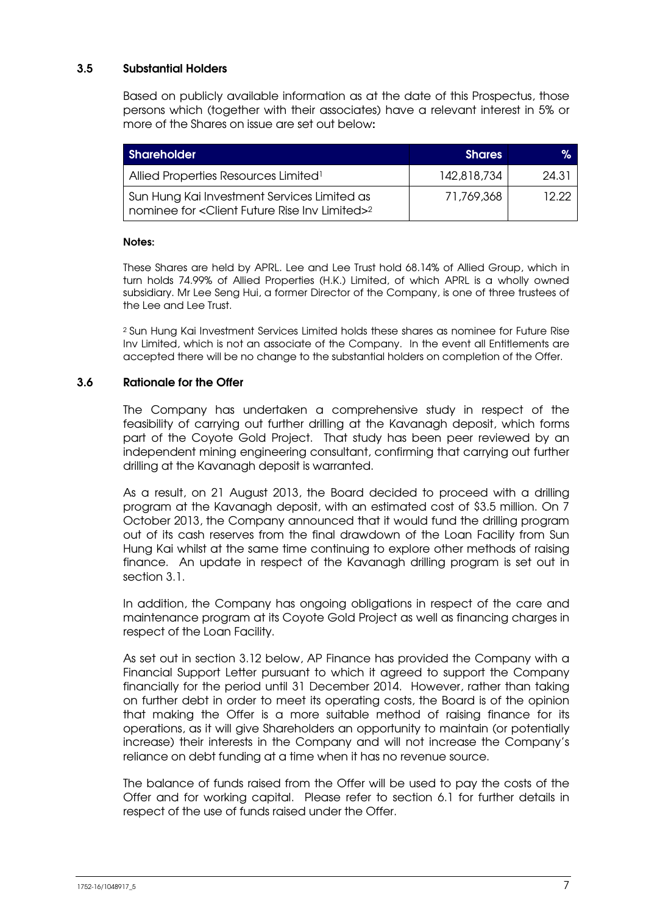### 3.5 Substantial Holders

Based on publicly available information as at the date of this Prospectus, those persons which (together with their associates) have a relevant interest in 5% or more of the Shares on issue are set out below:

| Shareholder | Shares | % |
|---|---|---|
| Allied Properties Resources Limited[1] | 142,818,734 | 24.31 |
| Sun Hung Kai Investment Services Limited as nominee for <Client Future Rise Inv Limited>[2] | 71,769,368 | 12.22 |

**Notes:**

These Shares are held by APRL. Lee and Lee Trust hold 68.14% of Allied Group, which in turn holds 74.99% of Allied Properties (H.K.) Limited, of which APRL is a wholly owned subsidiary. Mr Lee Seng Hui, a former Director of the Company, is one of three trustees of the Lee and Lee Trust.

[2] Sun Hung Kai Investment Services Limited holds these shares as nominee for Future Rise Inv Limited, which is not an associate of the Company. In the event all Entitlements are accepted there will be no change to the substantial holders on completion of the Offer.

### 3.6 Rationale for the Offer

The Company has undertaken a comprehensive study in respect of the feasibility of carrying out further drilling at the Kavanagh deposit, which forms part of the Coyote Gold Project. That study has been peer reviewed by an independent mining engineering consultant, confirming that carrying out further drilling at the Kavanagh deposit is warranted.

As a result, on 21 August 2013, the Board decided to proceed with a drilling program at the Kavanagh deposit, with an estimated cost of $3.5 million. On 7 October 2013, the Company announced that it would fund the drilling program out of its cash reserves from the final drawdown of the Loan Facility from Sun Hung Kai whilst at the same time continuing to explore other methods of raising finance. An update in respect of the Kavanagh drilling program is set out in section 3.1.

In addition, the Company has ongoing obligations in respect of the care and maintenance program at its Coyote Gold Project as well as financing charges in respect of the Loan Facility.

As set out in section 3.12 below, AP Finance has provided the Company with a Financial Support Letter pursuant to which it agreed to support the Company financially for the period until 31 December 2014. However, rather than taking on further debt in order to meet its operating costs, the Board is of the opinion that making the Offer is a more suitable method of raising finance for its operations, as it will give Shareholders an opportunity to maintain (or potentially increase) their interests in the Company and will not increase the Company's reliance on debt funding at a time when it has no revenue source.

The balance of funds raised from the Offer will be used to pay the costs of the Offer and for working capital. Please refer to section 6.1 for further details in respect of the use of funds raised under the Offer.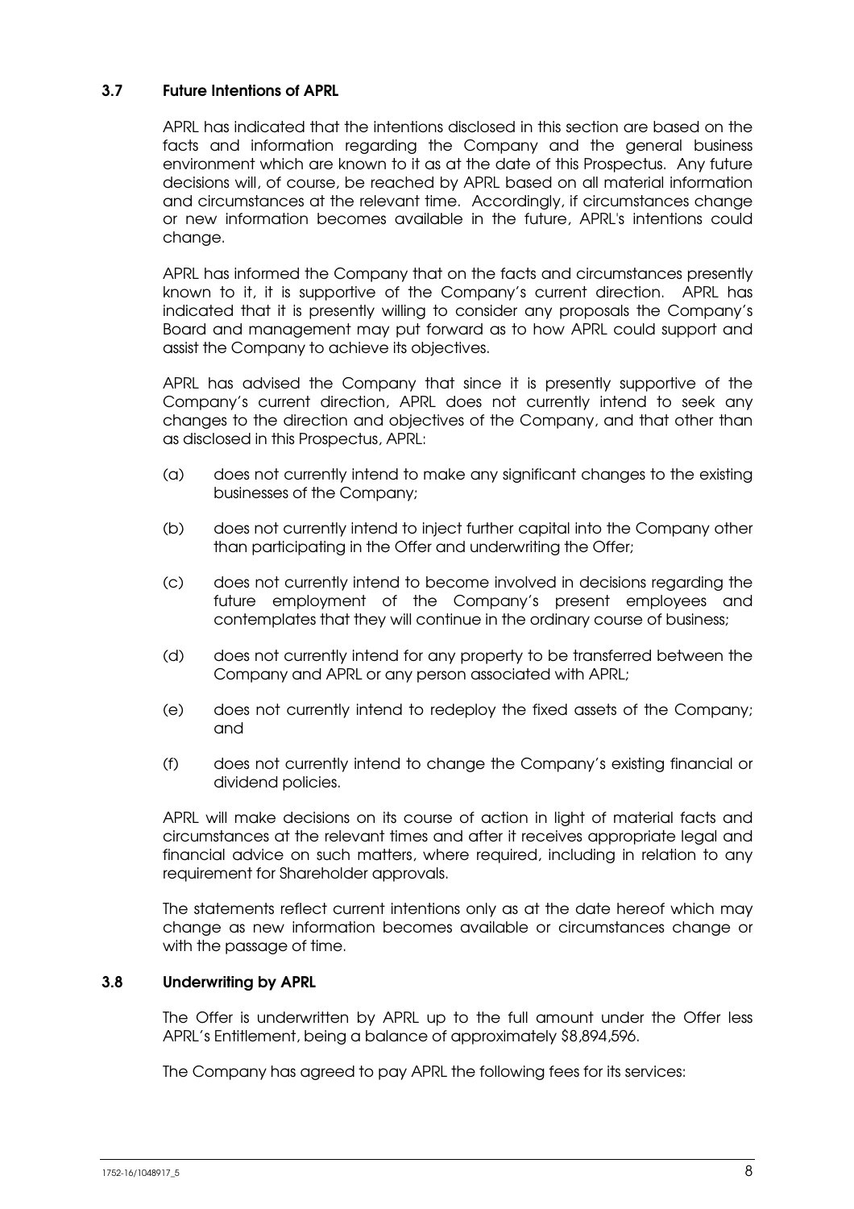### 3.7 Future Intentions of APRL

APRL has indicated that the intentions disclosed in this section are based on the facts and information regarding the Company and the general business environment which are known to it as at the date of this Prospectus. Any future decisions will, of course, be reached by APRL based on all material information and circumstances at the relevant time. Accordingly, if circumstances change or new information becomes available in the future, APRL's intentions could change.

APRL has informed the Company that on the facts and circumstances presently known to it, it is supportive of the Company's current direction. APRL has indicated that it is presently willing to consider any proposals the Company's Board and management may put forward as to how APRL could support and assist the Company to achieve its objectives.

APRL has advised the Company that since it is presently supportive of the Company's current direction, APRL does not currently intend to seek any changes to the direction and objectives of the Company, and that other than as disclosed in this Prospectus, APRL:

(a) does not currently intend to make any significant changes to the existing businesses of the Company;

(b) does not currently intend to inject further capital into the Company other than participating in the Offer and underwriting the Offer;

(c) does not currently intend to become involved in decisions regarding the future employment of the Company's present employees and contemplates that they will continue in the ordinary course of business;

(d) does not currently intend for any property to be transferred between the Company and APRL or any person associated with APRL;

(e) does not currently intend to redeploy the fixed assets of the Company; and

(f) does not currently intend to change the Company's existing financial or dividend policies.

APRL will make decisions on its course of action in light of material facts and circumstances at the relevant times and after it receives appropriate legal and financial advice on such matters, where required, including in relation to any requirement for Shareholder approvals.

The statements reflect current intentions only as at the date hereof which may change as new information becomes available or circumstances change or with the passage of time.

### 3.8 Underwriting by APRL

The Offer is underwritten by APRL up to the full amount under the Offer less APRL's Entitlement, being a balance of approximately $8,894,596.

The Company has agreed to pay APRL the following fees for its services: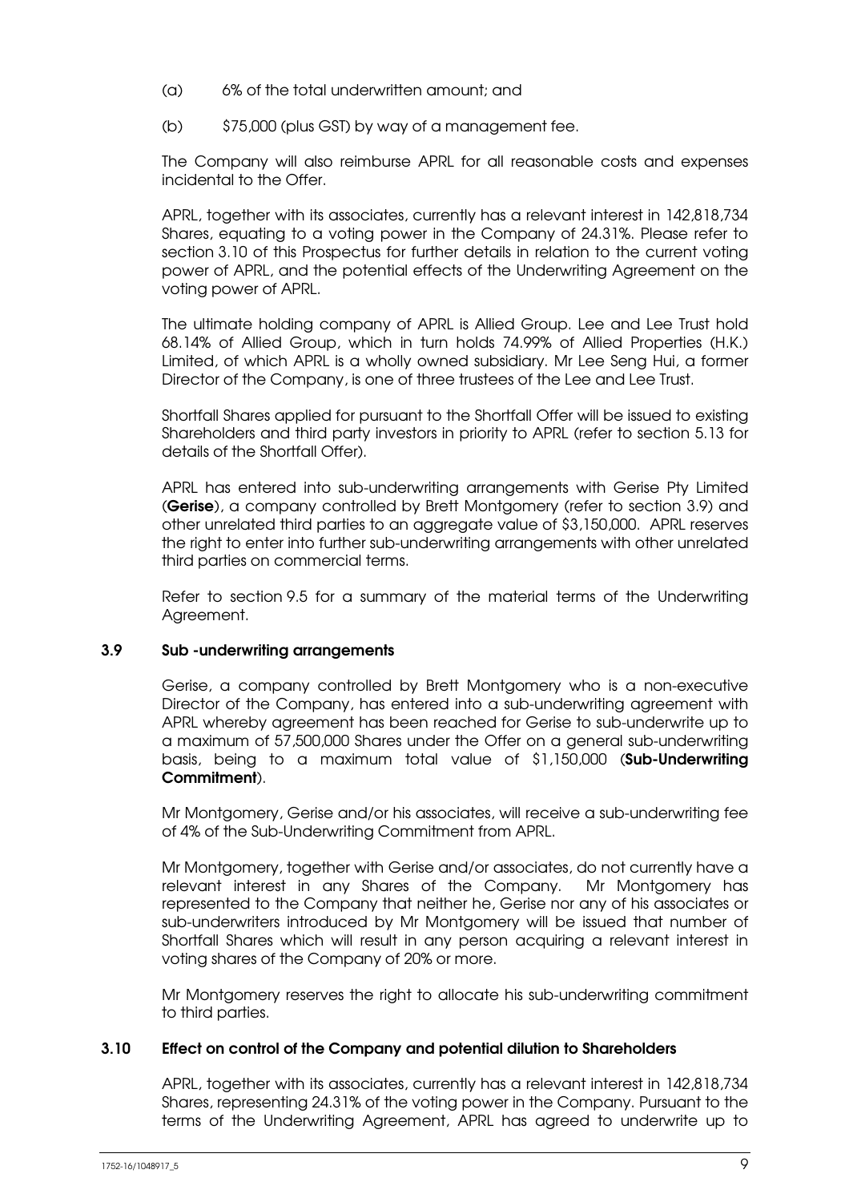(a) 6% of the total underwritten amount; and

(b) $75,000 (plus GST) by way of a management fee.

The Company will also reimburse APRL for all reasonable costs and expenses incidental to the Offer.

APRL, together with its associates, currently has a relevant interest in 142,818,734 Shares, equating to a voting power in the Company of 24.31%. Please refer to section 3.10 of this Prospectus for further details in relation to the current voting power of APRL, and the potential effects of the Underwriting Agreement on the voting power of APRL.

The ultimate holding company of APRL is Allied Group. Lee and Lee Trust hold 68.14% of Allied Group, which in turn holds 74.99% of Allied Properties (H.K.) Limited, of which APRL is a wholly owned subsidiary. Mr Lee Seng Hui, a former Director of the Company, is one of three trustees of the Lee and Lee Trust.

Shortfall Shares applied for pursuant to the Shortfall Offer will be issued to existing Shareholders and third party investors in priority to APRL (refer to section 5.13 for details of the Shortfall Offer).

APRL has entered into sub-underwriting arrangements with Gerise Pty Limited (**Gerise**), a company controlled by Brett Montgomery (refer to section 3.9) and other unrelated third parties to an aggregate value of $3,150,000. APRL reserves the right to enter into further sub-underwriting arrangements with other unrelated third parties on commercial terms.

Refer to section 9.5 for a summary of the material terms of the Underwriting Agreement.

### 3.9 Sub -underwriting arrangements

Gerise, a company controlled by Brett Montgomery who is a non-executive Director of the Company, has entered into a sub-underwriting agreement with APRL whereby agreement has been reached for Gerise to sub-underwrite up to a maximum of 57,500,000 Shares under the Offer on a general sub-underwriting basis, being to a maximum total value of $1,150,000 (**Sub-Underwriting Commitment**).

Mr Montgomery, Gerise and/or his associates, will receive a sub-underwriting fee of 4% of the Sub-Underwriting Commitment from APRL.

Mr Montgomery, together with Gerise and/or associates, do not currently have a relevant interest in any Shares of the Company. Mr Montgomery has represented to the Company that neither he, Gerise nor any of his associates or sub-underwriters introduced by Mr Montgomery will be issued that number of Shortfall Shares which will result in any person acquiring a relevant interest in voting shares of the Company of 20% or more.

Mr Montgomery reserves the right to allocate his sub-underwriting commitment to third parties.

### 3.10 Effect on control of the Company and potential dilution to Shareholders

APRL, together with its associates, currently has a relevant interest in 142,818,734 Shares, representing 24.31% of the voting power in the Company. Pursuant to the terms of the Underwriting Agreement, APRL has agreed to underwrite up to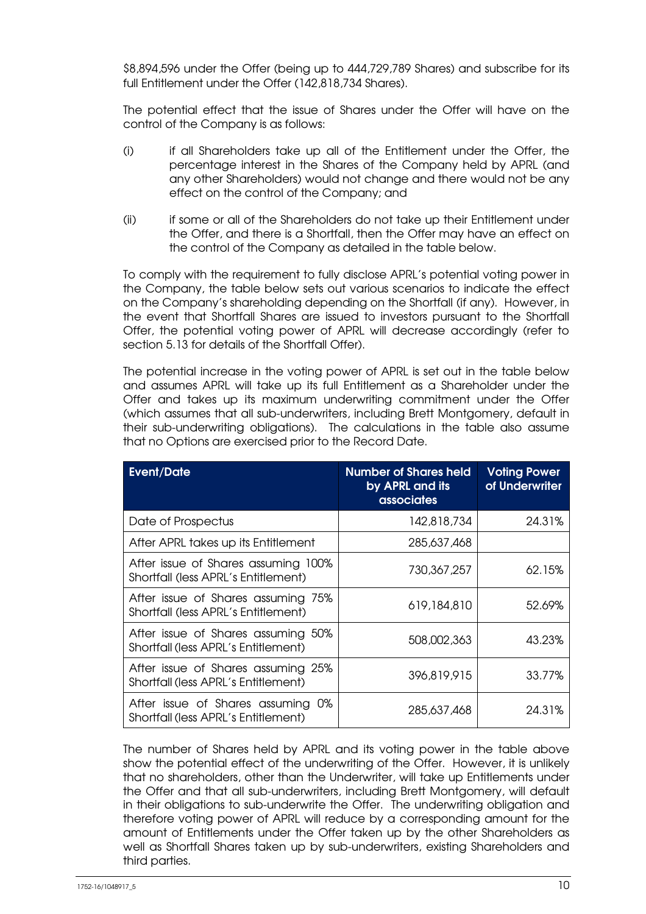$8,894,596 under the Offer (being up to 444,729,789 Shares) and subscribe for its full Entitlement under the Offer (142,818,734 Shares).

The potential effect that the issue of Shares under the Offer will have on the control of the Company is as follows:

(i) if all Shareholders take up all of the Entitlement under the Offer, the percentage interest in the Shares of the Company held by APRL (and any other Shareholders) would not change and there would not be any effect on the control of the Company; and

(ii) if some or all of the Shareholders do not take up their Entitlement under the Offer, and there is a Shortfall, then the Offer may have an effect on the control of the Company as detailed in the table below.

To comply with the requirement to fully disclose APRL's potential voting power in the Company, the table below sets out various scenarios to indicate the effect on the Company's shareholding depending on the Shortfall (if any). However, in the event that Shortfall Shares are issued to investors pursuant to the Shortfall Offer, the potential voting power of APRL will decrease accordingly (refer to section 5.13 for details of the Shortfall Offer).

The potential increase in the voting power of APRL is set out in the table below and assumes APRL will take up its full Entitlement as a Shareholder under the Offer and takes up its maximum underwriting commitment under the Offer (which assumes that all sub-underwriters, including Brett Montgomery, default in their sub-underwriting obligations). The calculations in the table also assume that no Options are exercised prior to the Record Date.

| Event/Date | Number of Shares held by APRL and its associates | Voting Power of Underwriter |
|---|---|---|
| Date of Prospectus | 142,818,734 | 24.31% |
| After APRL takes up its Entitlement | 285,637,468 | |
| After issue of Shares assuming 100% Shortfall (less APRL's Entitlement) | 730,367,257 | 62.15% |
| After issue of Shares assuming 75% Shortfall (less APRL's Entitlement) | 619,184,810 | 52.69% |
| After issue of Shares assuming 50% Shortfall (less APRL's Entitlement) | 508,002,363 | 43.23% |
| After issue of Shares assuming 25% Shortfall (less APRL's Entitlement) | 396,819,915 | 33.77% |
| After issue of Shares assuming 0% Shortfall (less APRL's Entitlement) | 285,637,468 | 24.31% |

The number of Shares held by APRL and its voting power in the table above show the potential effect of the underwriting of the Offer. However, it is unlikely that no shareholders, other than the Underwriter, will take up Entitlements under the Offer and that all sub-underwriters, including Brett Montgomery, will default in their obligations to sub-underwrite the Offer. The underwriting obligation and therefore voting power of APRL will reduce by a corresponding amount for the amount of Entitlements under the Offer taken up by the other Shareholders as well as Shortfall Shares taken up by sub-underwriters, existing Shareholders and third parties.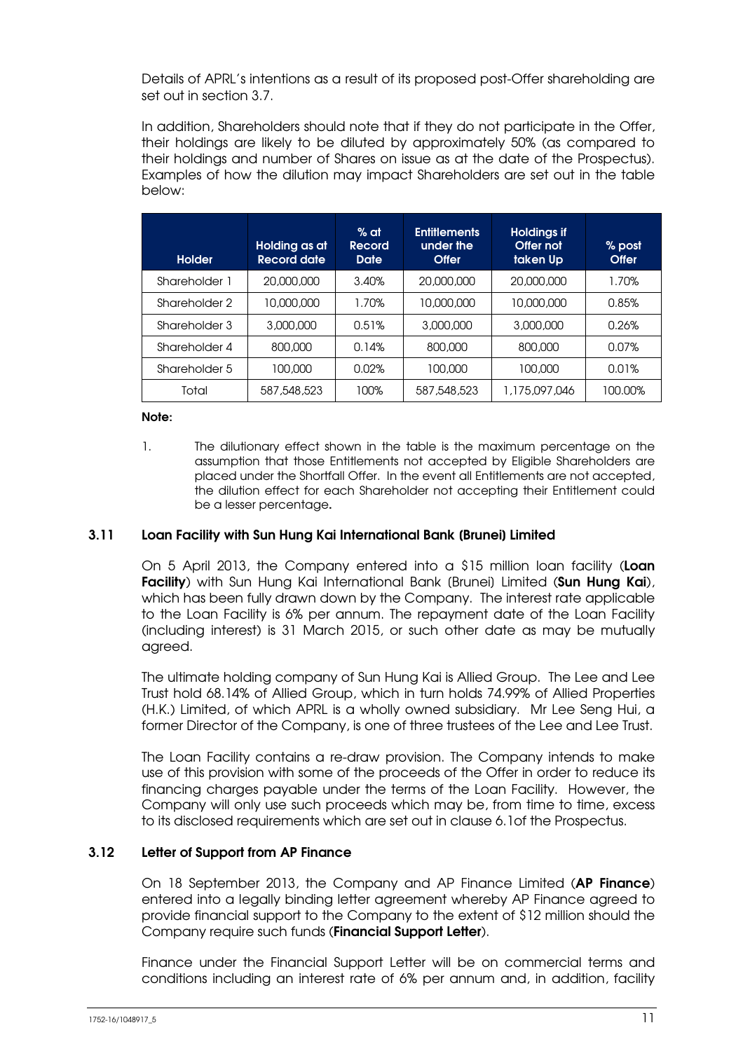Details of APRL's intentions as a result of its proposed post-Offer shareholding are set out in section 3.7.

In addition, Shareholders should note that if they do not participate in the Offer, their holdings are likely to be diluted by approximately 50% (as compared to their holdings and number of Shares on issue as at the date of the Prospectus). Examples of how the dilution may impact Shareholders are set out in the table below:

| Holder | Holding as at Record date | % at Record Date | Entitlements under the Offer | Holdings if Offer not taken Up | % post Offer |
|---|---|---|---|---|---|
| Shareholder 1 | 20,000,000 | 3.40% | 20,000,000 | 20,000,000 | 1.70% |
| Shareholder 2 | 10,000,000 | 1.70% | 10,000,000 | 10,000,000 | 0.85% |
| Shareholder 3 | 3,000,000 | 0.51% | 3,000,000 | 3,000,000 | 0.26% |
| Shareholder 4 | 800,000 | 0.14% | 800,000 | 800,000 | 0.07% |
| Shareholder 5 | 100,000 | 0.02% | 100,000 | 100,000 | 0.01% |
| Total | 587,548,523 | 100% | 587,548,523 | 1,175,097,046 | 100.00% |

**Note:**

1. The dilutionary effect shown in the table is the maximum percentage on the assumption that those Entitlements not accepted by Eligible Shareholders are placed under the Shortfall Offer. In the event all Entitlements are not accepted, the dilution effect for each Shareholder not accepting their Entitlement could be a lesser percentage**.**

### 3.11 Loan Facility with Sun Hung Kai International Bank (Brunei) Limited

On 5 April 2013, the Company entered into a $15 million loan facility (**Loan Facility**) with Sun Hung Kai International Bank (Brunei) Limited (**Sun Hung Kai**), which has been fully drawn down by the Company. The interest rate applicable to the Loan Facility is 6% per annum. The repayment date of the Loan Facility (including interest) is 31 March 2015, or such other date as may be mutually agreed.

The ultimate holding company of Sun Hung Kai is Allied Group. The Lee and Lee Trust hold 68.14% of Allied Group, which in turn holds 74.99% of Allied Properties (H.K.) Limited, of which APRL is a wholly owned subsidiary. Mr Lee Seng Hui, a former Director of the Company, is one of three trustees of the Lee and Lee Trust.

The Loan Facility contains a re-draw provision. The Company intends to make use of this provision with some of the proceeds of the Offer in order to reduce its financing charges payable under the terms of the Loan Facility. However, the Company will only use such proceeds which may be, from time to time, excess to its disclosed requirements which are set out in clause 6.1of the Prospectus.

### 3.12 Letter of Support from AP Finance

On 18 September 2013, the Company and AP Finance Limited (**AP Finance**) entered into a legally binding letter agreement whereby AP Finance agreed to provide financial support to the Company to the extent of $12 million should the Company require such funds (**Financial Support Letter**).

Finance under the Financial Support Letter will be on commercial terms and conditions including an interest rate of 6% per annum and, in addition, facility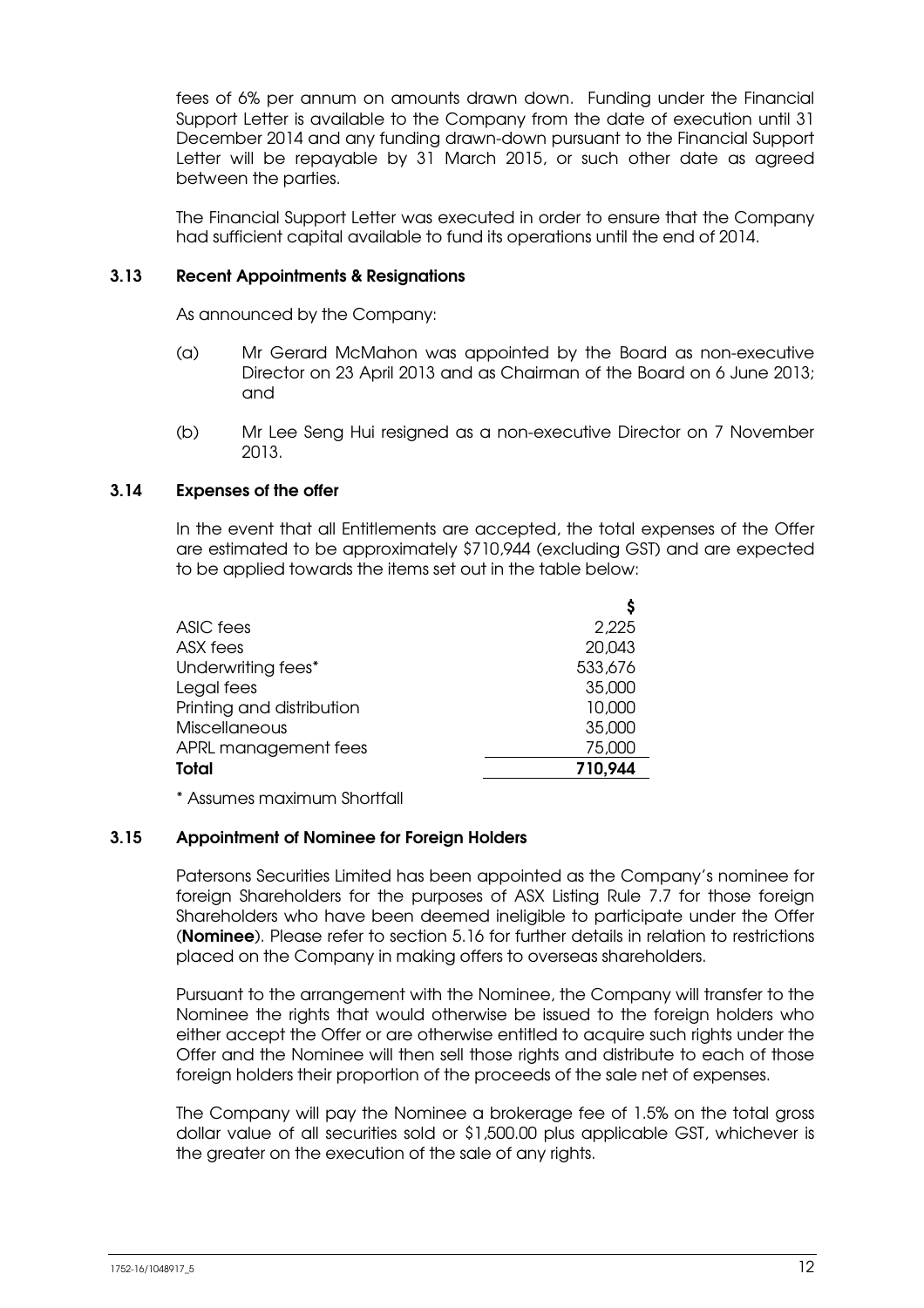fees of 6% per annum on amounts drawn down. Funding under the Financial Support Letter is available to the Company from the date of execution until 31 December 2014 and any funding drawn-down pursuant to the Financial Support Letter will be repayable by 31 March 2015, or such other date as agreed between the parties.

The Financial Support Letter was executed in order to ensure that the Company had sufficient capital available to fund its operations until the end of 2014.

### 3.13 Recent Appointments & Resignations

As announced by the Company:

(a) Mr Gerard McMahon was appointed by the Board as non-executive Director on 23 April 2013 and as Chairman of the Board on 6 June 2013; and

(b) Mr Lee Seng Hui resigned as a non-executive Director on 7 November 2013.

### 3.14 Expenses of the offer

In the event that all Entitlements are accepted, the total expenses of the Offer are estimated to be approximately $710,944 (excluding GST) and are expected to be applied towards the items set out in the table below:

| | $ |
|---|---:|
| ASIC fees | 2,225 |
| ASX fees | 20,043 |
| Underwriting fees* | 533,676 |
| Legal fees | 35,000 |
| Printing and distribution | 10,000 |
| Miscellaneous | 35,000 |
| APRL management fees | 75,000 |
| **Total** | **710,944** |

* Assumes maximum Shortfall

### 3.15 Appointment of Nominee for Foreign Holders

Patersons Securities Limited has been appointed as the Company's nominee for foreign Shareholders for the purposes of ASX Listing Rule 7.7 for those foreign Shareholders who have been deemed ineligible to participate under the Offer (**Nominee**). Please refer to section 5.16 for further details in relation to restrictions placed on the Company in making offers to overseas shareholders.

Pursuant to the arrangement with the Nominee, the Company will transfer to the Nominee the rights that would otherwise be issued to the foreign holders who either accept the Offer or are otherwise entitled to acquire such rights under the Offer and the Nominee will then sell those rights and distribute to each of those foreign holders their proportion of the proceeds of the sale net of expenses.

The Company will pay the Nominee a brokerage fee of 1.5% on the total gross dollar value of all securities sold or $1,500.00 plus applicable GST, whichever is the greater on the execution of the sale of any rights.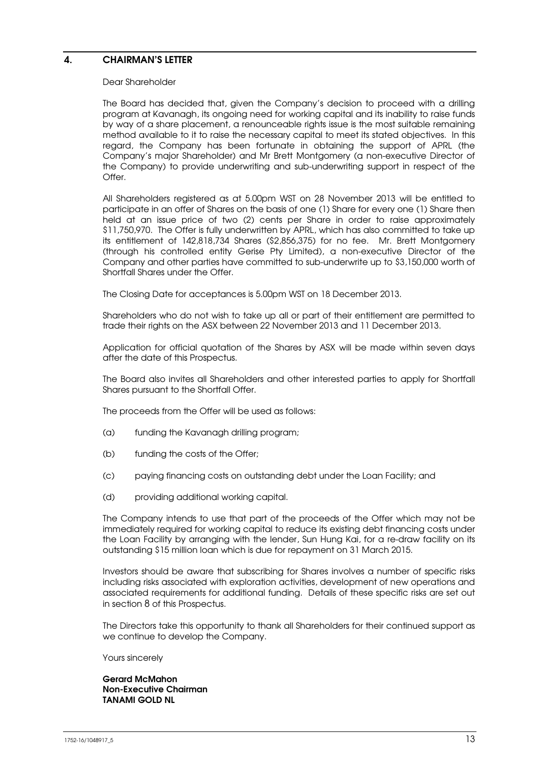## 4. CHAIRMAN'S LETTER

Dear Shareholder

The Board has decided that, given the Company's decision to proceed with a drilling program at Kavanagh, its ongoing need for working capital and its inability to raise funds by way of a share placement, a renounceable rights issue is the most suitable remaining method available to it to raise the necessary capital to meet its stated objectives. In this regard, the Company has been fortunate in obtaining the support of APRL (the Company's major Shareholder) and Mr Brett Montgomery (a non-executive Director of the Company) to provide underwriting and sub-underwriting support in respect of the Offer.

All Shareholders registered as at 5.00pm WST on 28 November 2013 will be entitled to participate in an offer of Shares on the basis of one (1) Share for every one (1) Share then held at an issue price of two (2) cents per Share in order to raise approximately $11,750,970. The Offer is fully underwritten by APRL, which has also committed to take up its entitlement of 142,818,734 Shares ($2,856,375) for no fee. Mr. Brett Montgomery (through his controlled entity Gerise Pty Limited), a non-executive Director of the Company and other parties have committed to sub-underwrite up to $3,150,000 worth of Shortfall Shares under the Offer.

The Closing Date for acceptances is 5.00pm WST on 18 December 2013.

Shareholders who do not wish to take up all or part of their entitlement are permitted to trade their rights on the ASX between 22 November 2013 and 11 December 2013.

Application for official quotation of the Shares by ASX will be made within seven days after the date of this Prospectus.

The Board also invites all Shareholders and other interested parties to apply for Shortfall Shares pursuant to the Shortfall Offer.

The proceeds from the Offer will be used as follows:

(a) funding the Kavanagh drilling program;

(b) funding the costs of the Offer;

(c) paying financing costs on outstanding debt under the Loan Facility; and

(d) providing additional working capital.

The Company intends to use that part of the proceeds of the Offer which may not be immediately required for working capital to reduce its existing debt financing costs under the Loan Facility by arranging with the lender, Sun Hung Kai, for a re-draw facility on its outstanding $15 million loan which is due for repayment on 31 March 2015.

Investors should be aware that subscribing for Shares involves a number of specific risks including risks associated with exploration activities, development of new operations and associated requirements for additional funding. Details of these specific risks are set out in section 8 of this Prospectus.

The Directors take this opportunity to thank all Shareholders for their continued support as we continue to develop the Company.

Yours sincerely

**Gerard McMahon**
**Non-Executive Chairman**
**TANAMI GOLD NL**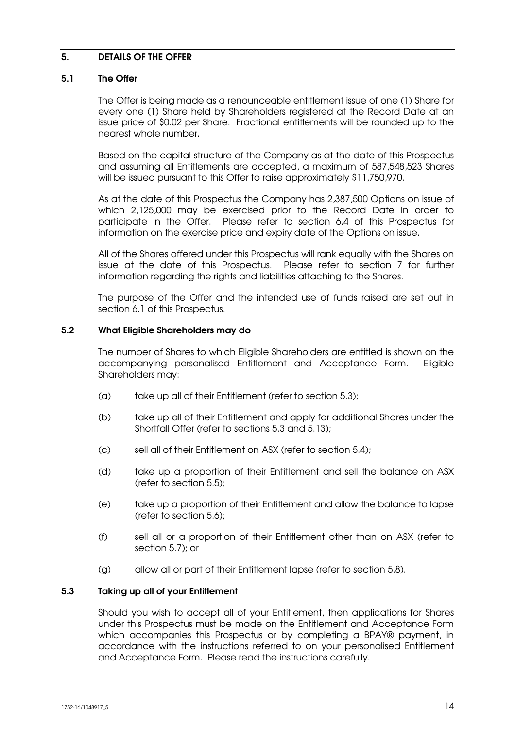## 5. DETAILS OF THE OFFER

### 5.1 The Offer

The Offer is being made as a renounceable entitlement issue of one (1) Share for every one (1) Share held by Shareholders registered at the Record Date at an issue price of $0.02 per Share. Fractional entitlements will be rounded up to the nearest whole number.

Based on the capital structure of the Company as at the date of this Prospectus and assuming all Entitlements are accepted, a maximum of 587,548,523 Shares will be issued pursuant to this Offer to raise approximately $11,750,970.

As at the date of this Prospectus the Company has 2,387,500 Options on issue of which 2,125,000 may be exercised prior to the Record Date in order to participate in the Offer. Please refer to section 6.4 of this Prospectus for information on the exercise price and expiry date of the Options on issue.

All of the Shares offered under this Prospectus will rank equally with the Shares on issue at the date of this Prospectus. Please refer to section 7 for further information regarding the rights and liabilities attaching to the Shares.

The purpose of the Offer and the intended use of funds raised are set out in section 6.1 of this Prospectus.

### 5.2 What Eligible Shareholders may do

The number of Shares to which Eligible Shareholders are entitled is shown on the accompanying personalised Entitlement and Acceptance Form. Eligible Shareholders may:

(a) take up all of their Entitlement (refer to section 5.3);

(b) take up all of their Entitlement and apply for additional Shares under the Shortfall Offer (refer to sections 5.3 and 5.13);

(c) sell all of their Entitlement on ASX (refer to section 5.4);

(d) take up a proportion of their Entitlement and sell the balance on ASX (refer to section 5.5);

(e) take up a proportion of their Entitlement and allow the balance to lapse (refer to section 5.6);

(f) sell all or a proportion of their Entitlement other than on ASX (refer to section 5.7); or

(g) allow all or part of their Entitlement lapse (refer to section 5.8).

### 5.3 Taking up all of your Entitlement

Should you wish to accept all of your Entitlement, then applications for Shares under this Prospectus must be made on the Entitlement and Acceptance Form which accompanies this Prospectus or by completing a BPAY® payment, in accordance with the instructions referred to on your personalised Entitlement and Acceptance Form. Please read the instructions carefully.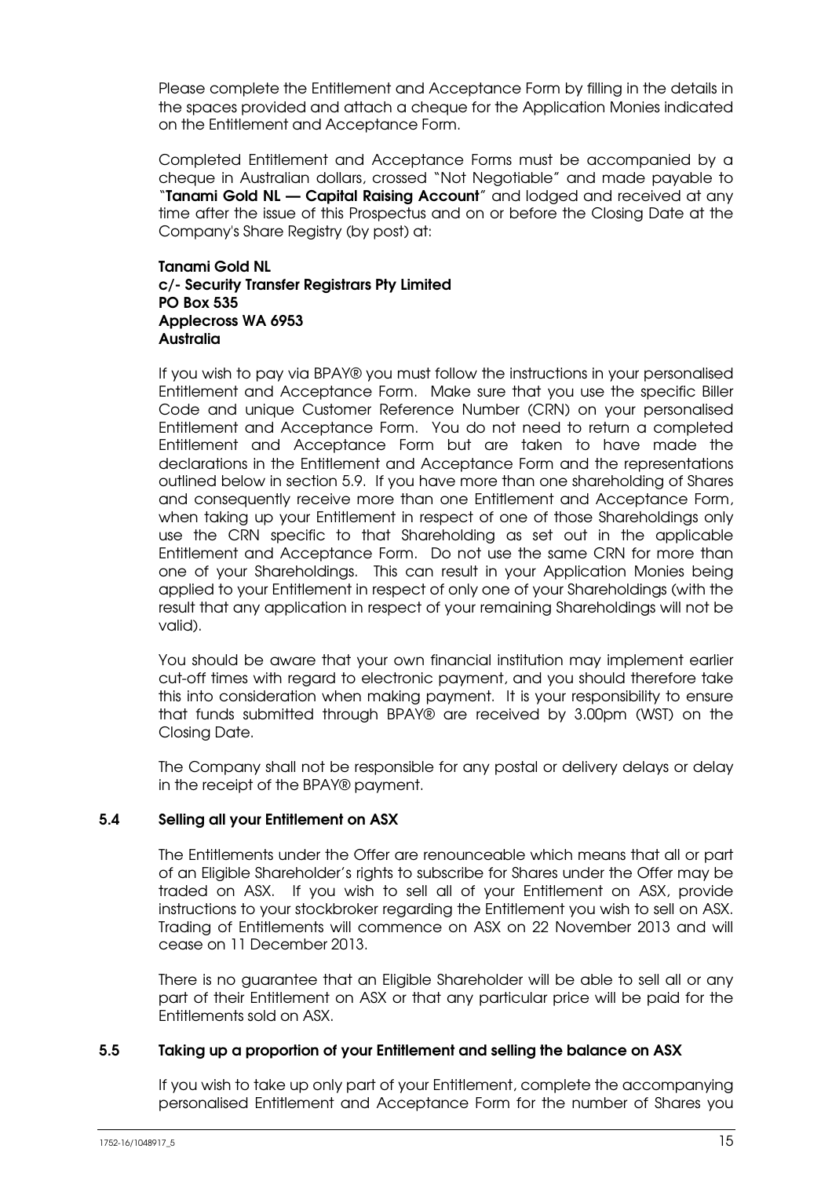Please complete the Entitlement and Acceptance Form by filling in the details in the spaces provided and attach a cheque for the Application Monies indicated on the Entitlement and Acceptance Form.

Completed Entitlement and Acceptance Forms must be accompanied by a cheque in Australian dollars, crossed "Not Negotiable" and made payable to "**Tanami Gold NL — Capital Raising Account**" and lodged and received at any time after the issue of this Prospectus and on or before the Closing Date at the Company's Share Registry (by post) at:

**Tanami Gold NL**
**c/- Security Transfer Registrars Pty Limited**
**PO Box 535**
**Applecross WA 6953**
**Australia**

If you wish to pay via BPAY® you must follow the instructions in your personalised Entitlement and Acceptance Form. Make sure that you use the specific Biller Code and unique Customer Reference Number (CRN) on your personalised Entitlement and Acceptance Form. You do not need to return a completed Entitlement and Acceptance Form but are taken to have made the declarations in the Entitlement and Acceptance Form and the representations outlined below in section 5.9. If you have more than one shareholding of Shares and consequently receive more than one Entitlement and Acceptance Form, when taking up your Entitlement in respect of one of those Shareholdings only use the CRN specific to that Shareholding as set out in the applicable Entitlement and Acceptance Form. Do not use the same CRN for more than one of your Shareholdings. This can result in your Application Monies being applied to your Entitlement in respect of only one of your Shareholdings (with the result that any application in respect of your remaining Shareholdings will not be valid).

You should be aware that your own financial institution may implement earlier cut-off times with regard to electronic payment, and you should therefore take this into consideration when making payment. It is your responsibility to ensure that funds submitted through BPAY® are received by 3.00pm (WST) on the Closing Date.

The Company shall not be responsible for any postal or delivery delays or delay in the receipt of the BPAY® payment.

### 5.4 Selling all your Entitlement on ASX

The Entitlements under the Offer are renounceable which means that all or part of an Eligible Shareholder's rights to subscribe for Shares under the Offer may be traded on ASX. If you wish to sell all of your Entitlement on ASX, provide instructions to your stockbroker regarding the Entitlement you wish to sell on ASX. Trading of Entitlements will commence on ASX on 22 November 2013 and will cease on 11 December 2013.

There is no guarantee that an Eligible Shareholder will be able to sell all or any part of their Entitlement on ASX or that any particular price will be paid for the Entitlements sold on ASX.

### 5.5 Taking up a proportion of your Entitlement and selling the balance on ASX

If you wish to take up only part of your Entitlement, complete the accompanying personalised Entitlement and Acceptance Form for the number of Shares you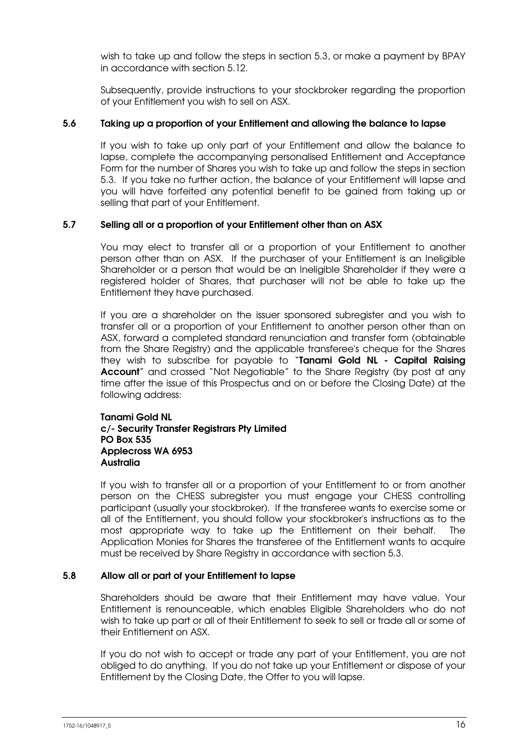wish to take up and follow the steps in section 5.3, or make a payment by BPAY in accordance with section 5.12.

Subsequently, provide instructions to your stockbroker regarding the proportion of your Entitlement you wish to sell on ASX.

### 5.6 Taking up a proportion of your Entitlement and allowing the balance to lapse

If you wish to take up only part of your Entitlement and allow the balance to lapse, complete the accompanying personalised Entitlement and Acceptance Form for the number of Shares you wish to take up and follow the steps in section 5.3. If you take no further action, the balance of your Entitlement will lapse and you will have forfeited any potential benefit to be gained from taking up or selling that part of your Entitlement.

### 5.7 Selling all or a proportion of your Entitlement other than on ASX

You may elect to transfer all or a proportion of your Entitlement to another person other than on ASX. If the purchaser of your Entitlement is an Ineligible Shareholder or a person that would be an Ineligible Shareholder if they were a registered holder of Shares, that purchaser will not be able to take up the Entitlement they have purchased.

If you are a shareholder on the issuer sponsored subregister and you wish to transfer all or a proportion of your Entitlement to another person other than on ASX, forward a completed standard renunciation and transfer form (obtainable from the Share Registry) and the applicable transferee's cheque for the Shares they wish to subscribe for payable to "**Tanami Gold NL - Capital Raising Account**" and crossed "Not Negotiable" to the Share Registry (by post at any time after the issue of this Prospectus and on or before the Closing Date) at the following address:

**Tanami Gold NL**
**c/- Security Transfer Registrars Pty Limited**
**PO Box 535**
**Applecross WA 6953**
**Australia**

If you wish to transfer all or a proportion of your Entitlement to or from another person on the CHESS subregister you must engage your CHESS controlling participant (usually your stockbroker). If the transferee wants to exercise some or all of the Entitlement, you should follow your stockbroker's instructions as to the most appropriate way to take up the Entitlement on their behalf. The Application Monies for Shares the transferee of the Entitlement wants to acquire must be received by Share Registry in accordance with section 5.3.

### 5.8 Allow all or part of your Entitlement to lapse

Shareholders should be aware that their Entitlement may have value. Your Entitlement is renounceable, which enables Eligible Shareholders who do not wish to take up part or all of their Entitlement to seek to sell or trade all or some of their Entitlement on ASX.

If you do not wish to accept or trade any part of your Entitlement, you are not obliged to do anything. If you do not take up your Entitlement or dispose of your Entitlement by the Closing Date, the Offer to you will lapse.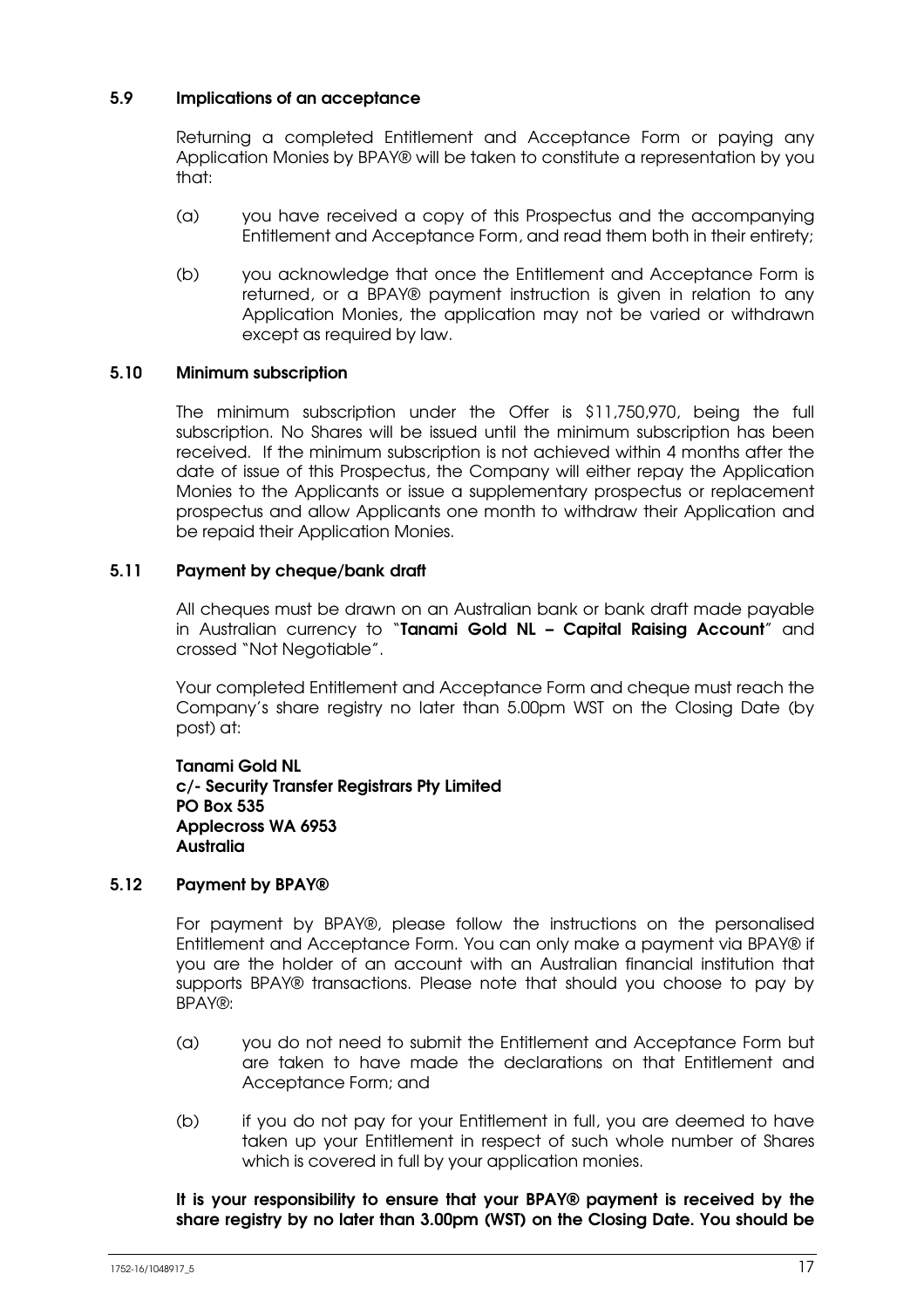### 5.9 Implications of an acceptance

Returning a completed Entitlement and Acceptance Form or paying any Application Monies by BPAY® will be taken to constitute a representation by you that:

(a) you have received a copy of this Prospectus and the accompanying Entitlement and Acceptance Form, and read them both in their entirety;

(b) you acknowledge that once the Entitlement and Acceptance Form is returned, or a BPAY® payment instruction is given in relation to any Application Monies, the application may not be varied or withdrawn except as required by law.

### 5.10 Minimum subscription

The minimum subscription under the Offer is $11,750,970, being the full subscription. No Shares will be issued until the minimum subscription has been received. If the minimum subscription is not achieved within 4 months after the date of issue of this Prospectus, the Company will either repay the Application Monies to the Applicants or issue a supplementary prospectus or replacement prospectus and allow Applicants one month to withdraw their Application and be repaid their Application Monies.

### 5.11 Payment by cheque/bank draft

All cheques must be drawn on an Australian bank or bank draft made payable in Australian currency to "**Tanami Gold NL – Capital Raising Account**" and crossed "Not Negotiable".

Your completed Entitlement and Acceptance Form and cheque must reach the Company's share registry no later than 5.00pm WST on the Closing Date (by post) at:

**Tanami Gold NL**
**c/- Security Transfer Registrars Pty Limited**
**PO Box 535**
**Applecross WA 6953**
**Australia**

### 5.12 Payment by BPAY®

For payment by BPAY®, please follow the instructions on the personalised Entitlement and Acceptance Form. You can only make a payment via BPAY® if you are the holder of an account with an Australian financial institution that supports BPAY® transactions. Please note that should you choose to pay by BPAY®:

(a) you do not need to submit the Entitlement and Acceptance Form but are taken to have made the declarations on that Entitlement and Acceptance Form; and

(b) if you do not pay for your Entitlement in full, you are deemed to have taken up your Entitlement in respect of such whole number of Shares which is covered in full by your application monies.

**It is your responsibility to ensure that your BPAY® payment is received by the share registry by no later than 3.00pm (WST) on the Closing Date. You should be**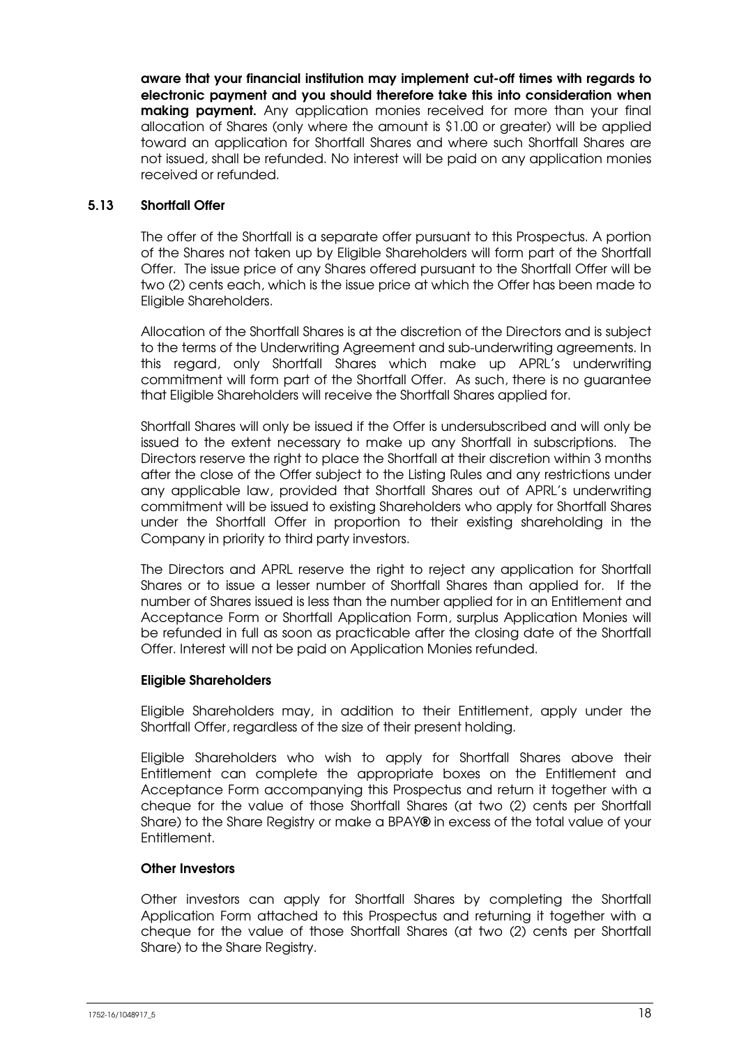**aware that your financial institution may implement cut-off times with regards to electronic payment and you should therefore take this into consideration when making payment.** Any application monies received for more than your final allocation of Shares (only where the amount is $1.00 or greater) will be applied toward an application for Shortfall Shares and where such Shortfall Shares are not issued, shall be refunded. No interest will be paid on any application monies received or refunded.

### 5.13 Shortfall Offer

The offer of the Shortfall is a separate offer pursuant to this Prospectus. A portion of the Shares not taken up by Eligible Shareholders will form part of the Shortfall Offer. The issue price of any Shares offered pursuant to the Shortfall Offer will be two (2) cents each, which is the issue price at which the Offer has been made to Eligible Shareholders.

Allocation of the Shortfall Shares is at the discretion of the Directors and is subject to the terms of the Underwriting Agreement and sub-underwriting agreements. In this regard, only Shortfall Shares which make up APRL's underwriting commitment will form part of the Shortfall Offer. As such, there is no guarantee that Eligible Shareholders will receive the Shortfall Shares applied for.

Shortfall Shares will only be issued if the Offer is undersubscribed and will only be issued to the extent necessary to make up any Shortfall in subscriptions. The Directors reserve the right to place the Shortfall at their discretion within 3 months after the close of the Offer subject to the Listing Rules and any restrictions under any applicable law, provided that Shortfall Shares out of APRL's underwriting commitment will be issued to existing Shareholders who apply for Shortfall Shares under the Shortfall Offer in proportion to their existing shareholding in the Company in priority to third party investors.

The Directors and APRL reserve the right to reject any application for Shortfall Shares or to issue a lesser number of Shortfall Shares than applied for. If the number of Shares issued is less than the number applied for in an Entitlement and Acceptance Form or Shortfall Application Form, surplus Application Monies will be refunded in full as soon as practicable after the closing date of the Shortfall Offer. Interest will not be paid on Application Monies refunded.

#### Eligible Shareholders

Eligible Shareholders may, in addition to their Entitlement, apply under the Shortfall Offer, regardless of the size of their present holding.

Eligible Shareholders who wish to apply for Shortfall Shares above their Entitlement can complete the appropriate boxes on the Entitlement and Acceptance Form accompanying this Prospectus and return it together with a cheque for the value of those Shortfall Shares (at two (2) cents per Shortfall Share) to the Share Registry or make a BPAY® in excess of the total value of your Entitlement.

#### Other Investors

Other investors can apply for Shortfall Shares by completing the Shortfall Application Form attached to this Prospectus and returning it together with a cheque for the value of those Shortfall Shares (at two (2) cents per Shortfall Share) to the Share Registry.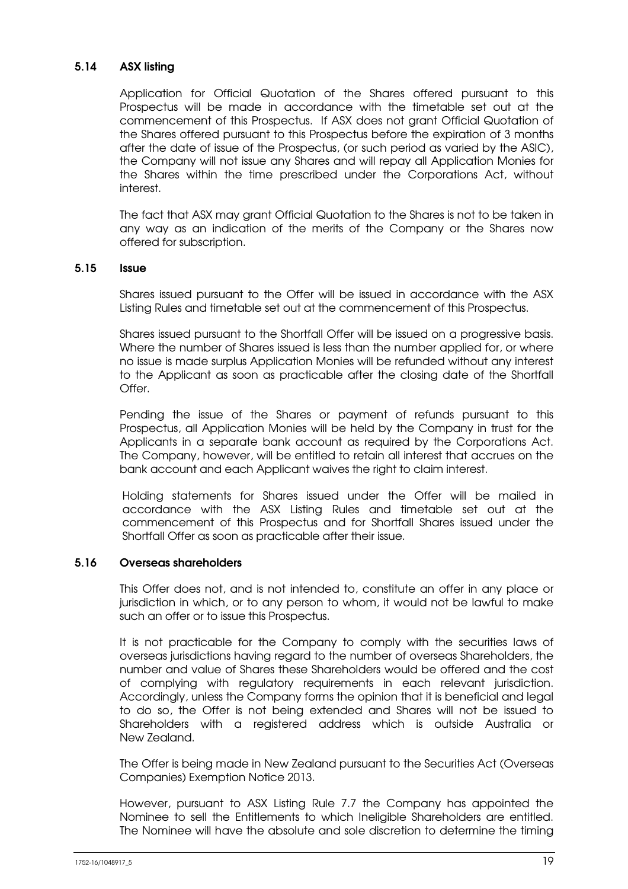### 5.14 ASX listing

Application for Official Quotation of the Shares offered pursuant to this Prospectus will be made in accordance with the timetable set out at the commencement of this Prospectus. If ASX does not grant Official Quotation of the Shares offered pursuant to this Prospectus before the expiration of 3 months after the date of issue of the Prospectus, (or such period as varied by the ASIC), the Company will not issue any Shares and will repay all Application Monies for the Shares within the time prescribed under the Corporations Act, without interest.

The fact that ASX may grant Official Quotation to the Shares is not to be taken in any way as an indication of the merits of the Company or the Shares now offered for subscription.

### 5.15 Issue

Shares issued pursuant to the Offer will be issued in accordance with the ASX Listing Rules and timetable set out at the commencement of this Prospectus.

Shares issued pursuant to the Shortfall Offer will be issued on a progressive basis. Where the number of Shares issued is less than the number applied for, or where no issue is made surplus Application Monies will be refunded without any interest to the Applicant as soon as practicable after the closing date of the Shortfall Offer.

Pending the issue of the Shares or payment of refunds pursuant to this Prospectus, all Application Monies will be held by the Company in trust for the Applicants in a separate bank account as required by the Corporations Act. The Company, however, will be entitled to retain all interest that accrues on the bank account and each Applicant waives the right to claim interest.

Holding statements for Shares issued under the Offer will be mailed in accordance with the ASX Listing Rules and timetable set out at the commencement of this Prospectus and for Shortfall Shares issued under the Shortfall Offer as soon as practicable after their issue.

### 5.16 Overseas shareholders

This Offer does not, and is not intended to, constitute an offer in any place or jurisdiction in which, or to any person to whom, it would not be lawful to make such an offer or to issue this Prospectus.

It is not practicable for the Company to comply with the securities laws of overseas jurisdictions having regard to the number of overseas Shareholders, the number and value of Shares these Shareholders would be offered and the cost of complying with regulatory requirements in each relevant jurisdiction. Accordingly, unless the Company forms the opinion that it is beneficial and legal to do so, the Offer is not being extended and Shares will not be issued to Shareholders with a registered address which is outside Australia or New Zealand.

The Offer is being made in New Zealand pursuant to the Securities Act (Overseas Companies) Exemption Notice 2013.

However, pursuant to ASX Listing Rule 7.7 the Company has appointed the Nominee to sell the Entitlements to which Ineligible Shareholders are entitled. The Nominee will have the absolute and sole discretion to determine the timing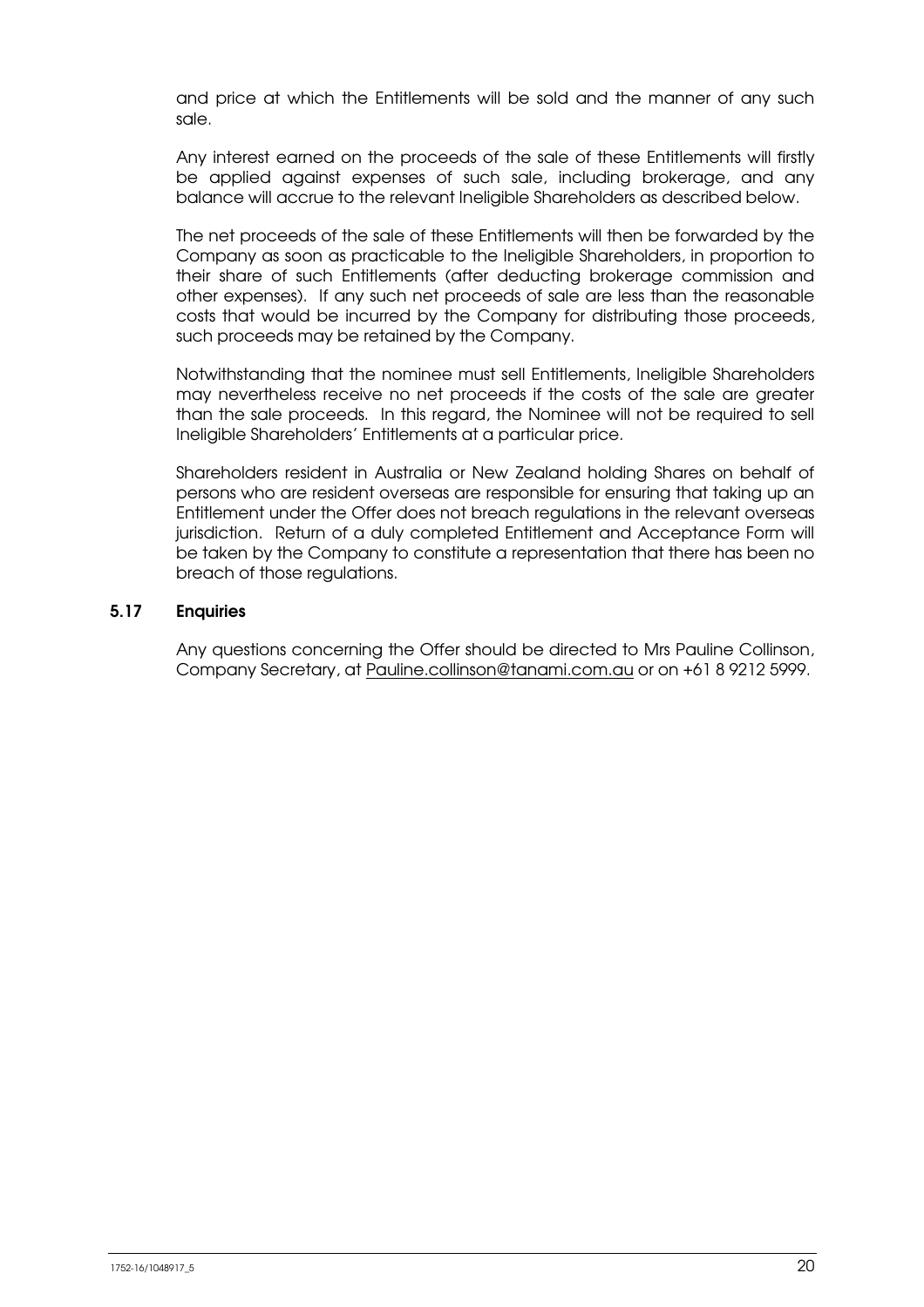and price at which the Entitlements will be sold and the manner of any such sale.

Any interest earned on the proceeds of the sale of these Entitlements will firstly be applied against expenses of such sale, including brokerage, and any balance will accrue to the relevant Ineligible Shareholders as described below.

The net proceeds of the sale of these Entitlements will then be forwarded by the Company as soon as practicable to the Ineligible Shareholders, in proportion to their share of such Entitlements (after deducting brokerage commission and other expenses). If any such net proceeds of sale are less than the reasonable costs that would be incurred by the Company for distributing those proceeds, such proceeds may be retained by the Company.

Notwithstanding that the nominee must sell Entitlements, Ineligible Shareholders may nevertheless receive no net proceeds if the costs of the sale are greater than the sale proceeds. In this regard, the Nominee will not be required to sell Ineligible Shareholders' Entitlements at a particular price.

Shareholders resident in Australia or New Zealand holding Shares on behalf of persons who are resident overseas are responsible for ensuring that taking up an Entitlement under the Offer does not breach regulations in the relevant overseas jurisdiction. Return of a duly completed Entitlement and Acceptance Form will be taken by the Company to constitute a representation that there has been no breach of those regulations.

### 5.17 Enquiries

Any questions concerning the Offer should be directed to Mrs Pauline Collinson, Company Secretary, at Pauline.collinson@tanami.com.au or on +61 8 9212 5999.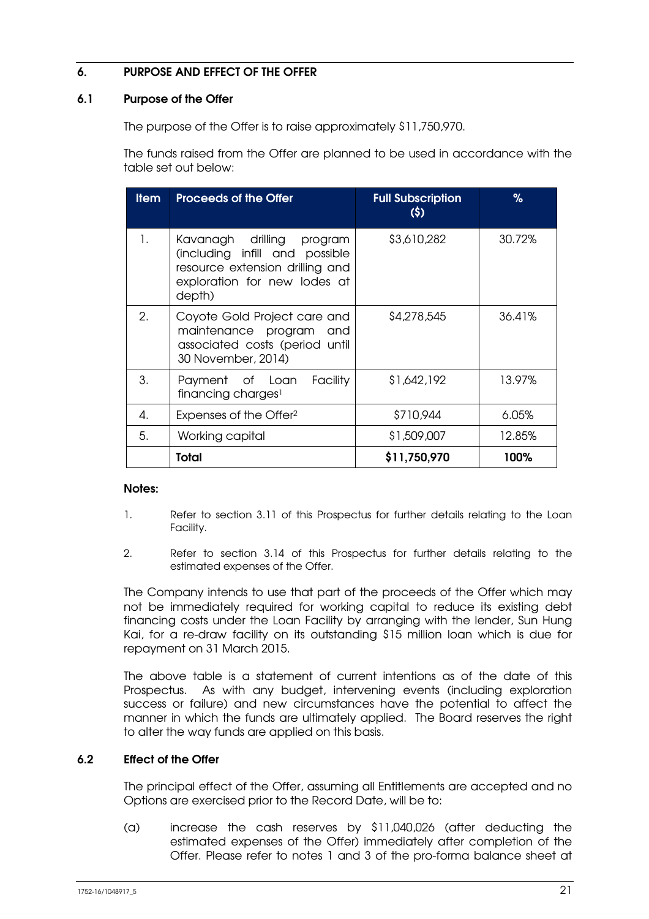## 6. PURPOSE AND EFFECT OF THE OFFER

### 6.1 Purpose of the Offer

The purpose of the Offer is to raise approximately $11,750,970.

The funds raised from the Offer are planned to be used in accordance with the table set out below:

| Item | Proceeds of the Offer | Full Subscription ($) | % |
|---|---|---|---|
| 1. | Kavanagh drilling program (including infill and possible resource extension drilling and exploration for new lodes at depth) | $3,610,282 | 30.72% |
| 2. | Coyote Gold Project care and maintenance program and associated costs (period until 30 November, 2014) | $4,278,545 | 36.41% |
| 3. | Payment of Loan Facility financing charges[1] | $1,642,192 | 13.97% |
| 4. | Expenses of the Offer[2] | $710,944 | 6.05% |
| 5. | Working capital | $1,509,007 | 12.85% |
| | **Total** | **$11,750,970** | **100%** |

**Notes:**

1. Refer to section 3.11 of this Prospectus for further details relating to the Loan Facility.

2. Refer to section 3.14 of this Prospectus for further details relating to the estimated expenses of the Offer.

The Company intends to use that part of the proceeds of the Offer which may not be immediately required for working capital to reduce its existing debt financing costs under the Loan Facility by arranging with the lender, Sun Hung Kai, for a re-draw facility on its outstanding $15 million loan which is due for repayment on 31 March 2015.

The above table is a statement of current intentions as of the date of this Prospectus. As with any budget, intervening events (including exploration success or failure) and new circumstances have the potential to affect the manner in which the funds are ultimately applied. The Board reserves the right to alter the way funds are applied on this basis.

### 6.2 Effect of the Offer

The principal effect of the Offer, assuming all Entitlements are accepted and no Options are exercised prior to the Record Date, will be to:

(a) increase the cash reserves by $11,040,026 (after deducting the estimated expenses of the Offer) immediately after completion of the Offer. Please refer to notes 1 and 3 of the pro-forma balance sheet at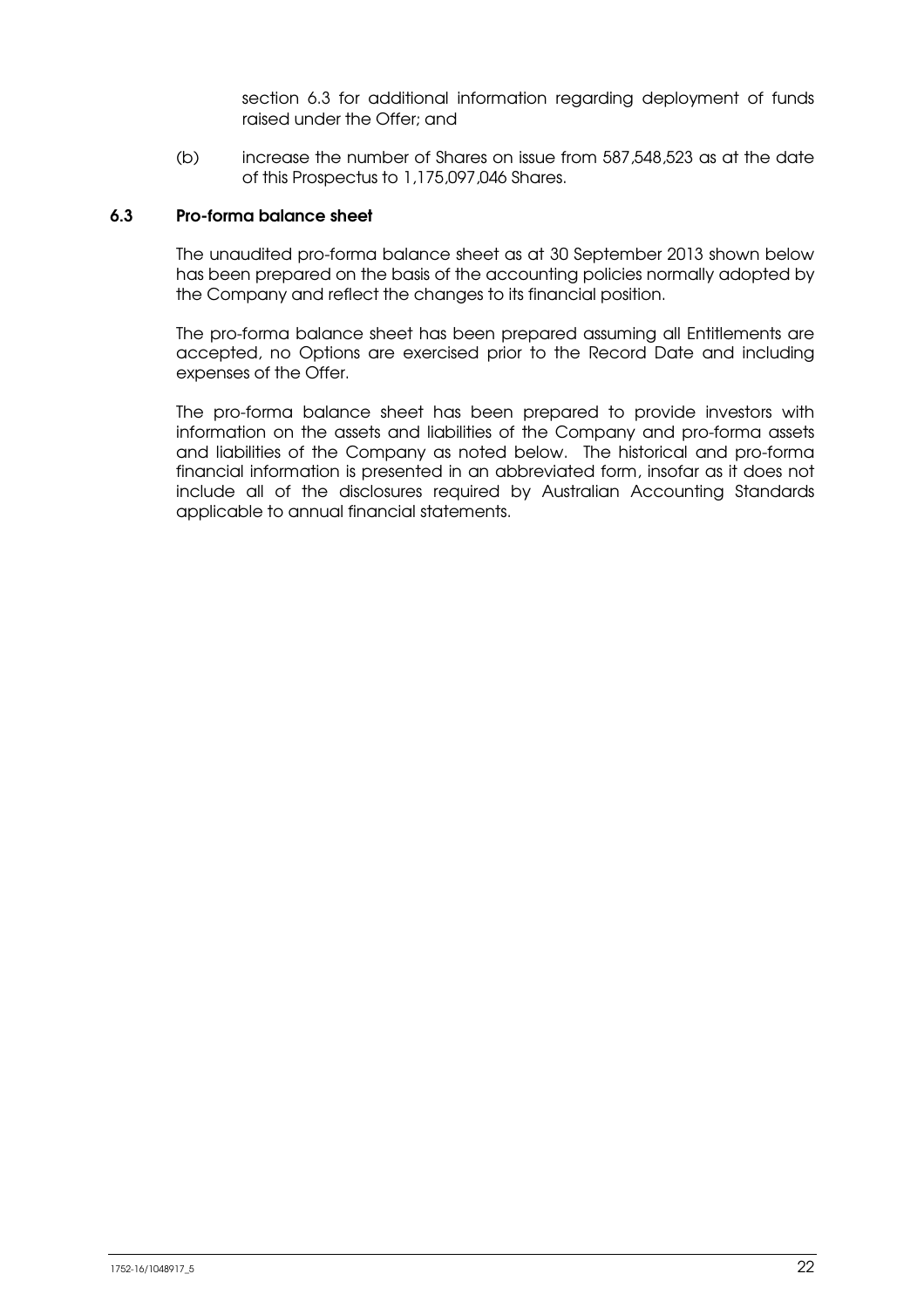section 6.3 for additional information regarding deployment of funds raised under the Offer; and

(b) increase the number of Shares on issue from 587,548,523 as at the date of this Prospectus to 1,175,097,046 Shares.

### 6.3 Pro-forma balance sheet

The unaudited pro-forma balance sheet as at 30 September 2013 shown below has been prepared on the basis of the accounting policies normally adopted by the Company and reflect the changes to its financial position.

The pro-forma balance sheet has been prepared assuming all Entitlements are accepted, no Options are exercised prior to the Record Date and including expenses of the Offer.

The pro-forma balance sheet has been prepared to provide investors with information on the assets and liabilities of the Company and pro-forma assets and liabilities of the Company as noted below. The historical and pro-forma financial information is presented in an abbreviated form, insofar as it does not include all of the disclosures required by Australian Accounting Standards applicable to annual financial statements.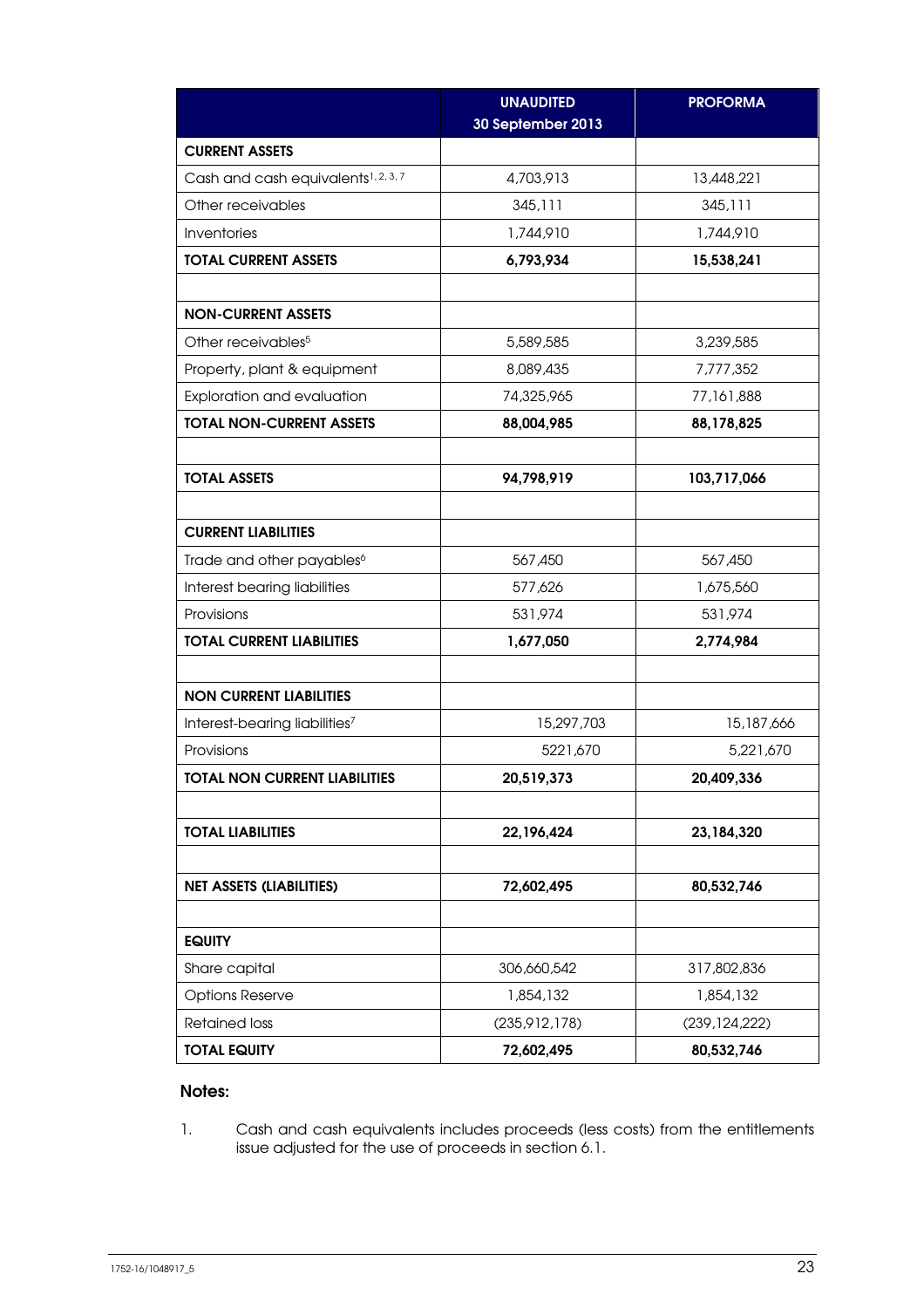| | UNAUDITED 30 September 2013 | PROFORMA |
|---|---|---|
| **CURRENT ASSETS** | | |
| Cash and cash equivalents[1, 2, 3, 7] | 4,703,913 | 13,448,221 |
| Other receivables | 345,111 | 345,111 |
| Inventories | 1,744,910 | 1,744,910 |
| **TOTAL CURRENT ASSETS** | **6,793,934** | **15,538,241** |
| | | |
| **NON-CURRENT ASSETS** | | |
| Other receivables[5] | 5,589,585 | 3,239,585 |
| Property, plant & equipment | 8,089,435 | 7,777,352 |
| Exploration and evaluation | 74,325,965 | 77,161,888 |
| **TOTAL NON-CURRENT ASSETS** | **88,004,985** | **88,178,825** |
| | | |
| **TOTAL ASSETS** | **94,798,919** | **103,717,066** |
| | | |
| **CURRENT LIABILITIES** | | |
| Trade and other payables[6] | 567,450 | 567,450 |
| Interest bearing liabilities | 577,626 | 1,675,560 |
| Provisions | 531,974 | 531,974 |
| **TOTAL CURRENT LIABILITIES** | **1,677,050** | **2,774,984** |
| | | |
| **NON CURRENT LIABILITIES** | | |
| Interest-bearing liabilities[7] | 15,297,703 | 15,187,666 |
| Provisions | 5221,670 | 5,221,670 |
| **TOTAL NON CURRENT LIABILITIES** | **20,519,373** | **20,409,336** |
| | | |
| **TOTAL LIABILITIES** | **22,196,424** | **23,184,320** |
| | | |
| **NET ASSETS (LIABILITIES)** | **72,602,495** | **80,532,746** |
| | | |
| **EQUITY** | | |
| Share capital | 306,660,542 | 317,802,836 |
| Options Reserve | 1,854,132 | 1,854,132 |
| Retained loss | (235,912,178) | (239,124,222) |
| **TOTAL EQUITY** | **72,602,495** | **80,532,746** |

**Notes:**

1. Cash and cash equivalents includes proceeds (less costs) from the entitlements issue adjusted for the use of proceeds in section 6.1.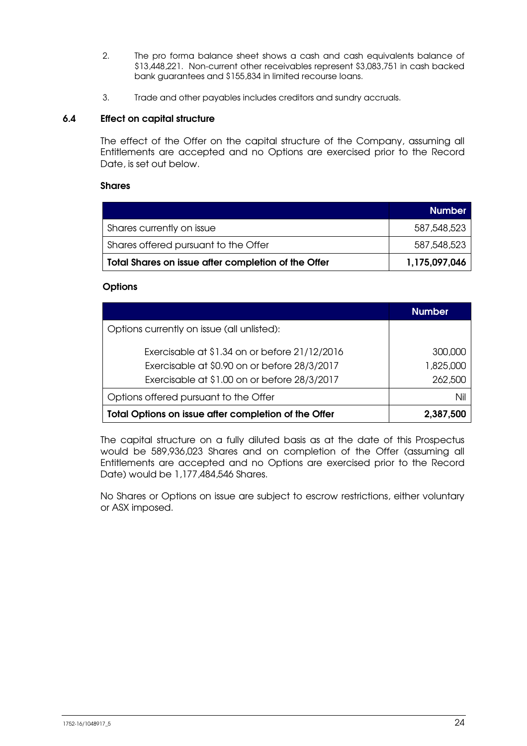2. The pro forma balance sheet shows a cash and cash equivalents balance of $13,448,221. Non-current other receivables represent $3,083,751 in cash backed bank guarantees and $155,834 in limited recourse loans.

3. Trade and other payables includes creditors and sundry accruals.

## 6.4 Effect on capital structure

The effect of the Offer on the capital structure of the Company, assuming all Entitlements are accepted and no Options are exercised prior to the Record Date, is set out below.

**Shares**

| | Number |
|---|---|
| Shares currently on issue | 587,548,523 |
| Shares offered pursuant to the Offer | 587,548,523 |
| **Total Shares on issue after completion of the Offer** | **1,175,097,046** |

**Options**

| | Number |
|---|---|
| Options currently on issue (all unlisted): | |
| Exercisable at $1.34 on or before 21/12/2016 | 300,000 |
| Exercisable at $0.90 on or before 28/3/2017 | 1,825,000 |
| Exercisable at $1.00 on or before 28/3/2017 | 262,500 |
| Options offered pursuant to the Offer | Nil |
| **Total Options on issue after completion of the Offer** | **2,387,500** |

The capital structure on a fully diluted basis as at the date of this Prospectus would be 589,936,023 Shares and on completion of the Offer (assuming all Entitlements are accepted and no Options are exercised prior to the Record Date) would be 1,177,484,546 Shares.

No Shares or Options on issue are subject to escrow restrictions, either voluntary or ASX imposed.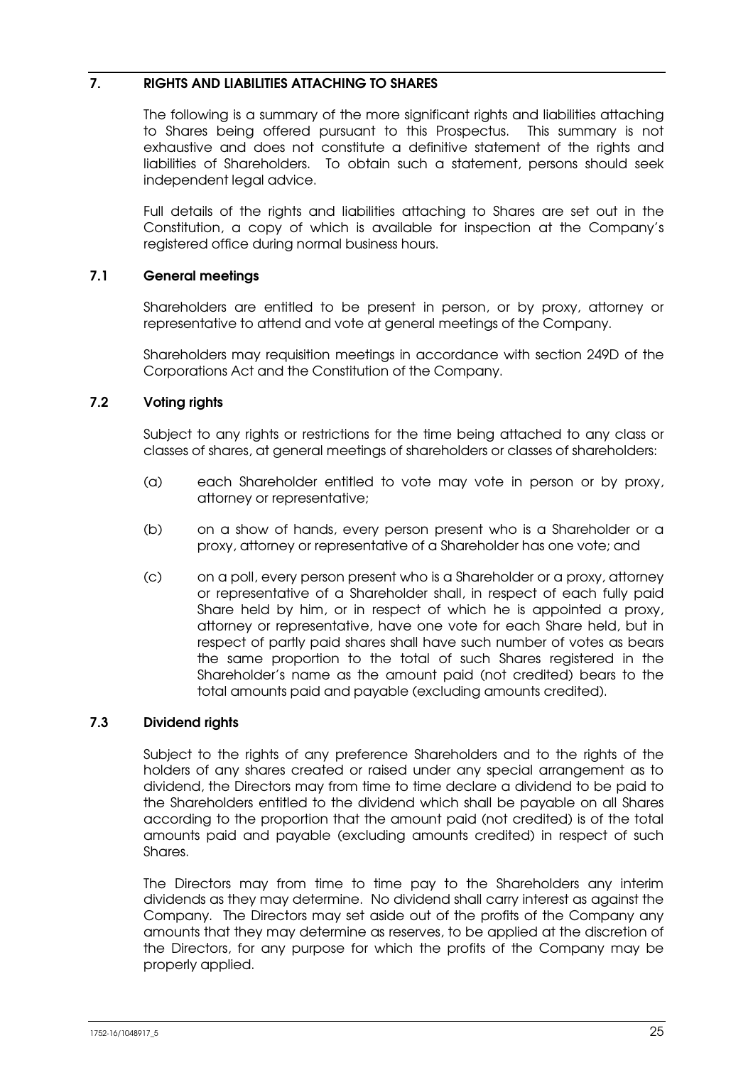## 7. RIGHTS AND LIABILITIES ATTACHING TO SHARES

The following is a summary of the more significant rights and liabilities attaching to Shares being offered pursuant to this Prospectus. This summary is not exhaustive and does not constitute a definitive statement of the rights and liabilities of Shareholders. To obtain such a statement, persons should seek independent legal advice.

Full details of the rights and liabilities attaching to Shares are set out in the Constitution, a copy of which is available for inspection at the Company's registered office during normal business hours.

### 7.1 General meetings

Shareholders are entitled to be present in person, or by proxy, attorney or representative to attend and vote at general meetings of the Company.

Shareholders may requisition meetings in accordance with section 249D of the Corporations Act and the Constitution of the Company.

### 7.2 Voting rights

Subject to any rights or restrictions for the time being attached to any class or classes of shares, at general meetings of shareholders or classes of shareholders:

(a) each Shareholder entitled to vote may vote in person or by proxy, attorney or representative;

(b) on a show of hands, every person present who is a Shareholder or a proxy, attorney or representative of a Shareholder has one vote; and

(c) on a poll, every person present who is a Shareholder or a proxy, attorney or representative of a Shareholder shall, in respect of each fully paid Share held by him, or in respect of which he is appointed a proxy, attorney or representative, have one vote for each Share held, but in respect of partly paid shares shall have such number of votes as bears the same proportion to the total of such Shares registered in the Shareholder's name as the amount paid (not credited) bears to the total amounts paid and payable (excluding amounts credited).

### 7.3 Dividend rights

Subject to the rights of any preference Shareholders and to the rights of the holders of any shares created or raised under any special arrangement as to dividend, the Directors may from time to time declare a dividend to be paid to the Shareholders entitled to the dividend which shall be payable on all Shares according to the proportion that the amount paid (not credited) is of the total amounts paid and payable (excluding amounts credited) in respect of such Shares.

The Directors may from time to time pay to the Shareholders any interim dividends as they may determine. No dividend shall carry interest as against the Company. The Directors may set aside out of the profits of the Company any amounts that they may determine as reserves, to be applied at the discretion of the Directors, for any purpose for which the profits of the Company may be properly applied.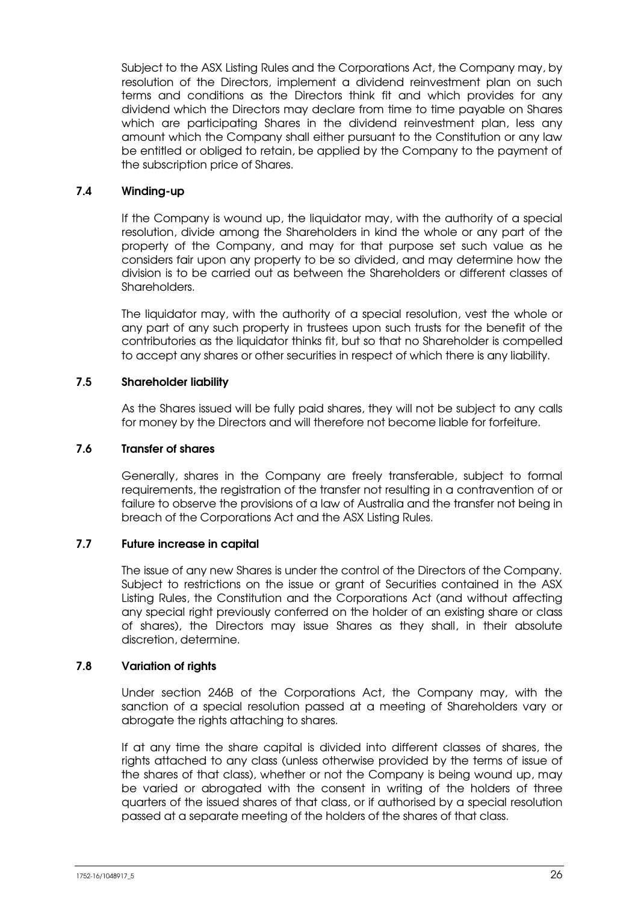Subject to the ASX Listing Rules and the Corporations Act, the Company may, by resolution of the Directors, implement a dividend reinvestment plan on such terms and conditions as the Directors think fit and which provides for any dividend which the Directors may declare from time to time payable on Shares which are participating Shares in the dividend reinvestment plan, less any amount which the Company shall either pursuant to the Constitution or any law be entitled or obliged to retain, be applied by the Company to the payment of the subscription price of Shares.

### 7.4 Winding-up

If the Company is wound up, the liquidator may, with the authority of a special resolution, divide among the Shareholders in kind the whole or any part of the property of the Company, and may for that purpose set such value as he considers fair upon any property to be so divided, and may determine how the division is to be carried out as between the Shareholders or different classes of Shareholders.

The liquidator may, with the authority of a special resolution, vest the whole or any part of any such property in trustees upon such trusts for the benefit of the contributories as the liquidator thinks fit, but so that no Shareholder is compelled to accept any shares or other securities in respect of which there is any liability.

### 7.5 Shareholder liability

As the Shares issued will be fully paid shares, they will not be subject to any calls for money by the Directors and will therefore not become liable for forfeiture.

### 7.6 Transfer of shares

Generally, shares in the Company are freely transferable, subject to formal requirements, the registration of the transfer not resulting in a contravention of or failure to observe the provisions of a law of Australia and the transfer not being in breach of the Corporations Act and the ASX Listing Rules.

### 7.7 Future increase in capital

The issue of any new Shares is under the control of the Directors of the Company. Subject to restrictions on the issue or grant of Securities contained in the ASX Listing Rules, the Constitution and the Corporations Act (and without affecting any special right previously conferred on the holder of an existing share or class of shares), the Directors may issue Shares as they shall, in their absolute discretion, determine.

### 7.8 Variation of rights

Under section 246B of the Corporations Act, the Company may, with the sanction of a special resolution passed at a meeting of Shareholders vary or abrogate the rights attaching to shares.

If at any time the share capital is divided into different classes of shares, the rights attached to any class (unless otherwise provided by the terms of issue of the shares of that class), whether or not the Company is being wound up, may be varied or abrogated with the consent in writing of the holders of three quarters of the issued shares of that class, or if authorised by a special resolution passed at a separate meeting of the holders of the shares of that class.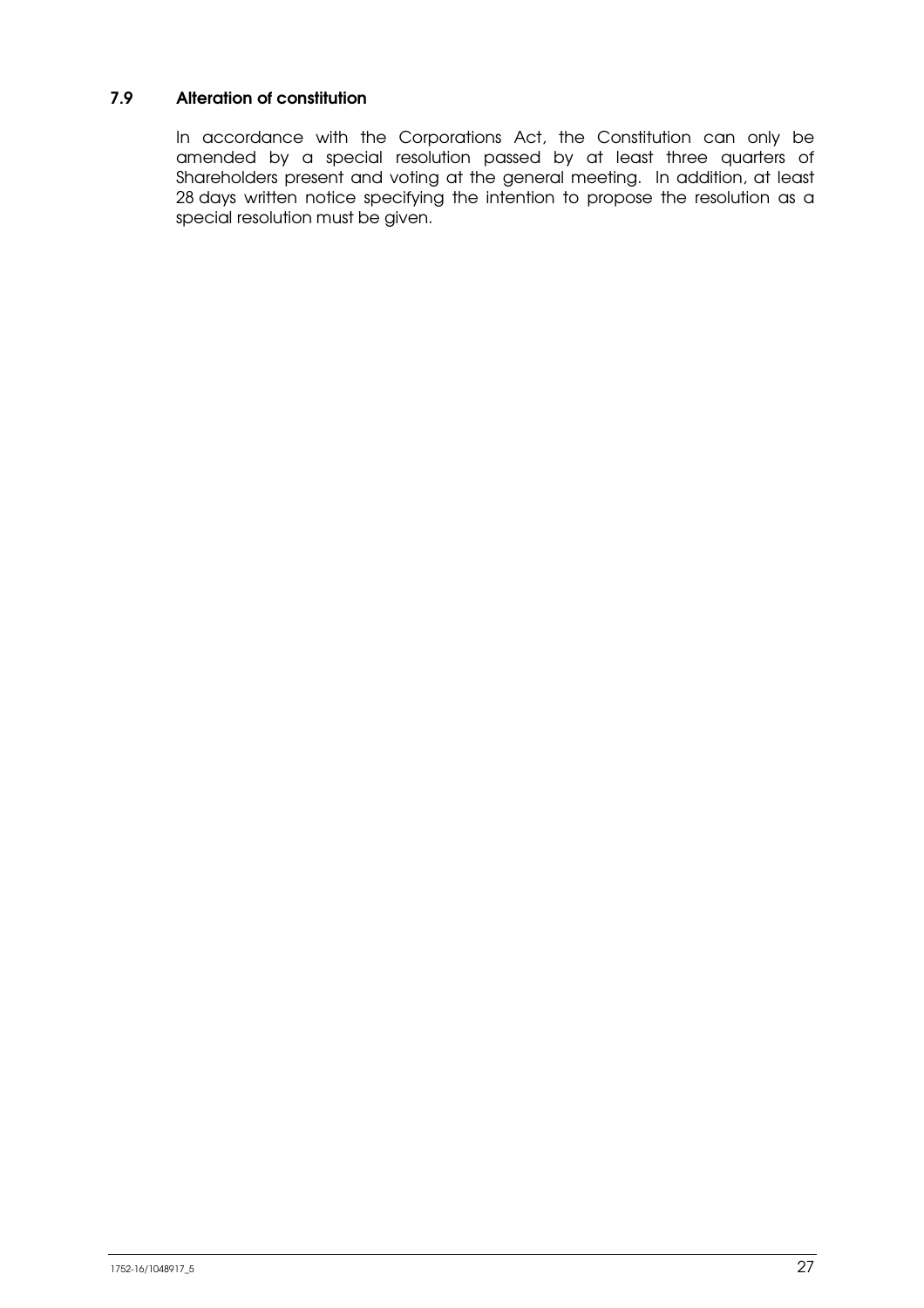### 7.9 Alteration of constitution

In accordance with the Corporations Act, the Constitution can only be amended by a special resolution passed by at least three quarters of Shareholders present and voting at the general meeting. In addition, at least 28 days written notice specifying the intention to propose the resolution as a special resolution must be given.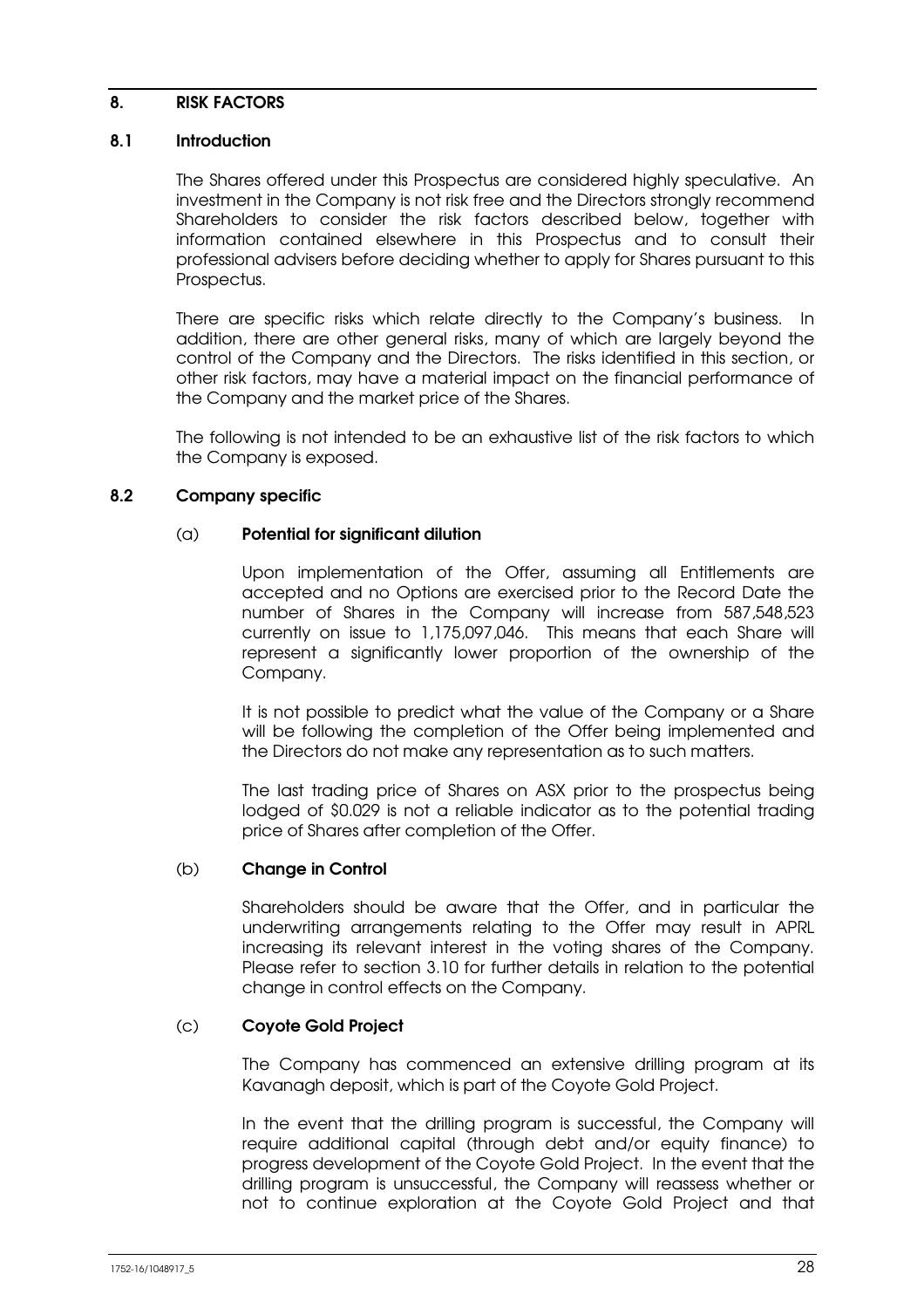## 8. RISK FACTORS

### 8.1 Introduction

The Shares offered under this Prospectus are considered highly speculative. An investment in the Company is not risk free and the Directors strongly recommend Shareholders to consider the risk factors described below, together with information contained elsewhere in this Prospectus and to consult their professional advisers before deciding whether to apply for Shares pursuant to this Prospectus.

There are specific risks which relate directly to the Company's business. In addition, there are other general risks, many of which are largely beyond the control of the Company and the Directors. The risks identified in this section, or other risk factors, may have a material impact on the financial performance of the Company and the market price of the Shares.

The following is not intended to be an exhaustive list of the risk factors to which the Company is exposed.

### 8.2 Company specific

#### (a) Potential for significant dilution

Upon implementation of the Offer, assuming all Entitlements are accepted and no Options are exercised prior to the Record Date the number of Shares in the Company will increase from 587,548,523 currently on issue to 1,175,097,046. This means that each Share will represent a significantly lower proportion of the ownership of the Company.

It is not possible to predict what the value of the Company or a Share will be following the completion of the Offer being implemented and the Directors do not make any representation as to such matters.

The last trading price of Shares on ASX prior to the prospectus being lodged of $0.029 is not a reliable indicator as to the potential trading price of Shares after completion of the Offer.

#### (b) Change in Control

Shareholders should be aware that the Offer, and in particular the underwriting arrangements relating to the Offer may result in APRL increasing its relevant interest in the voting shares of the Company. Please refer to section 3.10 for further details in relation to the potential change in control effects on the Company.

#### (c) Coyote Gold Project

The Company has commenced an extensive drilling program at its Kavanagh deposit, which is part of the Coyote Gold Project.

In the event that the drilling program is successful, the Company will require additional capital (through debt and/or equity finance) to progress development of the Coyote Gold Project. In the event that the drilling program is unsuccessful, the Company will reassess whether or not to continue exploration at the Coyote Gold Project and that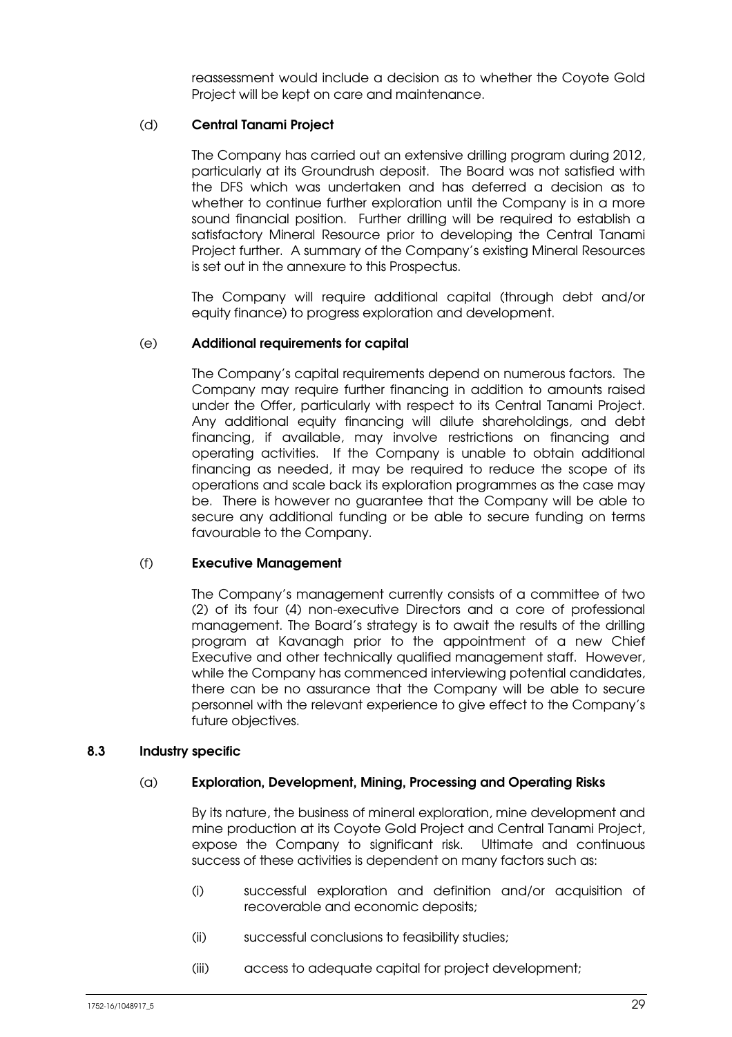reassessment would include a decision as to whether the Coyote Gold Project will be kept on care and maintenance.

(d) **Central Tanami Project**

The Company has carried out an extensive drilling program during 2012, particularly at its Groundrush deposit. The Board was not satisfied with the DFS which was undertaken and has deferred a decision as to whether to continue further exploration until the Company is in a more sound financial position. Further drilling will be required to establish a satisfactory Mineral Resource prior to developing the Central Tanami Project further. A summary of the Company's existing Mineral Resources is set out in the annexure to this Prospectus.

The Company will require additional capital (through debt and/or equity finance) to progress exploration and development.

(e) **Additional requirements for capital**

The Company's capital requirements depend on numerous factors. The Company may require further financing in addition to amounts raised under the Offer, particularly with respect to its Central Tanami Project. Any additional equity financing will dilute shareholdings, and debt financing, if available, may involve restrictions on financing and operating activities. If the Company is unable to obtain additional financing as needed, it may be required to reduce the scope of its operations and scale back its exploration programmes as the case may be. There is however no guarantee that the Company will be able to secure any additional funding or be able to secure funding on terms favourable to the Company.

(f) **Executive Management**

The Company's management currently consists of a committee of two (2) of its four (4) non-executive Directors and a core of professional management. The Board's strategy is to await the results of the drilling program at Kavanagh prior to the appointment of a new Chief Executive and other technically qualified management staff. However, while the Company has commenced interviewing potential candidates, there can be no assurance that the Company will be able to secure personnel with the relevant experience to give effect to the Company's future objectives.

### 8.3 Industry specific

(a) **Exploration, Development, Mining, Processing and Operating Risks**

By its nature, the business of mineral exploration, mine development and mine production at its Coyote Gold Project and Central Tanami Project, expose the Company to significant risk. Ultimate and continuous success of these activities is dependent on many factors such as:

(i) successful exploration and definition and/or acquisition of recoverable and economic deposits;

(ii) successful conclusions to feasibility studies;

(iii) access to adequate capital for project development;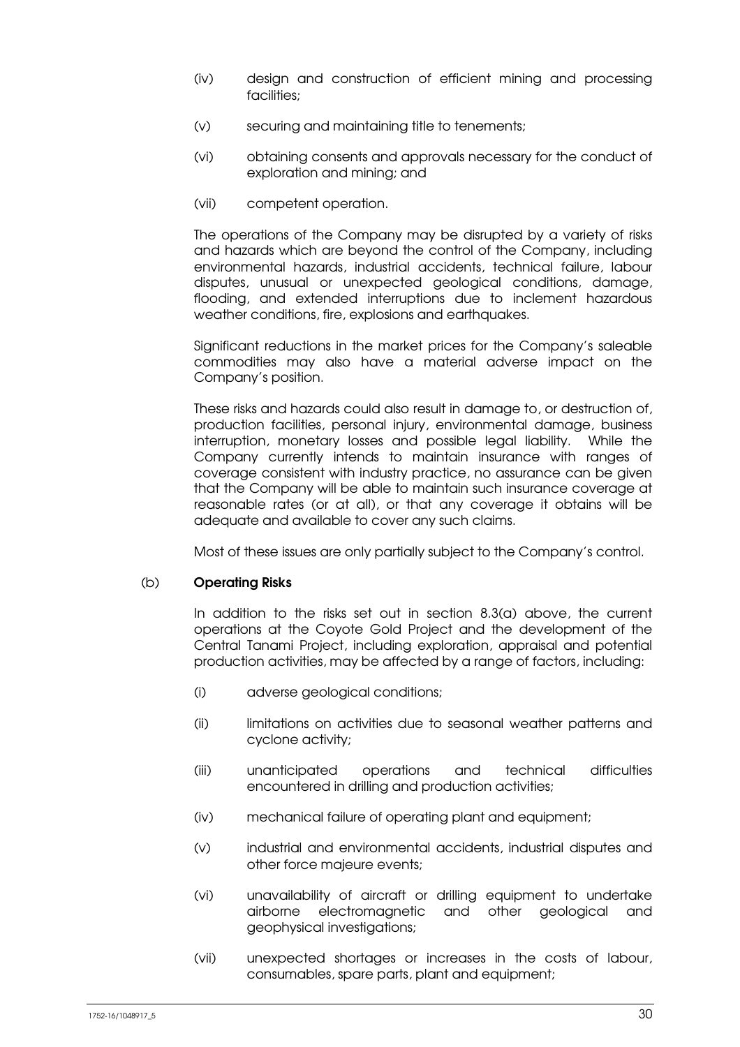(iv) design and construction of efficient mining and processing facilities;

(v) securing and maintaining title to tenements;

(vi) obtaining consents and approvals necessary for the conduct of exploration and mining; and

(vii) competent operation.

The operations of the Company may be disrupted by a variety of risks and hazards which are beyond the control of the Company, including environmental hazards, industrial accidents, technical failure, labour disputes, unusual or unexpected geological conditions, damage, flooding, and extended interruptions due to inclement hazardous weather conditions, fire, explosions and earthquakes.

Significant reductions in the market prices for the Company's saleable commodities may also have a material adverse impact on the Company's position.

These risks and hazards could also result in damage to, or destruction of, production facilities, personal injury, environmental damage, business interruption, monetary losses and possible legal liability. While the Company currently intends to maintain insurance with ranges of coverage consistent with industry practice, no assurance can be given that the Company will be able to maintain such insurance coverage at reasonable rates (or at all), or that any coverage it obtains will be adequate and available to cover any such claims.

Most of these issues are only partially subject to the Company's control.

(b) **Operating Risks**

In addition to the risks set out in section 8.3(a) above, the current operations at the Coyote Gold Project and the development of the Central Tanami Project, including exploration, appraisal and potential production activities, may be affected by a range of factors, including:

(i) adverse geological conditions;

(ii) limitations on activities due to seasonal weather patterns and cyclone activity;

(iii) unanticipated operations and technical difficulties encountered in drilling and production activities;

(iv) mechanical failure of operating plant and equipment;

(v) industrial and environmental accidents, industrial disputes and other force majeure events;

(vi) unavailability of aircraft or drilling equipment to undertake airborne electromagnetic and other geological and geophysical investigations;

(vii) unexpected shortages or increases in the costs of labour, consumables, spare parts, plant and equipment;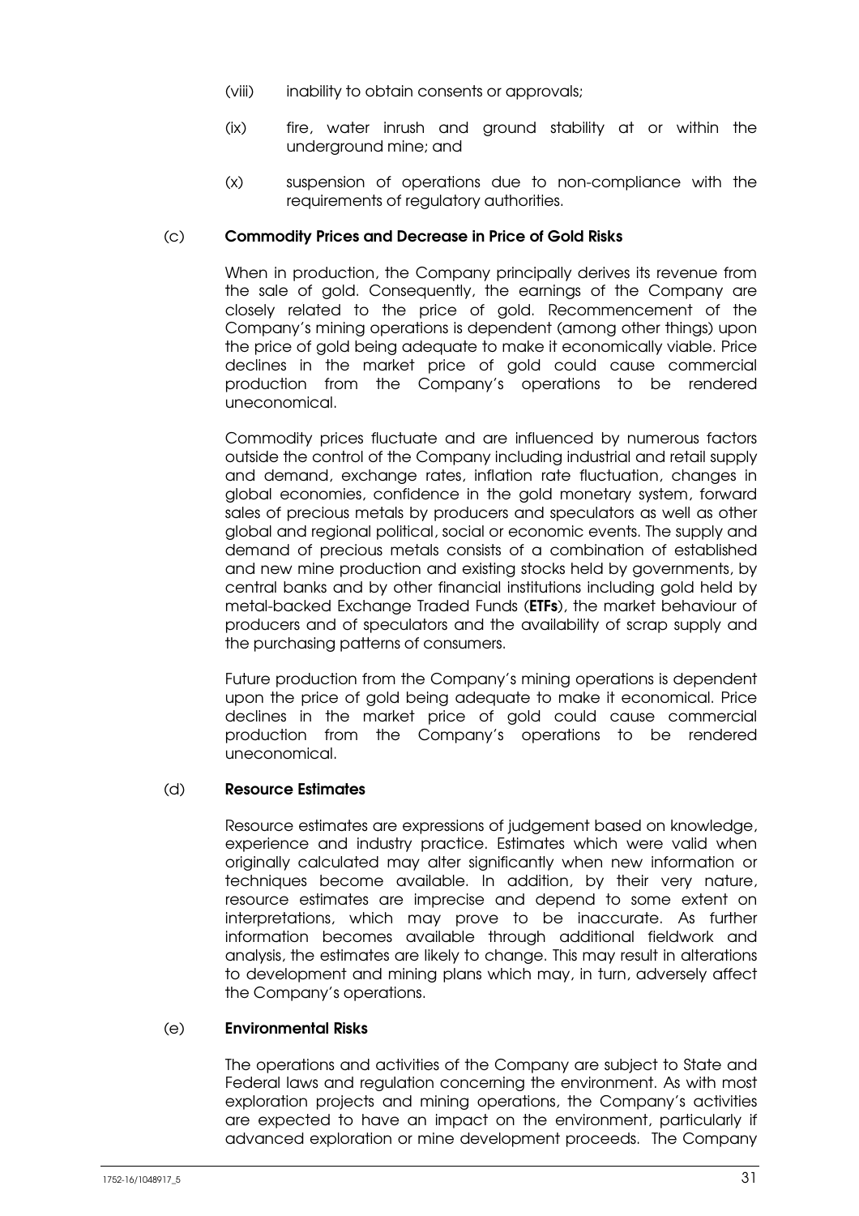(viii) inability to obtain consents or approvals;

(ix) fire, water inrush and ground stability at or within the underground mine; and

(x) suspension of operations due to non-compliance with the requirements of regulatory authorities.

(c) **Commodity Prices and Decrease in Price of Gold Risks**

When in production, the Company principally derives its revenue from the sale of gold. Consequently, the earnings of the Company are closely related to the price of gold. Recommencement of the Company's mining operations is dependent (among other things) upon the price of gold being adequate to make it economically viable. Price declines in the market price of gold could cause commercial production from the Company's operations to be rendered uneconomical.

Commodity prices fluctuate and are influenced by numerous factors outside the control of the Company including industrial and retail supply and demand, exchange rates, inflation rate fluctuation, changes in global economies, confidence in the gold monetary system, forward sales of precious metals by producers and speculators as well as other global and regional political, social or economic events. The supply and demand of precious metals consists of a combination of established and new mine production and existing stocks held by governments, by central banks and by other financial institutions including gold held by metal-backed Exchange Traded Funds (**ETFs**), the market behaviour of producers and of speculators and the availability of scrap supply and the purchasing patterns of consumers.

Future production from the Company's mining operations is dependent upon the price of gold being adequate to make it economical. Price declines in the market price of gold could cause commercial production from the Company's operations to be rendered uneconomical.

(d) **Resource Estimates**

Resource estimates are expressions of judgement based on knowledge, experience and industry practice. Estimates which were valid when originally calculated may alter significantly when new information or techniques become available. In addition, by their very nature, resource estimates are imprecise and depend to some extent on interpretations, which may prove to be inaccurate. As further information becomes available through additional fieldwork and analysis, the estimates are likely to change. This may result in alterations to development and mining plans which may, in turn, adversely affect the Company's operations.

(e) **Environmental Risks**

The operations and activities of the Company are subject to State and Federal laws and regulation concerning the environment. As with most exploration projects and mining operations, the Company's activities are expected to have an impact on the environment, particularly if advanced exploration or mine development proceeds. The Company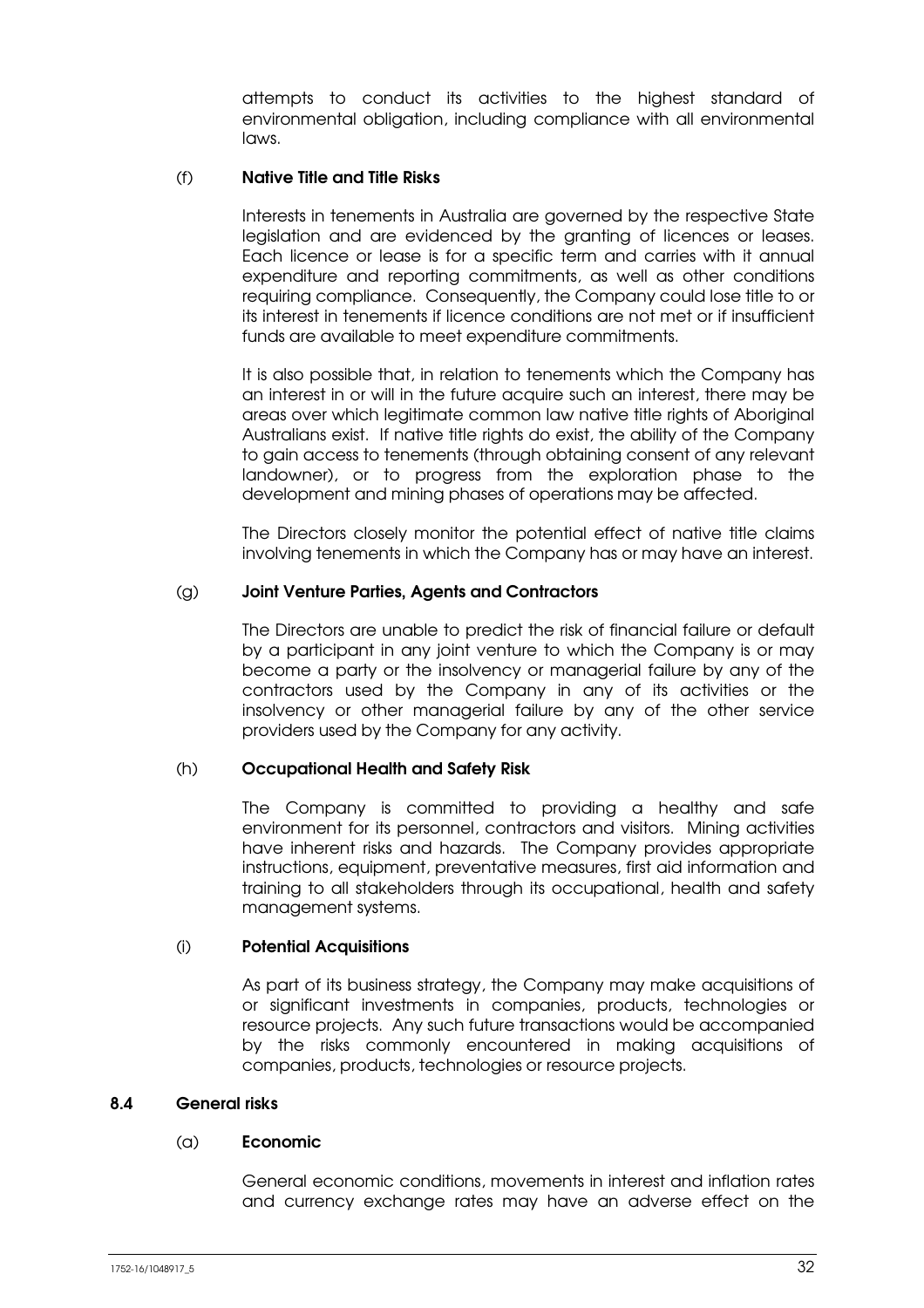attempts to conduct its activities to the highest standard of environmental obligation, including compliance with all environmental laws.

### (f) Native Title and Title Risks

Interests in tenements in Australia are governed by the respective State legislation and are evidenced by the granting of licences or leases. Each licence or lease is for a specific term and carries with it annual expenditure and reporting commitments, as well as other conditions requiring compliance. Consequently, the Company could lose title to or its interest in tenements if licence conditions are not met or if insufficient funds are available to meet expenditure commitments.

It is also possible that, in relation to tenements which the Company has an interest in or will in the future acquire such an interest, there may be areas over which legitimate common law native title rights of Aboriginal Australians exist. If native title rights do exist, the ability of the Company to gain access to tenements (through obtaining consent of any relevant landowner), or to progress from the exploration phase to the development and mining phases of operations may be affected.

The Directors closely monitor the potential effect of native title claims involving tenements in which the Company has or may have an interest.

### (g) Joint Venture Parties, Agents and Contractors

The Directors are unable to predict the risk of financial failure or default by a participant in any joint venture to which the Company is or may become a party or the insolvency or managerial failure by any of the contractors used by the Company in any of its activities or the insolvency or other managerial failure by any of the other service providers used by the Company for any activity.

### (h) Occupational Health and Safety Risk

The Company is committed to providing a healthy and safe environment for its personnel, contractors and visitors. Mining activities have inherent risks and hazards. The Company provides appropriate instructions, equipment, preventative measures, first aid information and training to all stakeholders through its occupational, health and safety management systems.

### (i) Potential Acquisitions

As part of its business strategy, the Company may make acquisitions of or significant investments in companies, products, technologies or resource projects. Any such future transactions would be accompanied by the risks commonly encountered in making acquisitions of companies, products, technologies or resource projects.

## 8.4 General risks

### (a) Economic

General economic conditions, movements in interest and inflation rates and currency exchange rates may have an adverse effect on the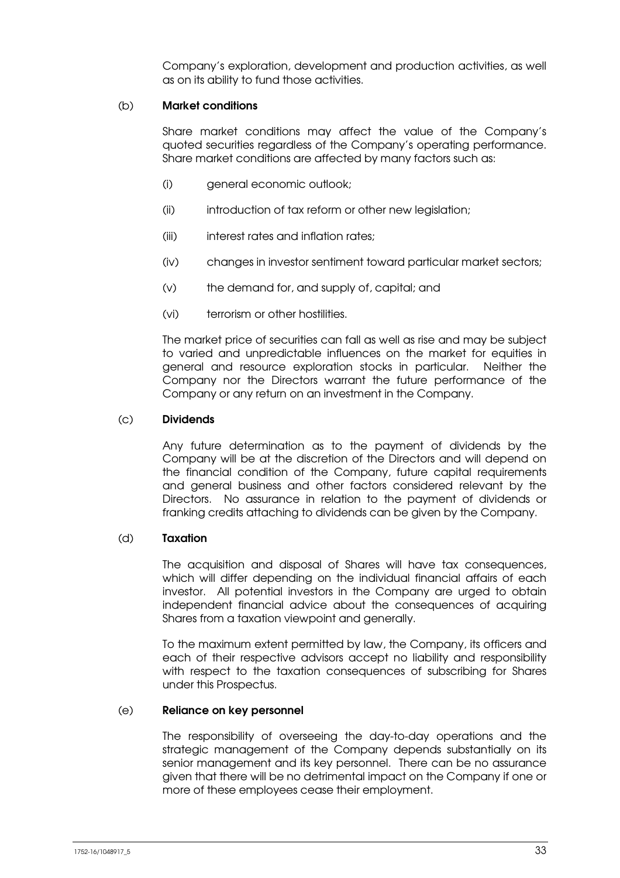Company's exploration, development and production activities, as well as on its ability to fund those activities.

(b) **Market conditions**

Share market conditions may affect the value of the Company's quoted securities regardless of the Company's operating performance. Share market conditions are affected by many factors such as:

(i) general economic outlook;

(ii) introduction of tax reform or other new legislation;

(iii) interest rates and inflation rates;

(iv) changes in investor sentiment toward particular market sectors;

(v) the demand for, and supply of, capital; and

(vi) terrorism or other hostilities.

The market price of securities can fall as well as rise and may be subject to varied and unpredictable influences on the market for equities in general and resource exploration stocks in particular. Neither the Company nor the Directors warrant the future performance of the Company or any return on an investment in the Company.

(c) **Dividends**

Any future determination as to the payment of dividends by the Company will be at the discretion of the Directors and will depend on the financial condition of the Company, future capital requirements and general business and other factors considered relevant by the Directors. No assurance in relation to the payment of dividends or franking credits attaching to dividends can be given by the Company.

(d) **Taxation**

The acquisition and disposal of Shares will have tax consequences, which will differ depending on the individual financial affairs of each investor. All potential investors in the Company are urged to obtain independent financial advice about the consequences of acquiring Shares from a taxation viewpoint and generally.

To the maximum extent permitted by law, the Company, its officers and each of their respective advisors accept no liability and responsibility with respect to the taxation consequences of subscribing for Shares under this Prospectus.

(e) **Reliance on key personnel**

The responsibility of overseeing the day-to-day operations and the strategic management of the Company depends substantially on its senior management and its key personnel. There can be no assurance given that there will be no detrimental impact on the Company if one or more of these employees cease their employment.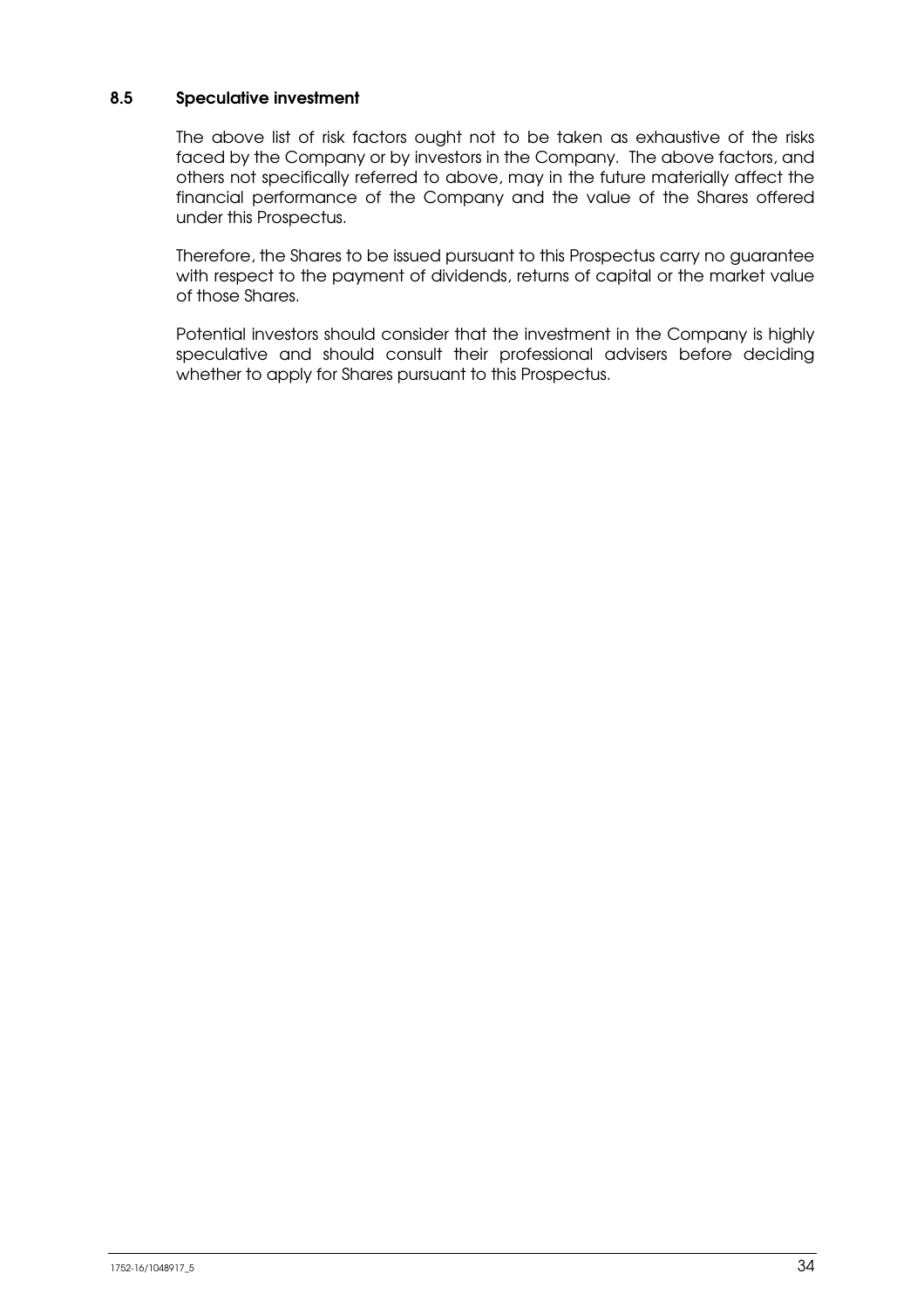### 8.5 Speculative investment

The above list of risk factors ought not to be taken as exhaustive of the risks faced by the Company or by investors in the Company. The above factors, and others not specifically referred to above, may in the future materially affect the financial performance of the Company and the value of the Shares offered under this Prospectus.

Therefore, the Shares to be issued pursuant to this Prospectus carry no guarantee with respect to the payment of dividends, returns of capital or the market value of those Shares.

Potential investors should consider that the investment in the Company is highly speculative and should consult their professional advisers before deciding whether to apply for Shares pursuant to this Prospectus.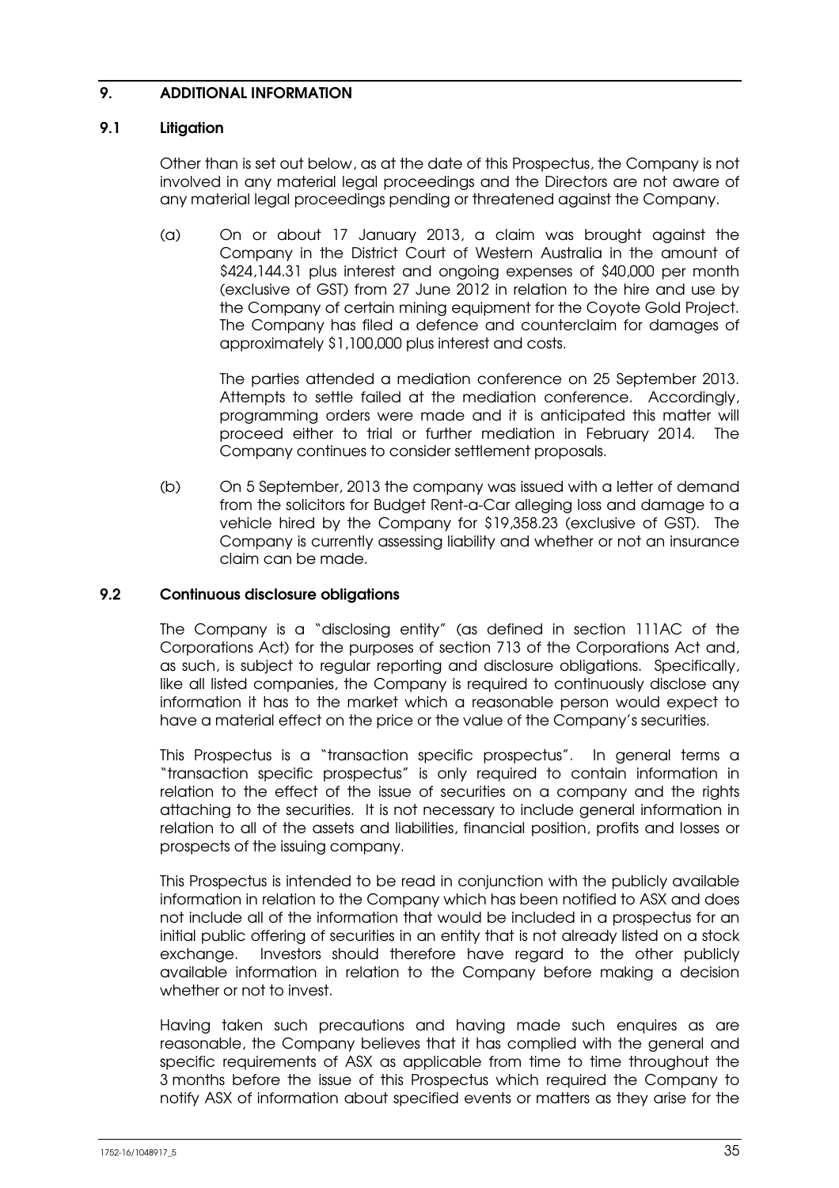## 9. ADDITIONAL INFORMATION

### 9.1 Litigation

Other than is set out below, as at the date of this Prospectus, the Company is not involved in any material legal proceedings and the Directors are not aware of any material legal proceedings pending or threatened against the Company.

(a) On or about 17 January 2013, a claim was brought against the Company in the District Court of Western Australia in the amount of $424,144.31 plus interest and ongoing expenses of $40,000 per month (exclusive of GST) from 27 June 2012 in relation to the hire and use by the Company of certain mining equipment for the Coyote Gold Project. The Company has filed a defence and counterclaim for damages of approximately $1,100,000 plus interest and costs.

The parties attended a mediation conference on 25 September 2013. Attempts to settle failed at the mediation conference. Accordingly, programming orders were made and it is anticipated this matter will proceed either to trial or further mediation in February 2014. The Company continues to consider settlement proposals.

(b) On 5 September, 2013 the company was issued with a letter of demand from the solicitors for Budget Rent-a-Car alleging loss and damage to a vehicle hired by the Company for $19,358.23 (exclusive of GST). The Company is currently assessing liability and whether or not an insurance claim can be made.

### 9.2 Continuous disclosure obligations

The Company is a "disclosing entity" (as defined in section 111AC of the Corporations Act) for the purposes of section 713 of the Corporations Act and, as such, is subject to regular reporting and disclosure obligations. Specifically, like all listed companies, the Company is required to continuously disclose any information it has to the market which a reasonable person would expect to have a material effect on the price or the value of the Company's securities.

This Prospectus is a "transaction specific prospectus". In general terms a "transaction specific prospectus" is only required to contain information in relation to the effect of the issue of securities on a company and the rights attaching to the securities. It is not necessary to include general information in relation to all of the assets and liabilities, financial position, profits and losses or prospects of the issuing company.

This Prospectus is intended to be read in conjunction with the publicly available information in relation to the Company which has been notified to ASX and does not include all of the information that would be included in a prospectus for an initial public offering of securities in an entity that is not already listed on a stock exchange. Investors should therefore have regard to the other publicly available information in relation to the Company before making a decision whether or not to invest.

Having taken such precautions and having made such enquires as are reasonable, the Company believes that it has complied with the general and specific requirements of ASX as applicable from time to time throughout the 3 months before the issue of this Prospectus which required the Company to notify ASX of information about specified events or matters as they arise for the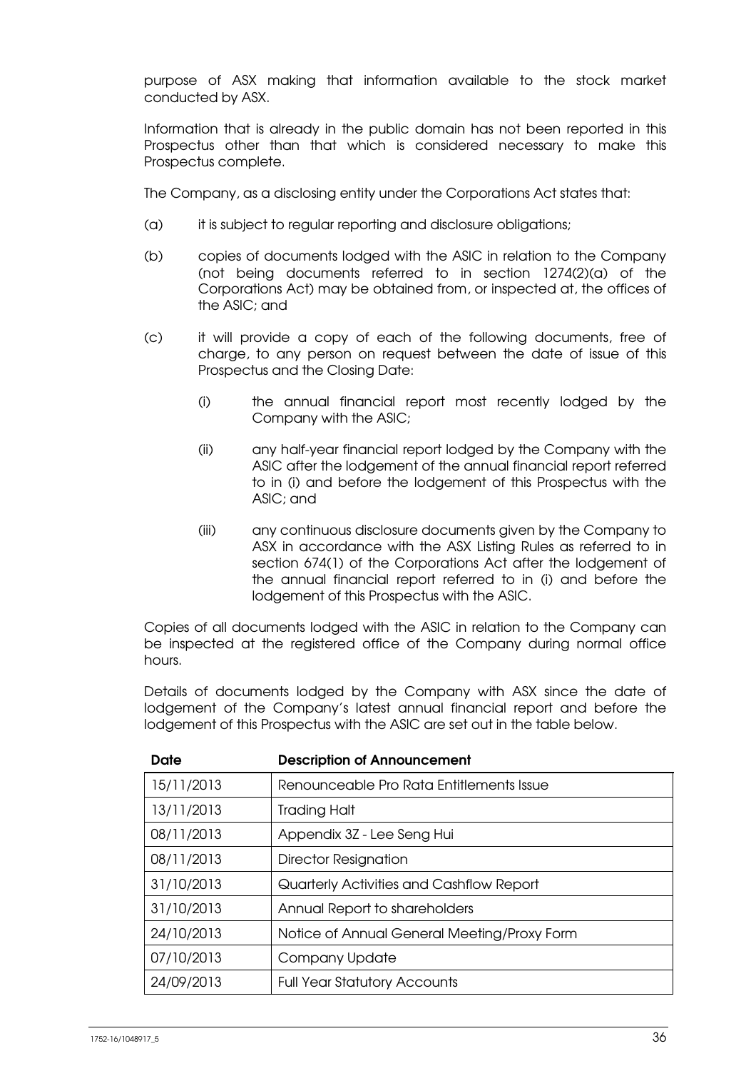purpose of ASX making that information available to the stock market conducted by ASX.

Information that is already in the public domain has not been reported in this Prospectus other than that which is considered necessary to make this Prospectus complete.

The Company, as a disclosing entity under the Corporations Act states that:

(a) it is subject to regular reporting and disclosure obligations;

(b) copies of documents lodged with the ASIC in relation to the Company (not being documents referred to in section 1274(2)(a) of the Corporations Act) may be obtained from, or inspected at, the offices of the ASIC; and

(c) it will provide a copy of each of the following documents, free of charge, to any person on request between the date of issue of this Prospectus and the Closing Date:

   (i) the annual financial report most recently lodged by the Company with the ASIC;

   (ii) any half-year financial report lodged by the Company with the ASIC after the lodgement of the annual financial report referred to in (i) and before the lodgement of this Prospectus with the ASIC; and

   (iii) any continuous disclosure documents given by the Company to ASX in accordance with the ASX Listing Rules as referred to in section 674(1) of the Corporations Act after the lodgement of the annual financial report referred to in (i) and before the lodgement of this Prospectus with the ASIC.

Copies of all documents lodged with the ASIC in relation to the Company can be inspected at the registered office of the Company during normal office hours.

Details of documents lodged by the Company with ASX since the date of lodgement of the Company's latest annual financial report and before the lodgement of this Prospectus with the ASIC are set out in the table below.

| Date | Description of Announcement |
|---|---|
| 15/11/2013 | Renounceable Pro Rata Entitlements Issue |
| 13/11/2013 | Trading Halt |
| 08/11/2013 | Appendix 3Z - Lee Seng Hui |
| 08/11/2013 | Director Resignation |
| 31/10/2013 | Quarterly Activities and Cashflow Report |
| 31/10/2013 | Annual Report to shareholders |
| 24/10/2013 | Notice of Annual General Meeting/Proxy Form |
| 07/10/2013 | Company Update |
| 24/09/2013 | Full Year Statutory Accounts |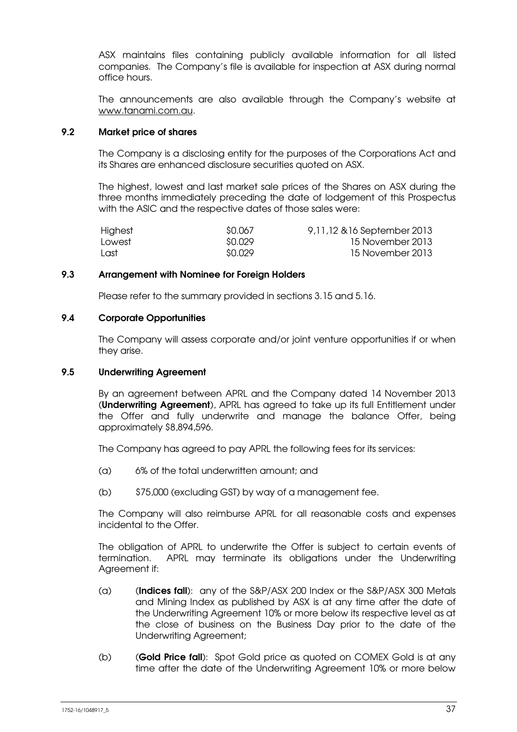ASX maintains files containing publicly available information for all listed companies. The Company's file is available for inspection at ASX during normal office hours.

The announcements are also available through the Company's website at www.tanami.com.au.

### 9.2 Market price of shares

The Company is a disclosing entity for the purposes of the Corporations Act and its Shares are enhanced disclosure securities quoted on ASX.

The highest, lowest and last market sale prices of the Shares on ASX during the three months immediately preceding the date of lodgement of this Prospectus with the ASIC and the respective dates of those sales were:

| | | |
|---|---|---|
| Highest | $0.067 | 9,11,12 &16 September 2013 |
| Lowest | $0.029 | 15 November 2013 |
| Last | $0.029 | 15 November 2013 |

### 9.3 Arrangement with Nominee for Foreign Holders

Please refer to the summary provided in sections 3.15 and 5.16.

### 9.4 Corporate Opportunities

The Company will assess corporate and/or joint venture opportunities if or when they arise.

### 9.5 Underwriting Agreement

By an agreement between APRL and the Company dated 14 November 2013 (**Underwriting Agreement**), APRL has agreed to take up its full Entitlement under the Offer and fully underwrite and manage the balance Offer, being approximately $8,894,596.

The Company has agreed to pay APRL the following fees for its services:

(a) 6% of the total underwritten amount; and

(b) $75,000 (excluding GST) by way of a management fee.

The Company will also reimburse APRL for all reasonable costs and expenses incidental to the Offer.

The obligation of APRL to underwrite the Offer is subject to certain events of termination. APRL may terminate its obligations under the Underwriting Agreement if:

(a) (**Indices fall**): any of the S&P/ASX 200 Index or the S&P/ASX 300 Metals and Mining Index as published by ASX is at any time after the date of the Underwriting Agreement 10% or more below its respective level as at the close of business on the Business Day prior to the date of the Underwriting Agreement;

(b) (**Gold Price fall**): Spot Gold price as quoted on COMEX Gold is at any time after the date of the Underwriting Agreement 10% or more below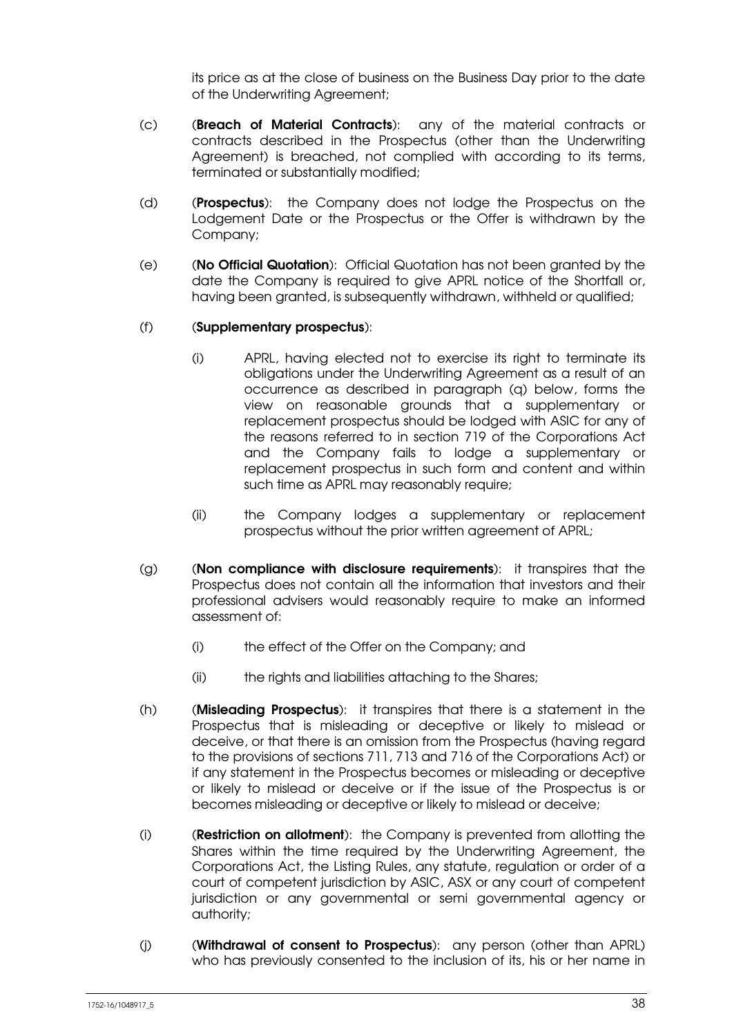its price as at the close of business on the Business Day prior to the date of the Underwriting Agreement;

(c) (**Breach of Material Contracts**): any of the material contracts or contracts described in the Prospectus (other than the Underwriting Agreement) is breached, not complied with according to its terms, terminated or substantially modified;

(d) (**Prospectus**): the Company does not lodge the Prospectus on the Lodgement Date or the Prospectus or the Offer is withdrawn by the Company;

(e) (**No Official Quotation**): Official Quotation has not been granted by the date the Company is required to give APRL notice of the Shortfall or, having been granted, is subsequently withdrawn, withheld or qualified;

(f) (**Supplementary prospectus**):

(i) APRL, having elected not to exercise its right to terminate its obligations under the Underwriting Agreement as a result of an occurrence as described in paragraph (q) below, forms the view on reasonable grounds that a supplementary or replacement prospectus should be lodged with ASIC for any of the reasons referred to in section 719 of the Corporations Act and the Company fails to lodge a supplementary or replacement prospectus in such form and content and within such time as APRL may reasonably require;

(ii) the Company lodges a supplementary or replacement prospectus without the prior written agreement of APRL;

(g) (**Non compliance with disclosure requirements**): it transpires that the Prospectus does not contain all the information that investors and their professional advisers would reasonably require to make an informed assessment of:

(i) the effect of the Offer on the Company; and

(ii) the rights and liabilities attaching to the Shares;

(h) (**Misleading Prospectus**): it transpires that there is a statement in the Prospectus that is misleading or deceptive or likely to mislead or deceive, or that there is an omission from the Prospectus (having regard to the provisions of sections 711, 713 and 716 of the Corporations Act) or if any statement in the Prospectus becomes or misleading or deceptive or likely to mislead or deceive or if the issue of the Prospectus is or becomes misleading or deceptive or likely to mislead or deceive;

(i) (**Restriction on allotment**): the Company is prevented from allotting the Shares within the time required by the Underwriting Agreement, the Corporations Act, the Listing Rules, any statute, regulation or order of a court of competent jurisdiction by ASIC, ASX or any court of competent jurisdiction or any governmental or semi governmental agency or authority;

(j) (**Withdrawal of consent to Prospectus**): any person (other than APRL) who has previously consented to the inclusion of its, his or her name in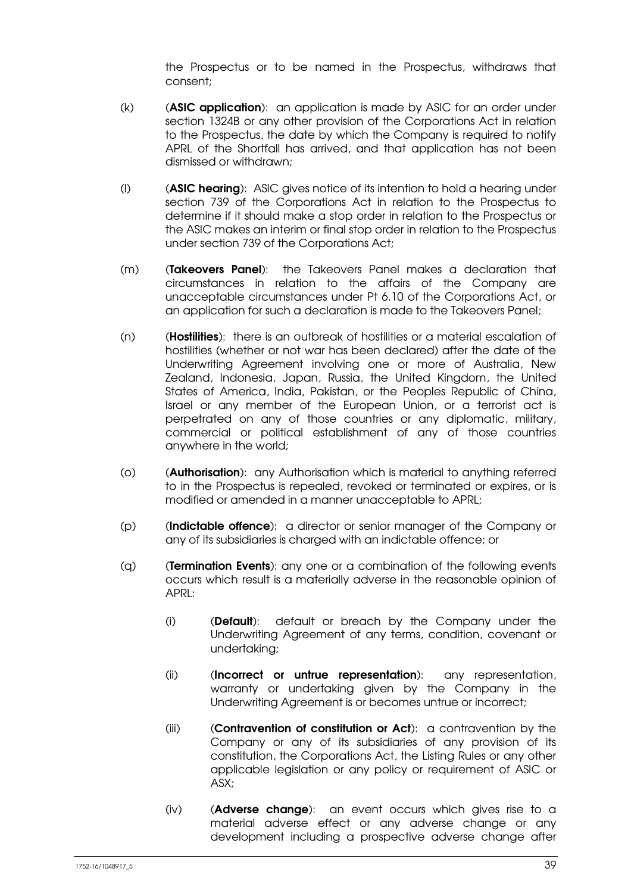the Prospectus or to be named in the Prospectus, withdraws that consent;

(k) (**ASIC application**): an application is made by ASIC for an order under section 1324B or any other provision of the Corporations Act in relation to the Prospectus, the date by which the Company is required to notify APRL of the Shortfall has arrived, and that application has not been dismissed or withdrawn;

(l) (**ASIC hearing**): ASIC gives notice of its intention to hold a hearing under section 739 of the Corporations Act in relation to the Prospectus to determine if it should make a stop order in relation to the Prospectus or the ASIC makes an interim or final stop order in relation to the Prospectus under section 739 of the Corporations Act;

(m) (**Takeovers Panel**): the Takeovers Panel makes a declaration that circumstances in relation to the affairs of the Company are unacceptable circumstances under Pt 6.10 of the Corporations Act, or an application for such a declaration is made to the Takeovers Panel;

(n) (**Hostilities**): there is an outbreak of hostilities or a material escalation of hostilities (whether or not war has been declared) after the date of the Underwriting Agreement involving one or more of Australia, New Zealand, Indonesia, Japan, Russia, the United Kingdom, the United States of America, India, Pakistan, or the Peoples Republic of China, Israel or any member of the European Union, or a terrorist act is perpetrated on any of those countries or any diplomatic, military, commercial or political establishment of any of those countries anywhere in the world;

(o) (**Authorisation**): any Authorisation which is material to anything referred to in the Prospectus is repealed, revoked or terminated or expires, or is modified or amended in a manner unacceptable to APRL;

(p) (**Indictable offence**): a director or senior manager of the Company or any of its subsidiaries is charged with an indictable offence; or

(q) (**Termination Events**): any one or a combination of the following events occurs which result is a materially adverse in the reasonable opinion of APRL:

(i) (**Default**): default or breach by the Company under the Underwriting Agreement of any terms, condition, covenant or undertaking;

(ii) (**Incorrect or untrue representation**): any representation, warranty or undertaking given by the Company in the Underwriting Agreement is or becomes untrue or incorrect;

(iii) (**Contravention of constitution or Act**): a contravention by the Company or any of its subsidiaries of any provision of its constitution, the Corporations Act, the Listing Rules or any other applicable legislation or any policy or requirement of ASIC or ASX;

(iv) (**Adverse change**): an event occurs which gives rise to a material adverse effect or any adverse change or any development including a prospective adverse change after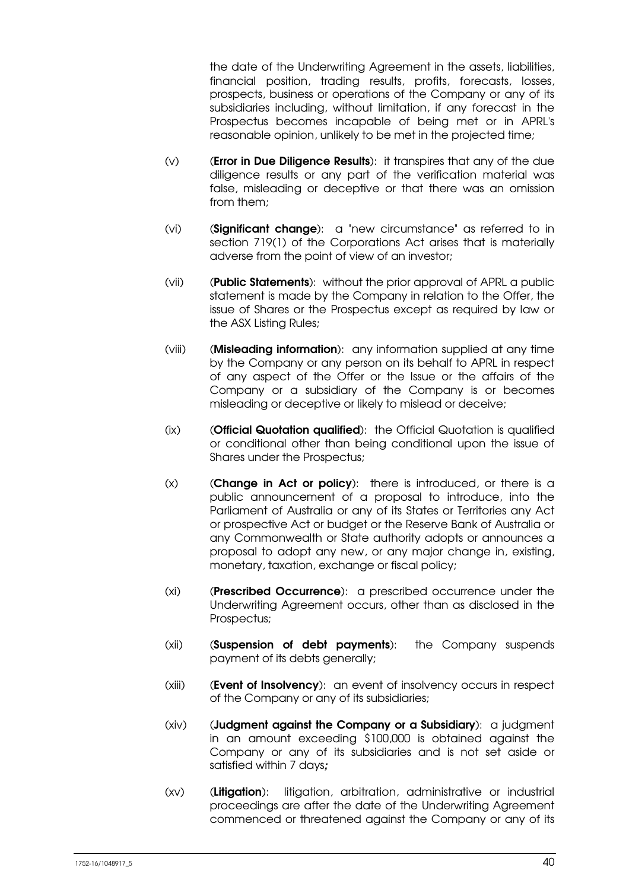the date of the Underwriting Agreement in the assets, liabilities, financial position, trading results, profits, forecasts, losses, prospects, business or operations of the Company or any of its subsidiaries including, without limitation, if any forecast in the Prospectus becomes incapable of being met or in APRL's reasonable opinion, unlikely to be met in the projected time;

(v) (**Error in Due Diligence Results**): it transpires that any of the due diligence results or any part of the verification material was false, misleading or deceptive or that there was an omission from them;

(vi) (**Significant change**): a "new circumstance" as referred to in section 719(1) of the Corporations Act arises that is materially adverse from the point of view of an investor;

(vii) (**Public Statements**): without the prior approval of APRL a public statement is made by the Company in relation to the Offer, the issue of Shares or the Prospectus except as required by law or the ASX Listing Rules;

(viii) (**Misleading information**): any information supplied at any time by the Company or any person on its behalf to APRL in respect of any aspect of the Offer or the Issue or the affairs of the Company or a subsidiary of the Company is or becomes misleading or deceptive or likely to mislead or deceive;

(ix) (**Official Quotation qualified**): the Official Quotation is qualified or conditional other than being conditional upon the issue of Shares under the Prospectus;

(x) (**Change in Act or policy**): there is introduced, or there is a public announcement of a proposal to introduce, into the Parliament of Australia or any of its States or Territories any Act or prospective Act or budget or the Reserve Bank of Australia or any Commonwealth or State authority adopts or announces a proposal to adopt any new, or any major change in, existing, monetary, taxation, exchange or fiscal policy;

(xi) (**Prescribed Occurrence**): a prescribed occurrence under the Underwriting Agreement occurs, other than as disclosed in the Prospectus;

(xii) (**Suspension of debt payments**): the Company suspends payment of its debts generally;

(xiii) (**Event of Insolvency**): an event of insolvency occurs in respect of the Company or any of its subsidiaries;

(xiv) (**Judgment against the Company or a Subsidiary**): a judgment in an amount exceeding $100,000 is obtained against the Company or any of its subsidiaries and is not set aside or satisfied within 7 days**;**

(xv) (**Litigation**): litigation, arbitration, administrative or industrial proceedings are after the date of the Underwriting Agreement commenced or threatened against the Company or any of its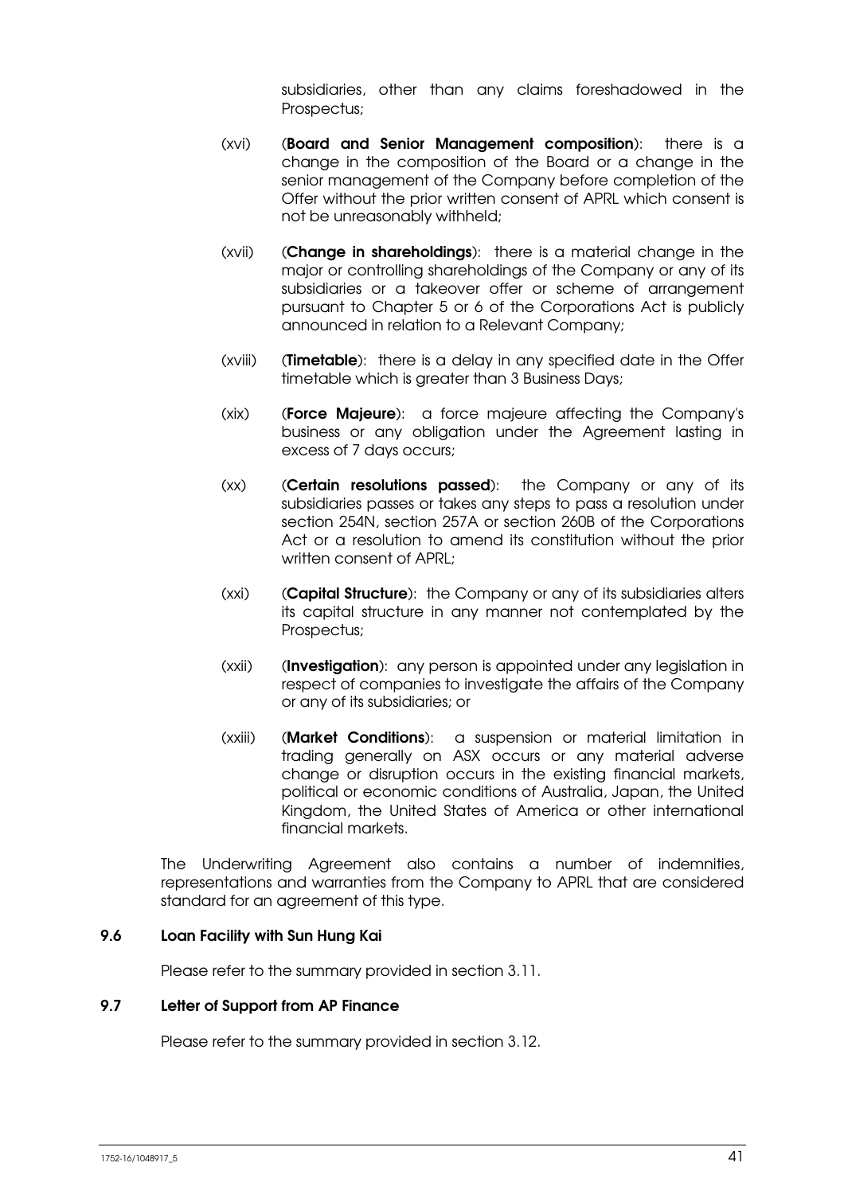subsidiaries, other than any claims foreshadowed in the Prospectus;

(xvi) (**Board and Senior Management composition**): there is a change in the composition of the Board or a change in the senior management of the Company before completion of the Offer without the prior written consent of APRL which consent is not be unreasonably withheld;

(xvii) (**Change in shareholdings**): there is a material change in the major or controlling shareholdings of the Company or any of its subsidiaries or a takeover offer or scheme of arrangement pursuant to Chapter 5 or 6 of the Corporations Act is publicly announced in relation to a Relevant Company;

(xviii) (**Timetable**): there is a delay in any specified date in the Offer timetable which is greater than 3 Business Days;

(xix) (**Force Majeure**): a force majeure affecting the Company's business or any obligation under the Agreement lasting in excess of 7 days occurs;

(xx) (**Certain resolutions passed**): the Company or any of its subsidiaries passes or takes any steps to pass a resolution under section 254N, section 257A or section 260B of the Corporations Act or a resolution to amend its constitution without the prior written consent of APRL;

(xxi) (**Capital Structure**): the Company or any of its subsidiaries alters its capital structure in any manner not contemplated by the Prospectus;

(xxii) (**Investigation**): any person is appointed under any legislation in respect of companies to investigate the affairs of the Company or any of its subsidiaries; or

(xxiii) (**Market Conditions**): a suspension or material limitation in trading generally on ASX occurs or any material adverse change or disruption occurs in the existing financial markets, political or economic conditions of Australia, Japan, the United Kingdom, the United States of America or other international financial markets.

The Underwriting Agreement also contains a number of indemnities, representations and warranties from the Company to APRL that are considered standard for an agreement of this type.

### 9.6 Loan Facility with Sun Hung Kai

Please refer to the summary provided in section 3.11.

### 9.7 Letter of Support from AP Finance

Please refer to the summary provided in section 3.12.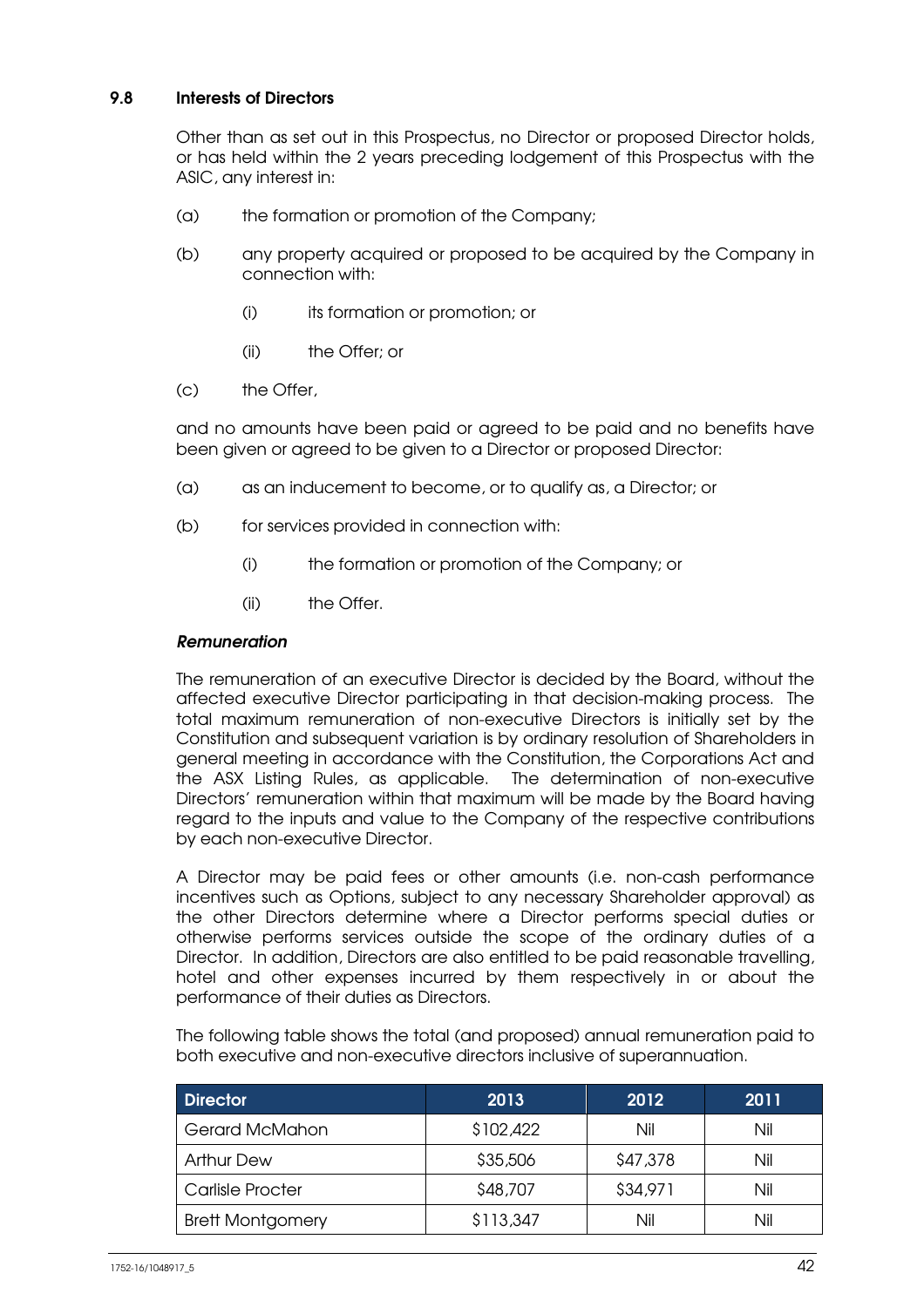## 9.8 Interests of Directors

Other than as set out in this Prospectus, no Director or proposed Director holds, or has held within the 2 years preceding lodgement of this Prospectus with the ASIC, any interest in:

(a) the formation or promotion of the Company;

(b) any property acquired or proposed to be acquired by the Company in connection with:

   (i) its formation or promotion; or

   (ii) the Offer; or

(c) the Offer,

and no amounts have been paid or agreed to be paid and no benefits have been given or agreed to be given to a Director or proposed Director:

(a) as an inducement to become, or to qualify as, a Director; or

(b) for services provided in connection with:

   (i) the formation or promotion of the Company; or

   (ii) the Offer.

***Remuneration***

The remuneration of an executive Director is decided by the Board, without the affected executive Director participating in that decision-making process. The total maximum remuneration of non-executive Directors is initially set by the Constitution and subsequent variation is by ordinary resolution of Shareholders in general meeting in accordance with the Constitution, the Corporations Act and the ASX Listing Rules, as applicable. The determination of non-executive Directors' remuneration within that maximum will be made by the Board having regard to the inputs and value to the Company of the respective contributions by each non-executive Director.

A Director may be paid fees or other amounts (i.e. non-cash performance incentives such as Options, subject to any necessary Shareholder approval) as the other Directors determine where a Director performs special duties or otherwise performs services outside the scope of the ordinary duties of a Director. In addition, Directors are also entitled to be paid reasonable travelling, hotel and other expenses incurred by them respectively in or about the performance of their duties as Directors.

The following table shows the total (and proposed) annual remuneration paid to both executive and non-executive directors inclusive of superannuation.

| Director | 2013 | 2012 | 2011 |
|---|---|---|---|
| Gerard McMahon | $102,422 | Nil | Nil |
| Arthur Dew | $35,506 | $47,378 | Nil |
| Carlisle Procter | $48,707 | $34,971 | Nil |
| Brett Montgomery | $113,347 | Nil | Nil |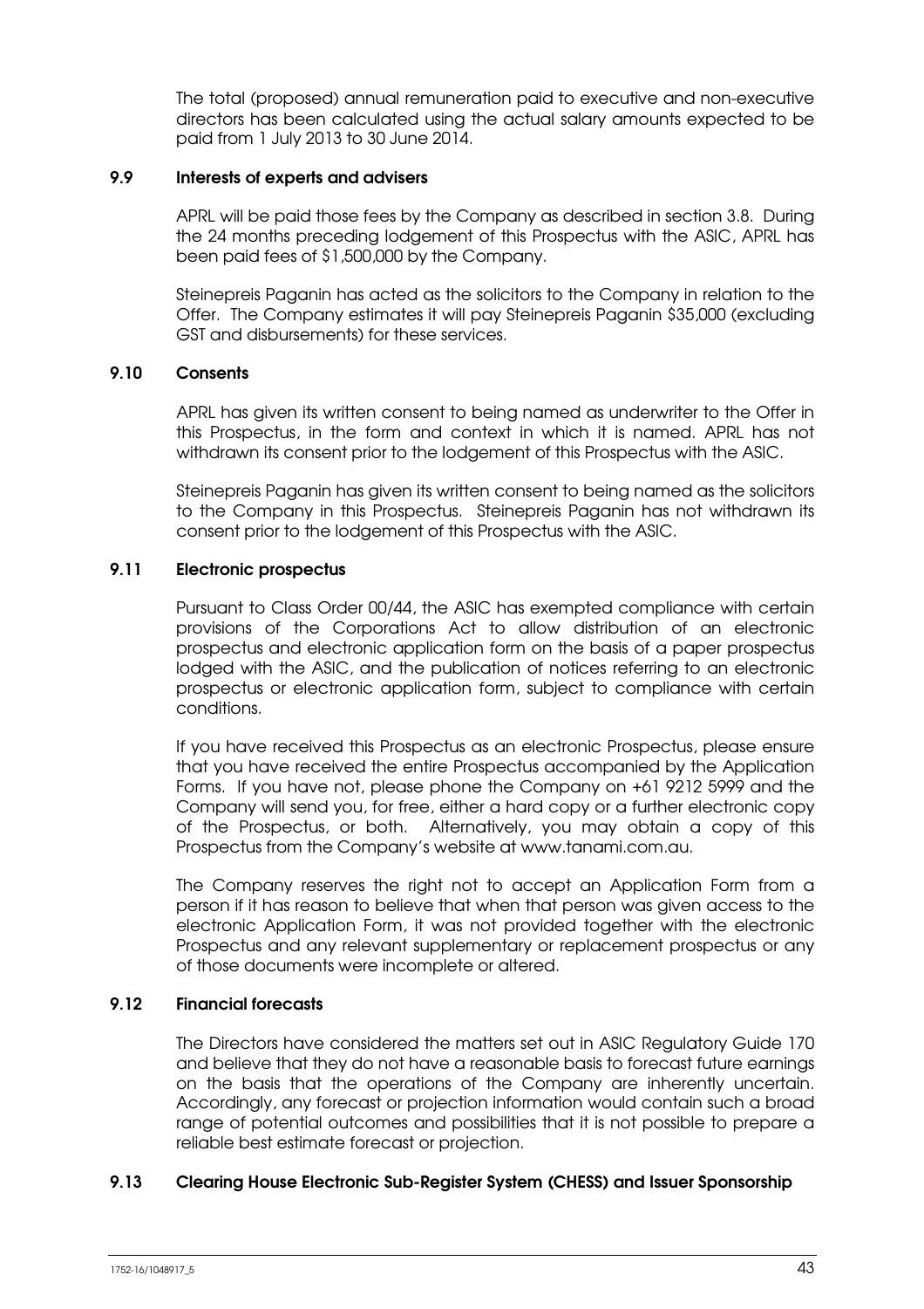The total (proposed) annual remuneration paid to executive and non-executive directors has been calculated using the actual salary amounts expected to be paid from 1 July 2013 to 30 June 2014.

### 9.9 Interests of experts and advisers

APRL will be paid those fees by the Company as described in section 3.8. During the 24 months preceding lodgement of this Prospectus with the ASIC, APRL has been paid fees of $1,500,000 by the Company.

Steinepreis Paganin has acted as the solicitors to the Company in relation to the Offer. The Company estimates it will pay Steinepreis Paganin $35,000 (excluding GST and disbursements) for these services.

### 9.10 Consents

APRL has given its written consent to being named as underwriter to the Offer in this Prospectus, in the form and context in which it is named. APRL has not withdrawn its consent prior to the lodgement of this Prospectus with the ASIC.

Steinepreis Paganin has given its written consent to being named as the solicitors to the Company in this Prospectus. Steinepreis Paganin has not withdrawn its consent prior to the lodgement of this Prospectus with the ASIC.

### 9.11 Electronic prospectus

Pursuant to Class Order 00/44, the ASIC has exempted compliance with certain provisions of the Corporations Act to allow distribution of an electronic prospectus and electronic application form on the basis of a paper prospectus lodged with the ASIC, and the publication of notices referring to an electronic prospectus or electronic application form, subject to compliance with certain conditions.

If you have received this Prospectus as an electronic Prospectus, please ensure that you have received the entire Prospectus accompanied by the Application Forms. If you have not, please phone the Company on +61 9212 5999 and the Company will send you, for free, either a hard copy or a further electronic copy of the Prospectus, or both. Alternatively, you may obtain a copy of this Prospectus from the Company's website at www.tanami.com.au.

The Company reserves the right not to accept an Application Form from a person if it has reason to believe that when that person was given access to the electronic Application Form, it was not provided together with the electronic Prospectus and any relevant supplementary or replacement prospectus or any of those documents were incomplete or altered.

### 9.12 Financial forecasts

The Directors have considered the matters set out in ASIC Regulatory Guide 170 and believe that they do not have a reasonable basis to forecast future earnings on the basis that the operations of the Company are inherently uncertain. Accordingly, any forecast or projection information would contain such a broad range of potential outcomes and possibilities that it is not possible to prepare a reliable best estimate forecast or projection.

### 9.13 Clearing House Electronic Sub-Register System (CHESS) and Issuer Sponsorship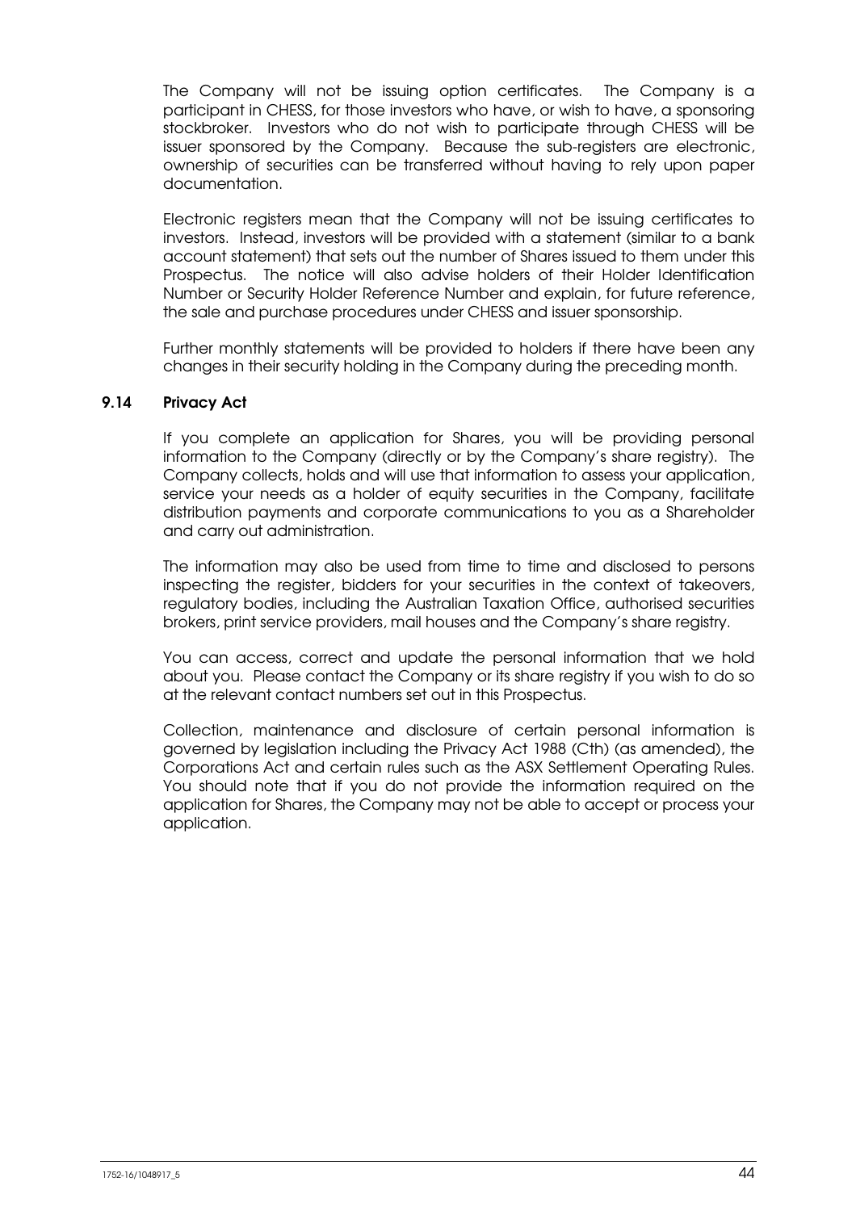The Company will not be issuing option certificates. The Company is a participant in CHESS, for those investors who have, or wish to have, a sponsoring stockbroker. Investors who do not wish to participate through CHESS will be issuer sponsored by the Company. Because the sub-registers are electronic, ownership of securities can be transferred without having to rely upon paper documentation.

Electronic registers mean that the Company will not be issuing certificates to investors. Instead, investors will be provided with a statement (similar to a bank account statement) that sets out the number of Shares issued to them under this Prospectus. The notice will also advise holders of their Holder Identification Number or Security Holder Reference Number and explain, for future reference, the sale and purchase procedures under CHESS and issuer sponsorship.

Further monthly statements will be provided to holders if there have been any changes in their security holding in the Company during the preceding month.

### 9.14 Privacy Act

If you complete an application for Shares, you will be providing personal information to the Company (directly or by the Company's share registry). The Company collects, holds and will use that information to assess your application, service your needs as a holder of equity securities in the Company, facilitate distribution payments and corporate communications to you as a Shareholder and carry out administration.

The information may also be used from time to time and disclosed to persons inspecting the register, bidders for your securities in the context of takeovers, regulatory bodies, including the Australian Taxation Office, authorised securities brokers, print service providers, mail houses and the Company's share registry.

You can access, correct and update the personal information that we hold about you. Please contact the Company or its share registry if you wish to do so at the relevant contact numbers set out in this Prospectus.

Collection, maintenance and disclosure of certain personal information is governed by legislation including the Privacy Act 1988 (Cth) (as amended), the Corporations Act and certain rules such as the ASX Settlement Operating Rules. You should note that if you do not provide the information required on the application for Shares, the Company may not be able to accept or process your application.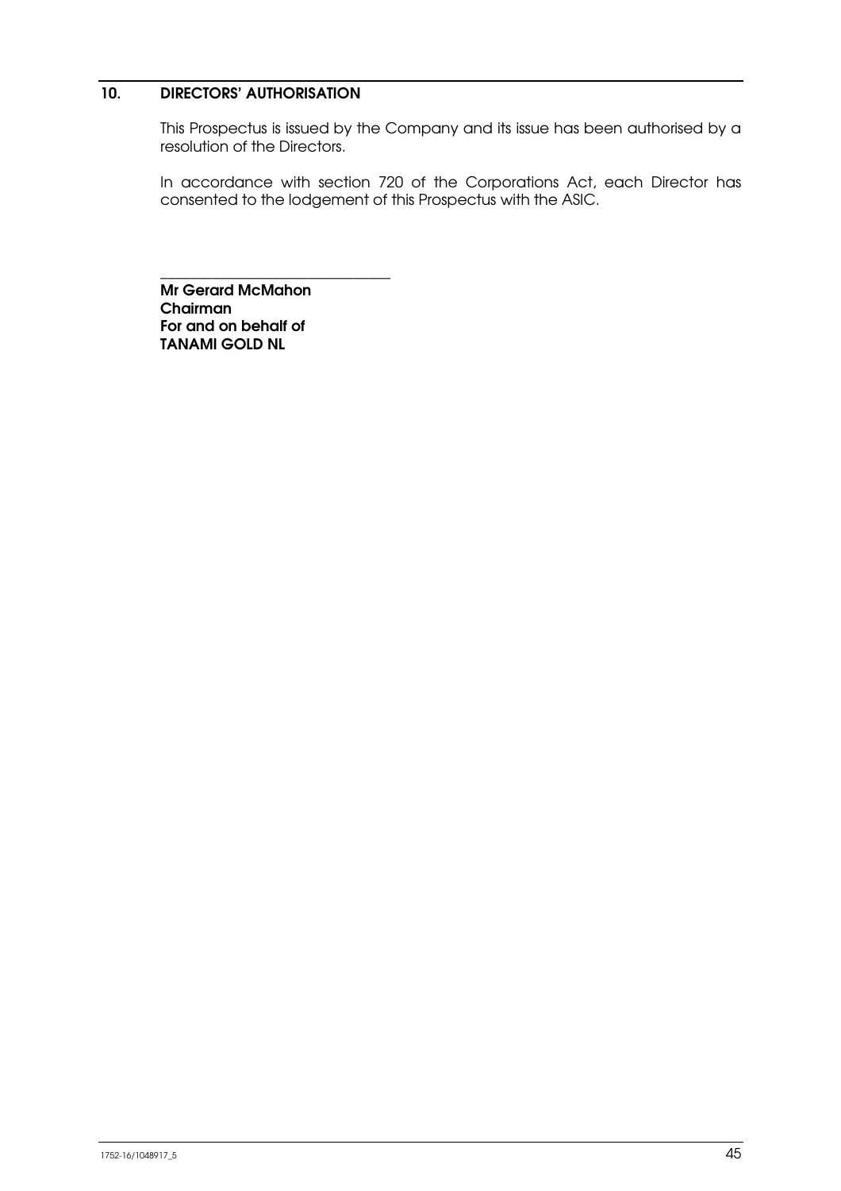## 10. DIRECTORS' AUTHORISATION

This Prospectus is issued by the Company and its issue has been authorised by a resolution of the Directors.

In accordance with section 720 of the Corporations Act, each Director has consented to the lodgement of this Prospectus with the ASIC.

_______________________________

**Mr Gerard McMahon**
**Chairman**
**For and on behalf of**
**TANAMI GOLD NL**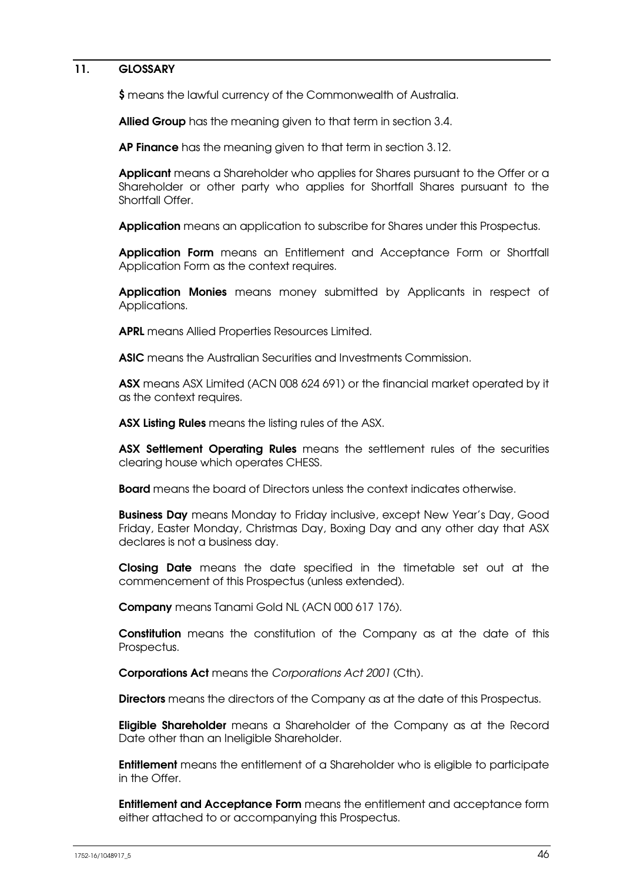## 11. GLOSSARY

**$** means the lawful currency of the Commonwealth of Australia.

**Allied Group** has the meaning given to that term in section 3.4.

**AP Finance** has the meaning given to that term in section 3.12.

**Applicant** means a Shareholder who applies for Shares pursuant to the Offer or a Shareholder or other party who applies for Shortfall Shares pursuant to the Shortfall Offer.

**Application** means an application to subscribe for Shares under this Prospectus.

**Application Form** means an Entitlement and Acceptance Form or Shortfall Application Form as the context requires.

**Application Monies** means money submitted by Applicants in respect of Applications.

**APRL** means Allied Properties Resources Limited.

**ASIC** means the Australian Securities and Investments Commission.

**ASX** means ASX Limited (ACN 008 624 691) or the financial market operated by it as the context requires.

**ASX Listing Rules** means the listing rules of the ASX.

**ASX Settlement Operating Rules** means the settlement rules of the securities clearing house which operates CHESS.

**Board** means the board of Directors unless the context indicates otherwise.

**Business Day** means Monday to Friday inclusive, except New Year's Day, Good Friday, Easter Monday, Christmas Day, Boxing Day and any other day that ASX declares is not a business day.

**Closing Date** means the date specified in the timetable set out at the commencement of this Prospectus (unless extended).

**Company** means Tanami Gold NL (ACN 000 617 176).

**Constitution** means the constitution of the Company as at the date of this Prospectus.

**Corporations Act** means the *Corporations Act 2001* (Cth).

**Directors** means the directors of the Company as at the date of this Prospectus.

**Eligible Shareholder** means a Shareholder of the Company as at the Record Date other than an Ineligible Shareholder.

**Entitlement** means the entitlement of a Shareholder who is eligible to participate in the Offer.

**Entitlement and Acceptance Form** means the entitlement and acceptance form either attached to or accompanying this Prospectus.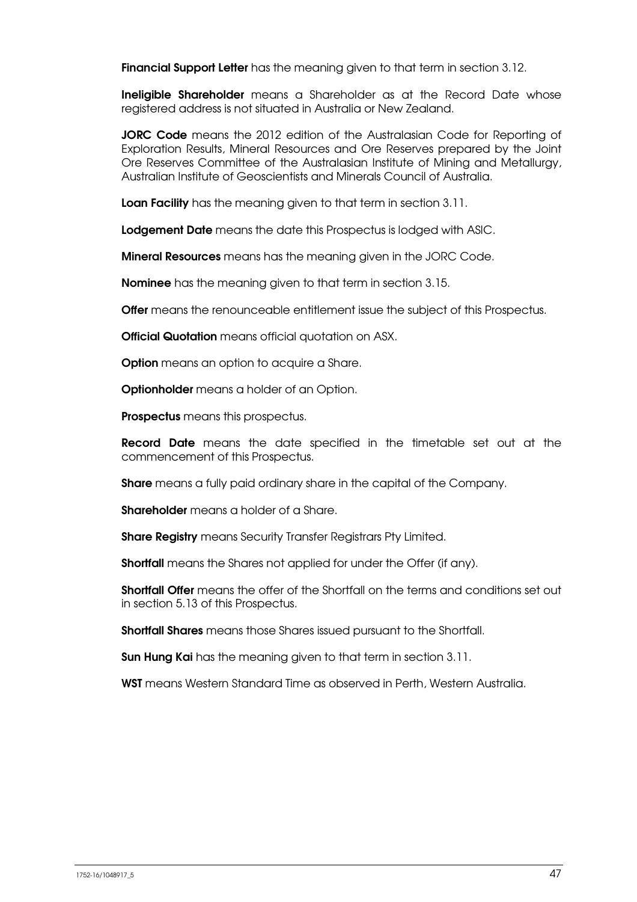**Financial Support Letter** has the meaning given to that term in section 3.12.

**Ineligible Shareholder** means a Shareholder as at the Record Date whose registered address is not situated in Australia or New Zealand.

**JORC Code** means the 2012 edition of the Australasian Code for Reporting of Exploration Results, Mineral Resources and Ore Reserves prepared by the Joint Ore Reserves Committee of the Australasian Institute of Mining and Metallurgy, Australian Institute of Geoscientists and Minerals Council of Australia.

**Loan Facility** has the meaning given to that term in section 3.11.

**Lodgement Date** means the date this Prospectus is lodged with ASIC.

**Mineral Resources** means has the meaning given in the JORC Code.

**Nominee** has the meaning given to that term in section 3.15.

**Offer** means the renounceable entitlement issue the subject of this Prospectus.

**Official Quotation** means official quotation on ASX.

**Option** means an option to acquire a Share.

**Optionholder** means a holder of an Option.

**Prospectus** means this prospectus.

**Record Date** means the date specified in the timetable set out at the commencement of this Prospectus.

**Share** means a fully paid ordinary share in the capital of the Company.

**Shareholder** means a holder of a Share.

**Share Registry** means Security Transfer Registrars Pty Limited.

**Shortfall** means the Shares not applied for under the Offer (if any).

**Shortfall Offer** means the offer of the Shortfall on the terms and conditions set out in section 5.13 of this Prospectus.

**Shortfall Shares** means those Shares issued pursuant to the Shortfall.

**Sun Hung Kai** has the meaning given to that term in section 3.11.

**WST** means Western Standard Time as observed in Perth, Western Australia.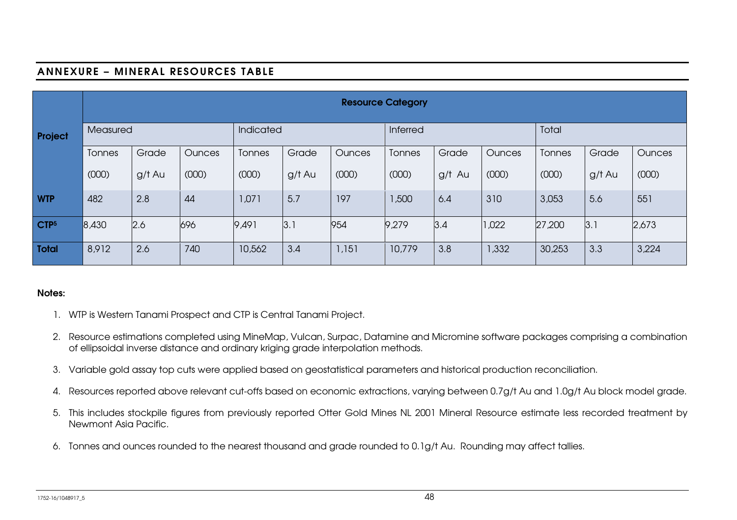## ANNEXURE – MINERAL RESOURCES TABLE

| Project | Resource Category | | | | | | | | | | | |
|---|---|---|---|---|---|---|---|---|---|---|---|---|
| | Measured | | | Indicated | | | Inferred | | | Total | | |
| | Tonnes (000) | Grade g/t Au | Ounces (000) | Tonnes (000) | Grade g/t Au | Ounces (000) | Tonnes (000) | Grade g/t Au | Ounces (000) | Tonnes (000) | Grade g/t Au | Ounces (000) |
| **WTP** | 482 | 2.8 | 44 | 1,071 | 5.7 | 197 | 1,500 | 6.4 | 310 | 3,053 | 5.6 | 551 |
| **CTP**[5] | 8,430 | 2.6 | 696 | 9,491 | 3.1 | 954 | 9,279 | 3.4 | 1,022 | 27,200 | 3.1 | 2,673 |
| **Total** | 8,912 | 2.6 | 740 | 10,562 | 3.4 | 1,151 | 10,779 | 3.8 | 1,332 | 30,253 | 3.3 | 3,224 |

**Notes:**

1. WTP is Western Tanami Prospect and CTP is Central Tanami Project.
2. Resource estimations completed using MineMap, Vulcan, Surpac, Datamine and Micromine software packages comprising a combination of ellipsoidal inverse distance and ordinary kriging grade interpolation methods.
3. Variable gold assay top cuts were applied based on geostatistical parameters and historical production reconciliation.
4. Resources reported above relevant cut-offs based on economic extractions, varying between 0.7g/t Au and 1.0g/t Au block model grade.
5. This includes stockpile figures from previously reported Otter Gold Mines NL 2001 Mineral Resource estimate less recorded treatment by Newmont Asia Pacific.
6. Tonnes and ounces rounded to the nearest thousand and grade rounded to 0.1g/t Au. Rounding may affect tallies.

1752-16/1048917_5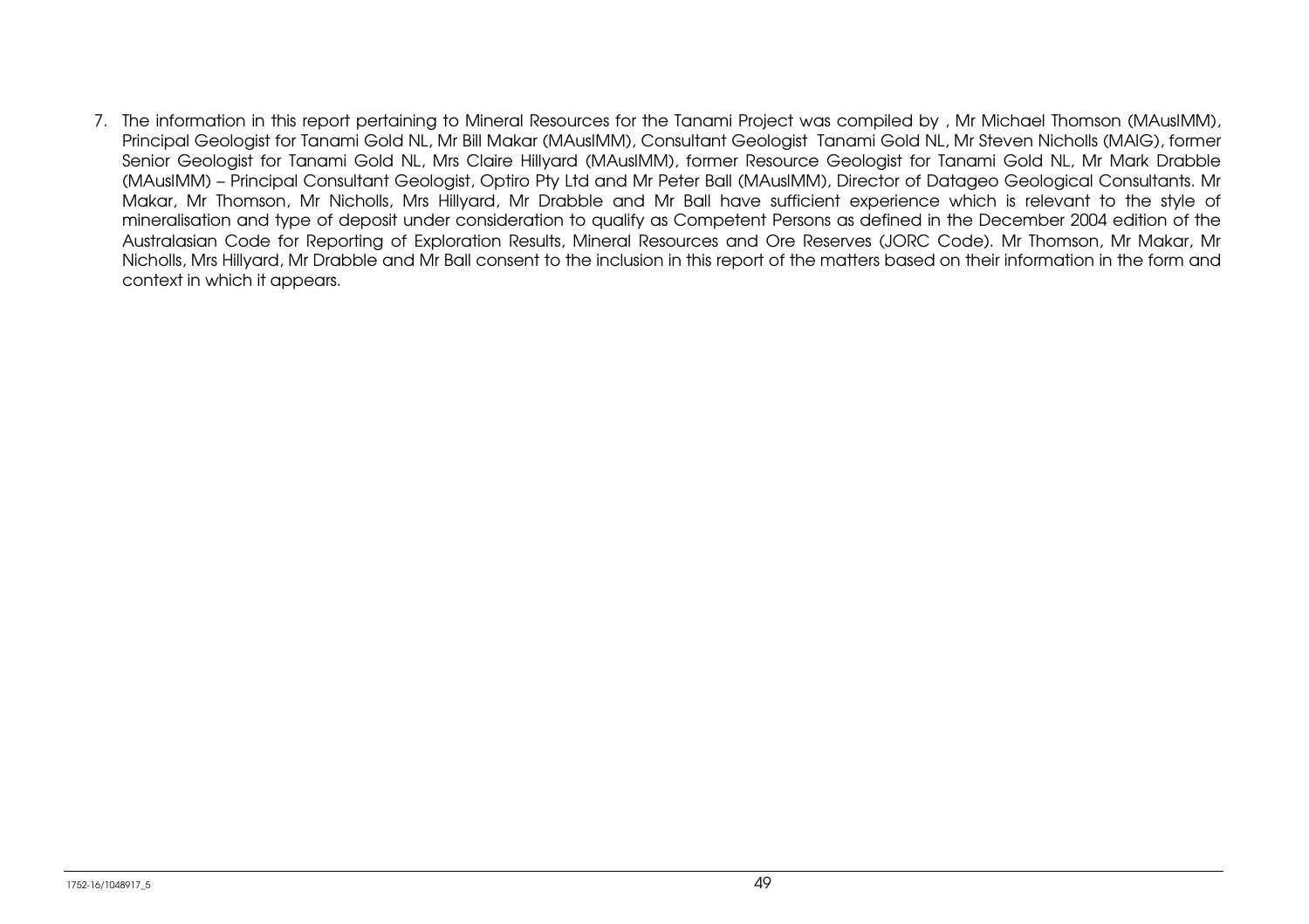7. The information in this report pertaining to Mineral Resources for the Tanami Project was compiled by , Mr Michael Thomson (MAusIMM), Principal Geologist for Tanami Gold NL, Mr Bill Makar (MAusIMM), Consultant Geologist Tanami Gold NL, Mr Steven Nicholls (MAIG), former Senior Geologist for Tanami Gold NL, Mrs Claire Hillyard (MAusIMM), former Resource Geologist for Tanami Gold NL, Mr Mark Drabble (MAusIMM) – Principal Consultant Geologist, Optiro Pty Ltd and Mr Peter Ball (MAusIMM), Director of Datageo Geological Consultants. Mr Makar, Mr Thomson, Mr Nicholls, Mrs Hillyard, Mr Drabble and Mr Ball have sufficient experience which is relevant to the style of mineralisation and type of deposit under consideration to qualify as Competent Persons as defined in the December 2004 edition of the Australasian Code for Reporting of Exploration Results, Mineral Resources and Ore Reserves (JORC Code). Mr Thomson, Mr Makar, Mr Nicholls, Mrs Hillyard, Mr Drabble and Mr Ball consent to the inclusion in this report of the matters based on their information in the form and context in which it appears.